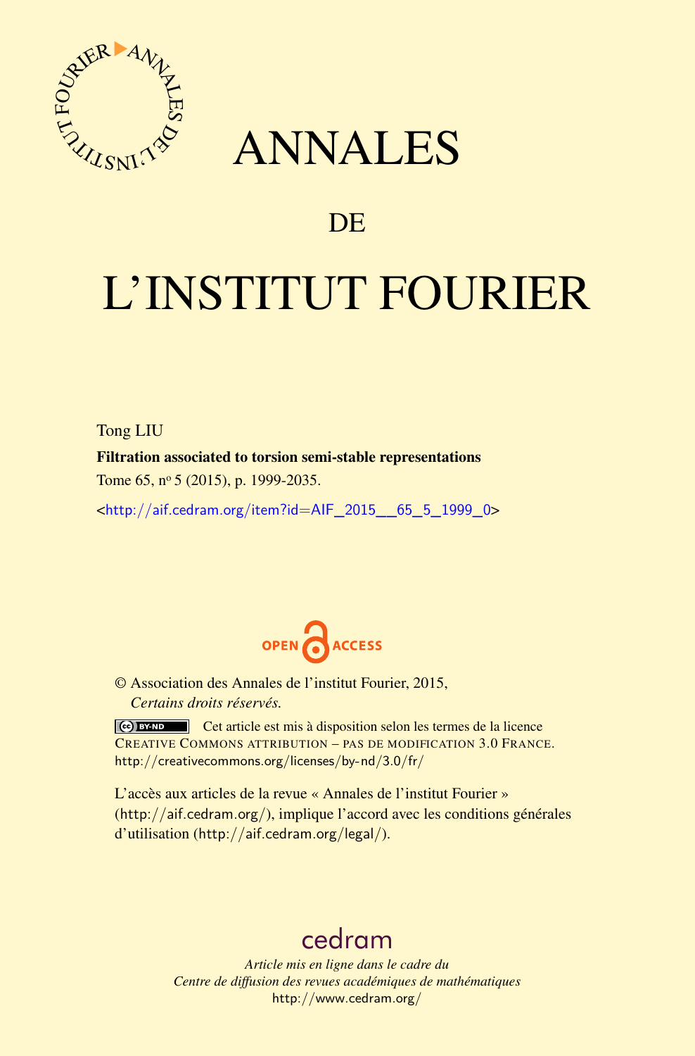# ANNALES

## DE

# L'INSTITUT FOURIER

Tong LIU

**Filtration associated to torsion semi-stable representations**

Tome 65, n° 5 (2015), p. 1999-2035.

<http://aif.cedram.org/item?id=AIF_2015__65_5_1999_0>

OPEN ACCESS

© Association des Annales de l'institut Fourier, 2015,
*Certains droits réservés.*

Cet article est mis à disposition selon les termes de la licence CREATIVE COMMONS ATTRIBUTION – PAS DE MODIFICATION 3.0 FRANCE.
http://creativecommons.org/licenses/by-nd/3.0/fr/

L'accès aux articles de la revue « Annales de l'institut Fourier » (http://aif.cedram.org/), implique l'accord avec les conditions générales d'utilisation (http://aif.cedram.org/legal/).

cedram

*Article mis en ligne dans le cadre du*
*Centre de diffusion des revues académiques de mathématiques*
http://www.cedram.org/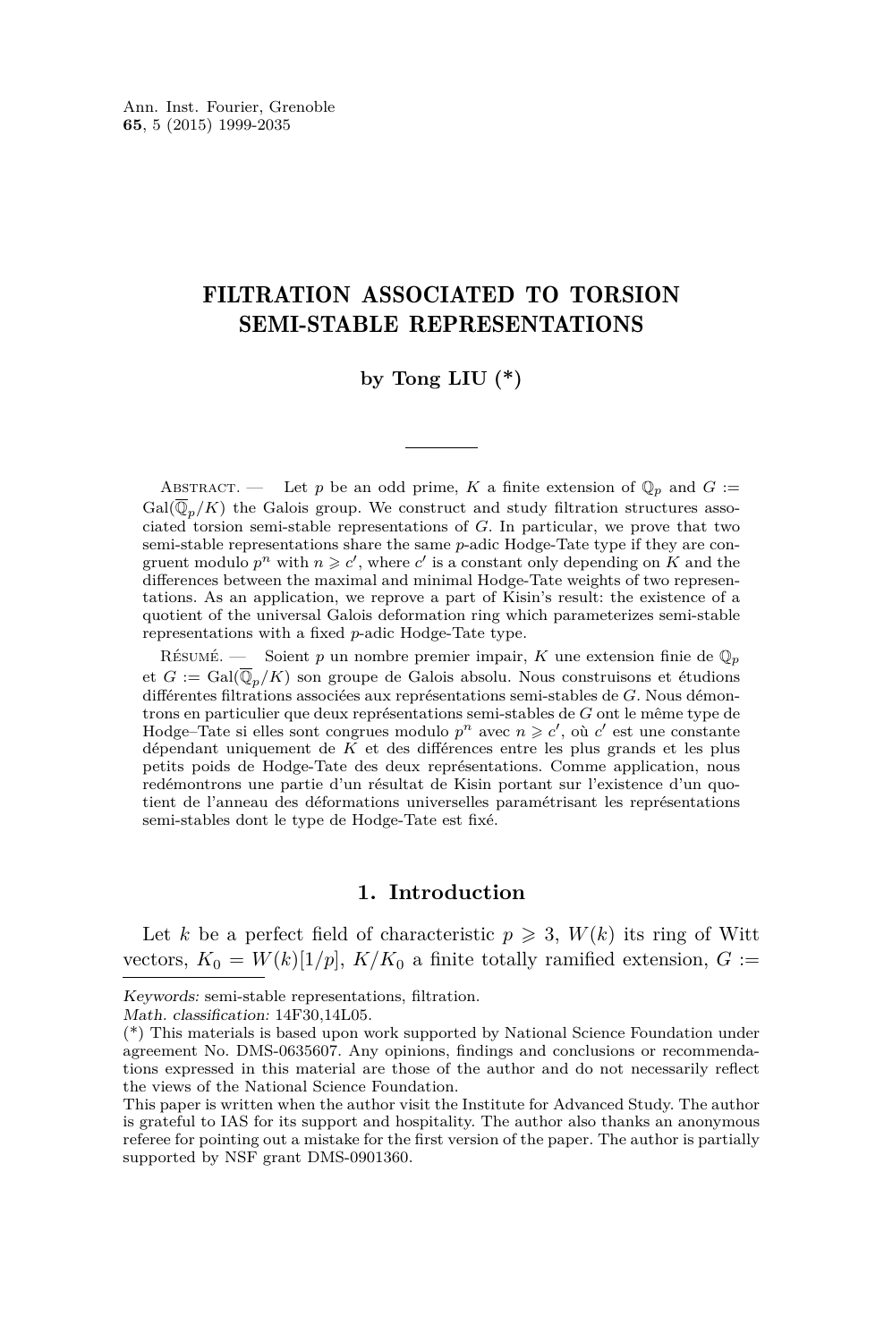# FILTRATION ASSOCIATED TO TORSION SEMI-STABLE REPRESENTATIONS

**by Tong LIU (*)**

Abstract. — Let $p$ be an odd prime, $K$ a finite extension of $\mathbb{Q}_p$ and $G := \mathrm{Gal}(\overline{\mathbb{Q}}_p/K)$ the Galois group. We construct and study filtration structures associated torsion semi-stable representations of $G$. In particular, we prove that two semi-stable representations share the same $p$-adic Hodge-Tate type if they are congruent modulo $p^n$ with $n \geqslant c'$, where $c'$ is a constant only depending on $K$ and the differences between the maximal and minimal Hodge-Tate weights of two representations. As an application, we reprove a part of Kisin's result: the existence of a quotient of the universal Galois deformation ring which parameterizes semi-stable representations with a fixed $p$-adic Hodge-Tate type.

Résumé. — Soient $p$ un nombre premier impair, $K$ une extension finie de $\mathbb{Q}_p$ et $G := \mathrm{Gal}(\overline{\mathbb{Q}}_p/K)$ son groupe de Galois absolu. Nous construisons et étudions différentes filtrations associées aux représentations semi-stables de $G$. Nous démontrons en particulier que deux représentations semi-stables de $G$ ont le même type de Hodge–Tate si elles sont congrues modulo $p^n$ avec $n \geqslant c'$, où $c'$ est une constante dépendant uniquement de $K$ et des différences entre les plus grands et les plus petits poids de Hodge-Tate des deux représentations. Comme application, nous redémontrons une partie d'un résultat de Kisin portant sur l'existence d'un quotient de l'anneau des déformations universelles paramétrisant les représentations semi-stables dont le type de Hodge-Tate est fixé.

## 1. Introduction

Let $k$ be a perfect field of characteristic $p \geqslant 3$, $W(k)$ its ring of Witt vectors, $K_0 = W(k)[1/p]$, $K/K_0$ a finite totally ramified extension, $G :=$

---

*Keywords:* semi-stable representations, filtration.
*Math. classification:* 14F30,14L05.
(*) This materials is based upon work supported by National Science Foundation under agreement No. DMS-0635607. Any opinions, findings and conclusions or recommendations expressed in this material are those of the author and do not necessarily reflect the views of the National Science Foundation.
This paper is written when the author visit the Institute for Advanced Study. The author is grateful to IAS for its support and hospitality. The author also thanks an anonymous referee for pointing out a mistake for the first version of the paper. The author is partially supported by NSF grant DMS-0901360.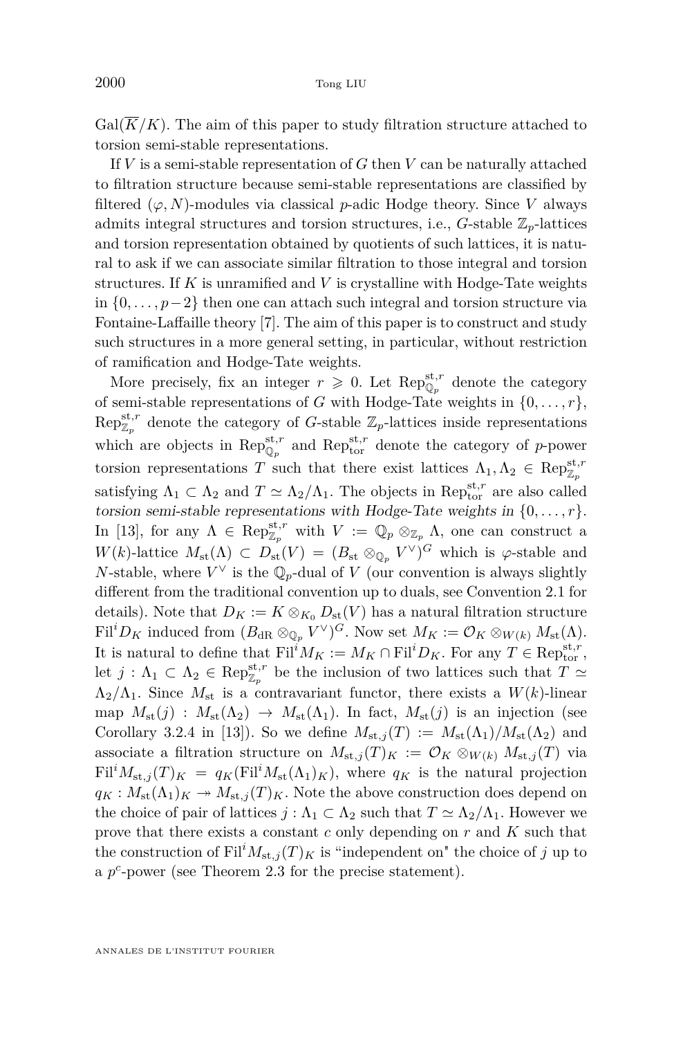$\mathrm{Gal}(\overline{K}/K)$. The aim of this paper to study filtration structure attached to torsion semi-stable representations.

If $V$ is a semi-stable representation of $G$ then $V$ can be naturally attached to filtration structure because semi-stable representations are classified by filtered $(\varphi, N)$-modules via classical $p$-adic Hodge theory. Since $V$ always admits integral structures and torsion structures, i.e., $G$-stable $\mathbb{Z}_p$-lattices and torsion representation obtained by quotients of such lattices, it is natural to ask if we can associate similar filtration to those integral and torsion structures. If $K$ is unramified and $V$ is crystalline with Hodge-Tate weights in $\{0, \dots, p-2\}$ then one can attach such integral and torsion structure via Fontaine-Laffaille theory [7]. The aim of this paper is to construct and study such structures in a more general setting, in particular, without restriction of ramification and Hodge-Tate weights.

More precisely, fix an integer $r \geqslant 0$. Let $\mathrm{Rep}^{\mathrm{st},r}_{\mathbb{Q}_p}$ denote the category of semi-stable representations of $G$ with Hodge-Tate weights in $\{0, \dots, r\}$, $\mathrm{Rep}^{\mathrm{st},r}_{\mathbb{Z}_p}$ denote the category of $G$-stable $\mathbb{Z}_p$-lattices inside representations which are objects in $\mathrm{Rep}^{\mathrm{st},r}_{\mathbb{Q}_p}$ and $\mathrm{Rep}^{\mathrm{st},r}_{\mathrm{tor}}$ denote the category of $p$-power torsion representations $T$ such that there exist lattices $\Lambda_1, \Lambda_2 \in \mathrm{Rep}^{\mathrm{st},r}_{\mathbb{Z}_p}$ satisfying $\Lambda_1 \subset \Lambda_2$ and $T \simeq \Lambda_2/\Lambda_1$. The objects in $\mathrm{Rep}^{\mathrm{st},r}_{\mathrm{tor}}$ are also called *torsion semi-stable representations with Hodge-Tate weights in* $\{0, \dots, r\}$. In [13], for any $\Lambda \in \mathrm{Rep}^{\mathrm{st},r}_{\mathbb{Z}_p}$ with $V := \mathbb{Q}_p \otimes_{\mathbb{Z}_p} \Lambda$, one can construct a $W(k)$-lattice $M_{\mathrm{st}}(\Lambda) \subset D_{\mathrm{st}}(V) = (B_{\mathrm{st}} \otimes_{\mathbb{Q}_p} V^\vee)^G$ which is $\varphi$-stable and $N$-stable, where $V^\vee$ is the $\mathbb{Q}_p$-dual of $V$ (our convention is always slightly different from the traditional convention up to duals, see Convention 2.1 for details). Note that $D_K := K \otimes_{K_0} D_{\mathrm{st}}(V)$ has a natural filtration structure $\mathrm{Fil}^i D_K$ induced from $(B_{\mathrm{dR}} \otimes_{\mathbb{Q}_p} V^\vee)^G$. Now set $M_K := \mathcal{O}_K \otimes_{W(k)} M_{\mathrm{st}}(\Lambda)$. It is natural to define that $\mathrm{Fil}^i M_K := M_K \cap \mathrm{Fil}^i D_K$. For any $T \in \mathrm{Rep}^{\mathrm{st},r}_{\mathrm{tor}}$, let $j : \Lambda_1 \subset \Lambda_2 \in \mathrm{Rep}^{\mathrm{st},r}_{\mathbb{Z}_p}$ be the inclusion of two lattices such that $T \simeq \Lambda_2/\Lambda_1$. Since $M_{\mathrm{st}}$ is a contravariant functor, there exists a $W(k)$-linear map $M_{\mathrm{st}}(j) : M_{\mathrm{st}}(\Lambda_2) \to M_{\mathrm{st}}(\Lambda_1)$. In fact, $M_{\mathrm{st}}(j)$ is an injection (see Corollary 3.2.4 in [13]). So we define $M_{\mathrm{st},j}(T) := M_{\mathrm{st}}(\Lambda_1)/M_{\mathrm{st}}(\Lambda_2)$ and associate a filtration structure on $M_{\mathrm{st},j}(T)_K := \mathcal{O}_K \otimes_{W(k)} M_{\mathrm{st},j}(T)$ via $\mathrm{Fil}^i M_{\mathrm{st},j}(T)_K = q_K(\mathrm{Fil}^i M_{\mathrm{st}}(\Lambda_1)_K)$, where $q_K$ is the natural projection $q_K : M_{\mathrm{st}}(\Lambda_1)_K \twoheadrightarrow M_{\mathrm{st},j}(T)_K$. Note the above construction does depend on the choice of pair of lattices $j : \Lambda_1 \subset \Lambda_2$ such that $T \simeq \Lambda_2/\Lambda_1$. However we prove that there exists a constant $c$ only depending on $r$ and $K$ such that the construction of $\mathrm{Fil}^i M_{\mathrm{st},j}(T)_K$ is "independent on" the choice of $j$ up to a $p^c$-power (see Theorem 2.3 for the precise statement).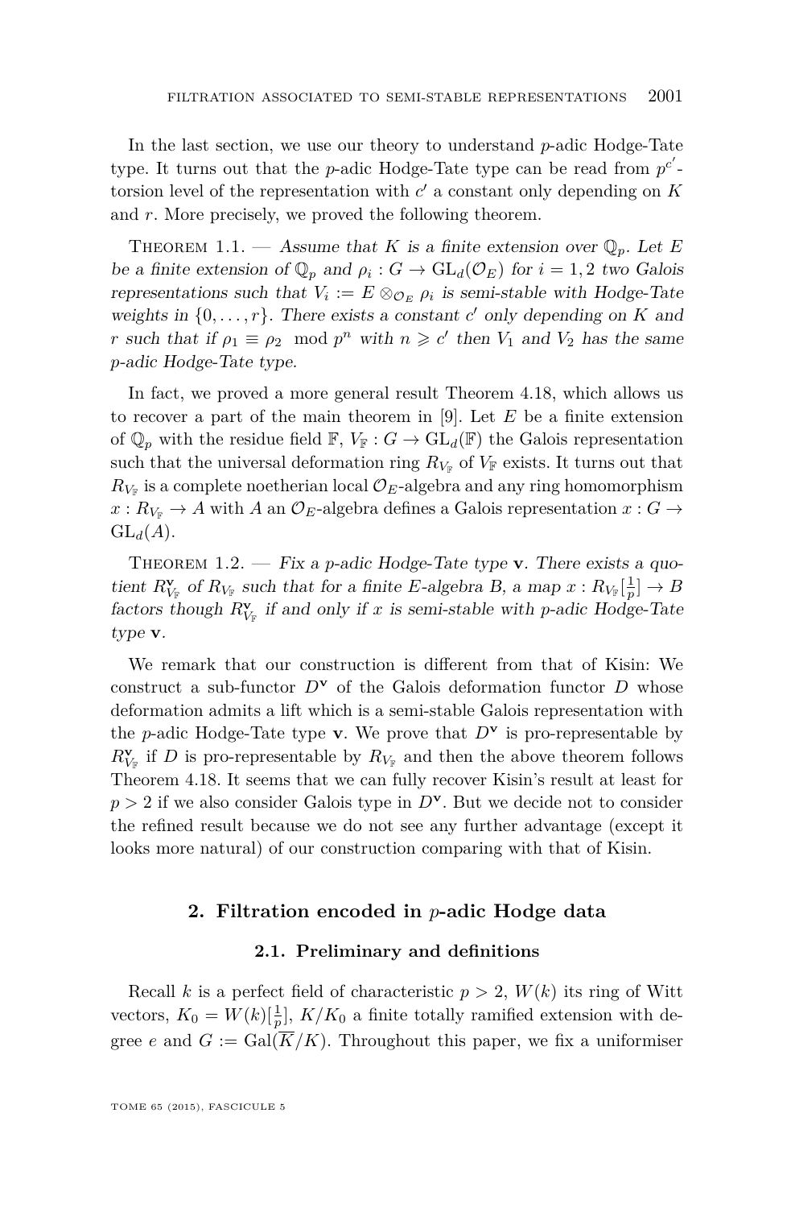In the last section, we use our theory to understand $p$-adic Hodge-Tate type. It turns out that the $p$-adic Hodge-Tate type can be read from $p^{c'}$-torsion level of the representation with $c'$ a constant only depending on $K$ and $r$. More precisely, we proved the following theorem.

Theorem 1.1. — *Assume that $K$ is a finite extension over $\mathbb{Q}_p$. Let $E$ be a finite extension of $\mathbb{Q}_p$ and $\rho_i : G \to \mathrm{GL}_d(\mathcal{O}_E)$ for $i = 1, 2$ two Galois representations such that $V_i := E \otimes_{\mathcal{O}_E} \rho_i$ is semi-stable with Hodge-Tate weights in $\{0, \ldots, r\}$. There exists a constant $c'$ only depending on $K$ and $r$ such that if $\rho_1 \equiv \rho_2 \mod p^n$ with $n \geqslant c'$ then $V_1$ and $V_2$ has the same $p$-adic Hodge-Tate type.*

In fact, we proved a more general result Theorem 4.18, which allows us to recover a part of the main theorem in [9]. Let $E$ be a finite extension of $\mathbb{Q}_p$ with the residue field $\mathbb{F}$, $V_{\mathbb{F}} : G \to \mathrm{GL}_d(\mathbb{F})$ the Galois representation such that the universal deformation ring $R_{V_{\mathbb{F}}}$ of $V_{\mathbb{F}}$ exists. It turns out that $R_{V_{\mathbb{F}}}$ is a complete noetherian local $\mathcal{O}_E$-algebra and any ring homomorphism $x : R_{V_{\mathbb{F}}} \to A$ with $A$ an $\mathcal{O}_E$-algebra defines a Galois representation $x : G \to \mathrm{GL}_d(A)$.

Theorem 1.2. — *Fix a $p$-adic Hodge-Tate type $\mathbf{v}$. There exists a quotient $R^{\mathbf{v}}_{V_{\mathbb{F}}}$ of $R_{V_{\mathbb{F}}}$ such that for a finite $E$-algebra $B$, a map $x : R_{V_{\mathbb{F}}}[\frac{1}{p}] \to B$ factors though $R^{\mathbf{v}}_{V_{\mathbb{F}}}$ if and only if $x$ is semi-stable with $p$-adic Hodge-Tate type $\mathbf{v}$.*

We remark that our construction is different from that of Kisin: We construct a sub-functor $D^{\mathbf{v}}$ of the Galois deformation functor $D$ whose deformation admits a lift which is a semi-stable Galois representation with the $p$-adic Hodge-Tate type $\mathbf{v}$. We prove that $D^{\mathbf{v}}$ is pro-representable by $R^{\mathbf{v}}_{V_{\mathbb{F}}}$ if $D$ is pro-representable by $R_{V_{\mathbb{F}}}$ and then the above theorem follows Theorem 4.18. It seems that we can fully recover Kisin's result at least for $p > 2$ if we also consider Galois type in $D^{\mathbf{v}}$. But we decide not to consider the refined result because we do not see any further advantage (except it looks more natural) of our construction comparing with that of Kisin.

## 2. Filtration encoded in $p$-adic Hodge data

### 2.1. Preliminary and definitions

Recall $k$ is a perfect field of characteristic $p > 2$, $W(k)$ its ring of Witt vectors, $K_0 = W(k)[\frac{1}{p}]$, $K/K_0$ a finite totally ramified extension with degree $e$ and $G := \mathrm{Gal}(\overline{K}/K)$. Throughout this paper, we fix a uniformiser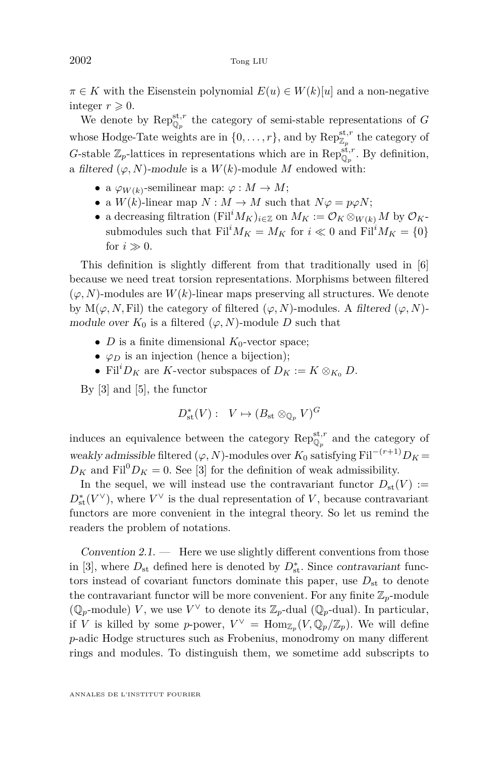$\pi \in K$ with the Eisenstein polynomial $E(u) \in W(k)[u]$ and a non-negative integer $r \geqslant 0$.

We denote by $\mathrm{Rep}^{\mathrm{st},r}_{\mathbb{Q}_p}$ the category of semi-stable representations of $G$ whose Hodge-Tate weights are in $\{0, \dots, r\}$, and by $\mathrm{Rep}^{\mathrm{st},r}_{\mathbb{Z}_p}$ the category of $G$-stable $\mathbb{Z}_p$-lattices in representations which are in $\mathrm{Rep}^{\mathrm{st},r}_{\mathbb{Q}_p}$. By definition, a *filtered* $(\varphi, N)$*-module* is a $W(k)$-module $M$ endowed with:

- a $\varphi_{W(k)}$-semilinear map: $\varphi : M \to M$;
- a $W(k)$-linear map $N : M \to M$ such that $N\varphi = p\varphi N$;
- a decreasing filtration $(\mathrm{Fil}^i M_K)_{i\in\mathbb{Z}}$ on $M_K := \mathcal{O}_K \otimes_{W(k)} M$ by $\mathcal{O}_K$-submodules such that $\mathrm{Fil}^i M_K = M_K$ for $i \ll 0$ and $\mathrm{Fil}^i M_K = \{0\}$ for $i \gg 0$.

This definition is slightly different from that traditionally used in [6] because we need treat torsion representations. Morphisms between filtered $(\varphi, N)$-modules are $W(k)$-linear maps preserving all structures. We denote by $\mathrm{M}(\varphi, N, \mathrm{Fil})$ the category of filtered $(\varphi, N)$-modules. A *filtered* $(\varphi, N)$*-module over* $K_0$ is a filtered $(\varphi, N)$-module $D$ such that

- $D$ is a finite dimensional $K_0$-vector space;
- $\varphi_D$ is an injection (hence a bijection);
- $\mathrm{Fil}^i D_K$ are $K$-vector subspaces of $D_K := K \otimes_{K_0} D$.

By [3] and [5], the functor

$$D^*_{\mathrm{st}}(V) : \quad V \mapsto (B_{\mathrm{st}} \otimes_{\mathbb{Q}_p} V)^G$$

induces an equivalence between the category $\mathrm{Rep}^{\mathrm{st},r}_{\mathbb{Q}_p}$ and the category of *weakly admissible* filtered $(\varphi, N)$-modules over $K_0$ satisfying $\mathrm{Fil}^{-(r+1)} D_K = D_K$ and $\mathrm{Fil}^0 D_K = 0$. See [3] for the definition of weak admissibility.

In the sequel, we will instead use the contravariant functor $D_{\mathrm{st}}(V) := D^*_{\mathrm{st}}(V^\vee)$, where $V^\vee$ is the dual representation of $V$, because contravariant functors are more convenient in the integral theory. So let us remind the readers the problem of notations.

*Convention 2.1.* — Here we use slightly different conventions from those in [3], where $D_{\mathrm{st}}$ defined here is denoted by $D^*_{\mathrm{st}}$. Since *contravariant* functors instead of covariant functors dominate this paper, use $D_{\mathrm{st}}$ to denote the contravariant functor will be more convenient. For any finite $\mathbb{Z}_p$-module ($\mathbb{Q}_p$-module) $V$, we use $V^\vee$ to denote its $\mathbb{Z}_p$-dual ($\mathbb{Q}_p$-dual). In particular, if $V$ is killed by some $p$-power, $V^\vee = \mathrm{Hom}_{\mathbb{Z}_p}(V, \mathbb{Q}_p/\mathbb{Z}_p)$. We will define $p$-adic Hodge structures such as Frobenius, monodromy on many different rings and modules. To distinguish them, we sometime add subscripts to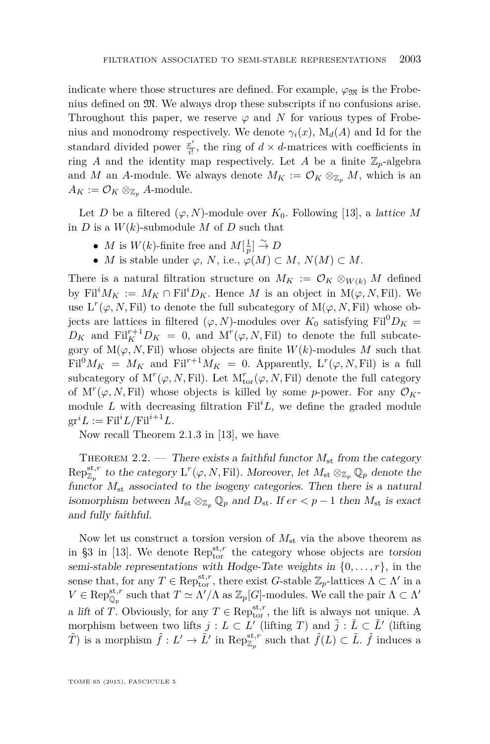indicate where those structures are defined. For example, $\varphi_{\mathfrak{M}}$ is the Frobenius defined on $\mathfrak{M}$. We always drop these subscripts if no confusions arise. Throughout this paper, we reserve $\varphi$ and $N$ for various types of Frobenius and monodromy respectively. We denote $\gamma_i(x)$, $\mathrm{M}_d(A)$ and Id for the standard divided power $\frac{x^i}{i!}$, the ring of $d \times d$-matrices with coefficients in ring $A$ and the identity map respectively. Let $A$ be a finite $\mathbb{Z}_p$-algebra and $M$ an $A$-module. We always denote $M_K := \mathcal{O}_K \otimes_{\mathbb{Z}_p} M$, which is an $A_K := \mathcal{O}_K \otimes_{\mathbb{Z}_p} A$-module.

Let $D$ be a filtered $(\varphi, N)$-module over $K_0$. Following [13], a *lattice* $M$ in $D$ is a $W(k)$-submodule $M$ of $D$ such that

- $M$ is $W(k)$-finite free and $M[\frac{1}{p}] \overset{\sim}{\to} D$
- $M$ is stable under $\varphi$, $N$, i.e., $\varphi(M) \subset M$, $N(M) \subset M$.

There is a natural filtration structure on $M_K := \mathcal{O}_K \otimes_{W(k)} M$ defined by $\mathrm{Fil}^i M_K := M_K \cap \mathrm{Fil}^i D_K$. Hence $M$ is an object in $\mathrm{M}(\varphi, N, \mathrm{Fil})$. We use $\mathrm{L}^r(\varphi, N, \mathrm{Fil})$ to denote the full subcategory of $\mathrm{M}(\varphi, N, \mathrm{Fil})$ whose objects are lattices in filtered $(\varphi, N)$-modules over $K_0$ satisfying $\mathrm{Fil}^0 D_K = D_K$ and $\mathrm{Fil}^{r+1}_K D_K = 0$, and $\mathrm{M}^r(\varphi, N, \mathrm{Fil})$ to denote the full subcategory of $\mathrm{M}(\varphi, N, \mathrm{Fil})$ whose objects are finite $W(k)$-modules $M$ such that $\mathrm{Fil}^0 M_K = M_K$ and $\mathrm{Fil}^{r+1} M_K = 0$. Apparently, $\mathrm{L}^r(\varphi, N, \mathrm{Fil})$ is a full subcategory of $\mathrm{M}^r(\varphi, N, \mathrm{Fil})$. Let $\mathrm{M}^r_{\mathrm{tor}}(\varphi, N, \mathrm{Fil})$ denote the full category of $\mathrm{M}^r(\varphi, N, \mathrm{Fil})$ whose objects is killed by some $p$-power. For any $\mathcal{O}_K$-module $L$ with decreasing filtration $\mathrm{Fil}^i L$, we define the graded module $\mathrm{gr}^i L := \mathrm{Fil}^i L / \mathrm{Fil}^{i+1} L$.

Now recall Theorem 2.1.3 in [13], we have

Theorem 2.2. — *There exists a faithful functor $M_{\mathrm{st}}$ from the category $\mathrm{Rep}^{\mathrm{st},r}_{\mathbb{Z}_p}$ to the category $\mathrm{L}^r(\varphi, N, \mathrm{Fil})$. Moreover, let $M_{\mathrm{st}} \otimes_{\mathbb{Z}_p} \mathbb{Q}_p$ denote the functor $M_{\mathrm{st}}$ associated to the isogeny categories. Then there is a natural isomorphism between $M_{\mathrm{st}} \otimes_{\mathbb{Z}_p} \mathbb{Q}_p$ and $D_{\mathrm{st}}$. If $er < p-1$ then $M_{\mathrm{st}}$ is exact and fully faithful.*

Now let us construct a torsion version of $M_{\mathrm{st}}$ via the above theorem as in §3 in [13]. We denote $\mathrm{Rep}^{\mathrm{st},r}_{\mathrm{tor}}$ the category whose objects are *torsion semi-stable representations with Hodge-Tate weights in* $\{0, \dots, r\}$, in the sense that, for any $T \in \mathrm{Rep}^{\mathrm{st},r}_{\mathrm{tor}}$, there exist $G$-stable $\mathbb{Z}_p$-lattices $\Lambda \subset \Lambda'$ in a $V \in \mathrm{Rep}^{\mathrm{st},r}_{\mathbb{Q}_p}$ such that $T \simeq \Lambda'/\Lambda$ as $\mathbb{Z}_p[G]$-modules. We call the pair $\Lambda \subset \Lambda'$ a *lift* of $T$. Obviously, for any $T \in \mathrm{Rep}^{\mathrm{st},r}_{\mathrm{tor}}$, the lift is always not unique. A morphism between two lifts $j : L \subset L'$ (lifting $T$) and $\tilde{j} : \tilde{L} \subset \tilde{L}'$ (lifting $\tilde{T}$) is a morphism $\hat{f} : L' \to \tilde{L}'$ in $\mathrm{Rep}^{\mathrm{st},r}_{\mathbb{Z}_p}$ such that $\hat{f}(L) \subset \tilde{L}$. $\hat{f}$ induces a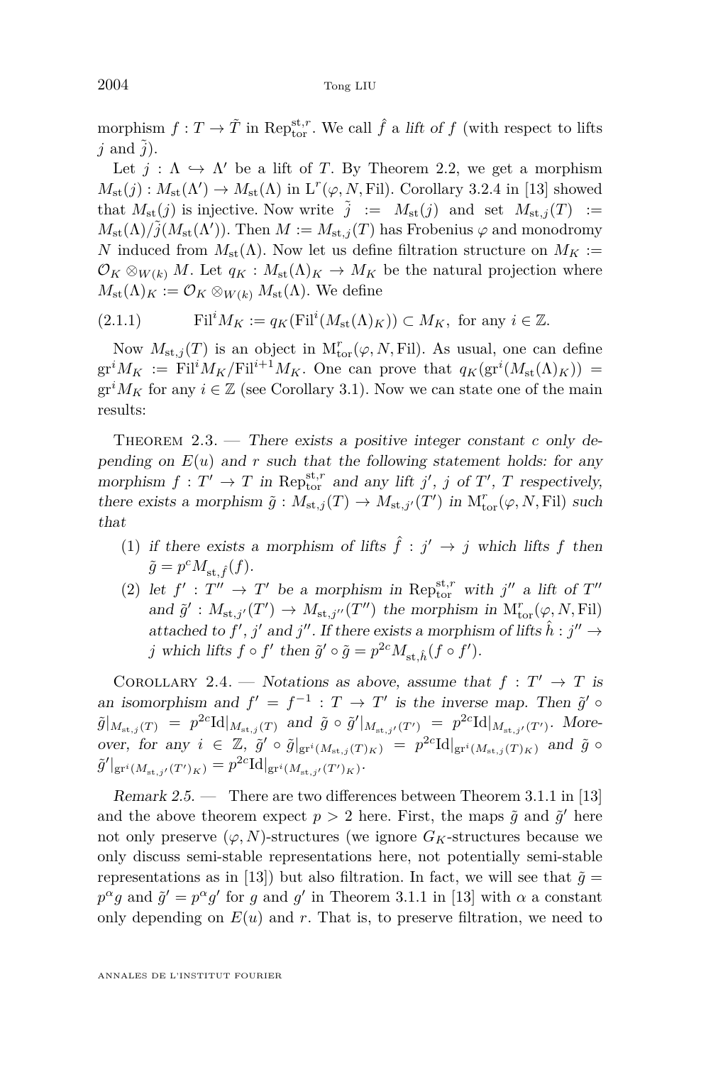morphism $f: T \to \tilde{T}$ in $\mathrm{Rep}^{\mathrm{st},r}_{\mathrm{tor}}$. We call $\hat{f}$ a *lift of* $f$ (with respect to lifts $j$ and $\tilde{j}$).

Let $j : \Lambda \hookrightarrow \Lambda'$ be a lift of $T$. By Theorem 2.2, we get a morphism $M_{\mathrm{st}}(j) : M_{\mathrm{st}}(\Lambda') \to M_{\mathrm{st}}(\Lambda)$ in $\mathrm{L}^r(\varphi, N, \mathrm{Fil})$. Corollary 3.2.4 in [13] showed that $M_{\mathrm{st}}(j)$ is injective. Now write $\tilde{j} := M_{\mathrm{st}}(j)$ and set $M_{\mathrm{st},j}(T) := M_{\mathrm{st}}(\Lambda)/\tilde{j}(M_{\mathrm{st}}(\Lambda'))$. Then $M := M_{\mathrm{st},j}(T)$ has Frobenius $\varphi$ and monodromy $N$ induced from $M_{\mathrm{st}}(\Lambda)$. Now let us define filtration structure on $M_K := \mathcal{O}_K \otimes_{W(k)} M$. Let $q_K : M_{\mathrm{st}}(\Lambda)_K \to M_K$ be the natural projection where $M_{\mathrm{st}}(\Lambda)_K := \mathcal{O}_K \otimes_{W(k)} M_{\mathrm{st}}(\Lambda)$. We define

$$\mathrm{Fil}^i M_K := q_K(\mathrm{Fil}^i(M_{\mathrm{st}}(\Lambda)_K)) \subset M_K, \text{ for any } i \in \mathbb{Z}. \tag{2.1.1}$$

Now $M_{\mathrm{st},j}(T)$ is an object in $\mathrm{M}^r_{\mathrm{tor}}(\varphi, N, \mathrm{Fil})$. As usual, one can define $\mathrm{gr}^i M_K := \mathrm{Fil}^i M_K / \mathrm{Fil}^{i+1} M_K$. One can prove that $q_K(\mathrm{gr}^i(M_{\mathrm{st}}(\Lambda)_K)) = \mathrm{gr}^i M_K$ for any $i \in \mathbb{Z}$ (see Corollary 3.1). Now we can state one of the main results:

Theorem 2.3. — *There exists a positive integer constant $c$ only depending on $E(u)$ and $r$ such that the following statement holds: for any morphism $f : T' \to T$ in $\mathrm{Rep}^{\mathrm{st},r}_{\mathrm{tor}}$ and any lift $j'$, $j$ of $T'$, $T$ respectively, there exists a morphism $\tilde{g} : M_{\mathrm{st},j}(T) \to M_{\mathrm{st},j'}(T')$ in $\mathrm{M}^r_{\mathrm{tor}}(\varphi, N, \mathrm{Fil})$ such that*

1. *if there exists a morphism of lifts $\hat{f} : j' \to j$ which lifts $f$ then $\tilde{g} = p^c M_{\mathrm{st},\hat{f}}(f)$.*
2. *let $f' : T'' \to T'$ be a morphism in $\mathrm{Rep}^{\mathrm{st},r}_{\mathrm{tor}}$ with $j''$ a lift of $T''$ and $\tilde{g}' : M_{\mathrm{st},j'}(T') \to M_{\mathrm{st},j''}(T'')$ the morphism in $\mathrm{M}^r_{\mathrm{tor}}(\varphi, N, \mathrm{Fil})$ attached to $f'$, $j'$ and $j''$. If there exists a morphism of lifts $\hat{h} : j'' \to j$ which lifts $f \circ f'$ then $\tilde{g}' \circ \tilde{g} = p^{2c} M_{\mathrm{st},\hat{h}}(f \circ f')$.*

Corollary 2.4. — *Notations as above, assume that $f : T' \to T$ is an isomorphism and $f' = f^{-1} : T \to T'$ is the inverse map. Then $\tilde{g}' \circ \tilde{g}|_{M_{\mathrm{st},j}(T)} = p^{2c}\mathrm{Id}|_{M_{\mathrm{st},j}(T)}$ and $\tilde{g} \circ \tilde{g}'|_{M_{\mathrm{st},j'}(T')} = p^{2c}\mathrm{Id}|_{M_{\mathrm{st},j'}(T')}$. Moreover, for any $i \in \mathbb{Z}$, $\tilde{g}' \circ \tilde{g}|_{\mathrm{gr}^i(M_{\mathrm{st},j}(T)_K)} = p^{2c}\mathrm{Id}|_{\mathrm{gr}^i(M_{\mathrm{st},j}(T)_K)}$ and $\tilde{g} \circ \tilde{g}'|_{\mathrm{gr}^i(M_{\mathrm{st},j'}(T')_K)} = p^{2c}\mathrm{Id}|_{\mathrm{gr}^i(M_{\mathrm{st},j'}(T')_K)}$.*

*Remark 2.5.* — There are two differences between Theorem 3.1.1 in [13] and the above theorem expect $p > 2$ here. First, the maps $\tilde{g}$ and $\tilde{g}'$ here not only preserve $(\varphi, N)$-structures (we ignore $G_K$-structures because we only discuss semi-stable representations here, not potentially semi-stable representations as in [13]) but also filtration. In fact, we will see that $\tilde{g} = p^\alpha g$ and $\tilde{g}' = p^\alpha g'$ for $g$ and $g'$ in Theorem 3.1.1 in [13] with $\alpha$ a constant only depending on $E(u)$ and $r$. That is, to preserve filtration, we need to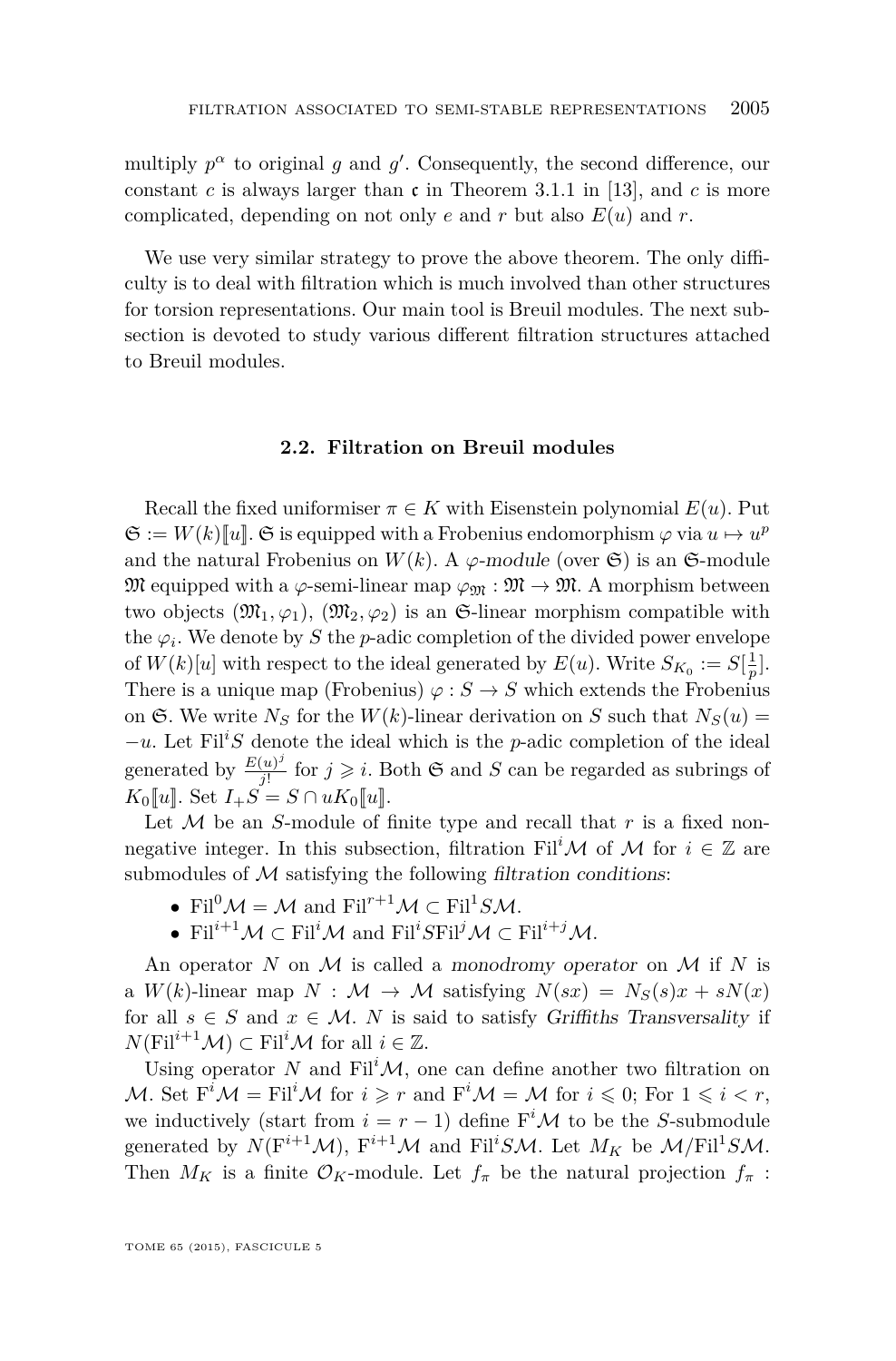multiply $p^\alpha$ to original $g$ and $g'$. Consequently, the second difference, our constant $c$ is always larger than $\mathfrak{c}$ in Theorem 3.1.1 in [13], and $c$ is more complicated, depending on not only $e$ and $r$ but also $E(u)$ and $r$.

We use very similar strategy to prove the above theorem. The only difficulty is to deal with filtration which is much involved than other structures for torsion representations. Our main tool is Breuil modules. The next subsection is devoted to study various different filtration structures attached to Breuil modules.

### 2.2. Filtration on Breuil modules

Recall the fixed uniformiser $\pi \in K$ with Eisenstein polynomial $E(u)$. Put $\mathfrak{S} := W(k)[\![u]\!]$. $\mathfrak{S}$ is equipped with a Frobenius endomorphism $\varphi$ via $u \mapsto u^p$ and the natural Frobenius on $W(k)$. A *$\varphi$-module* (over $\mathfrak{S}$) is an $\mathfrak{S}$-module $\mathfrak{M}$ equipped with a $\varphi$-semi-linear map $\varphi_{\mathfrak{M}} : \mathfrak{M} \to \mathfrak{M}$. A morphism between two objects $(\mathfrak{M}_1, \varphi_1)$, $(\mathfrak{M}_2, \varphi_2)$ is an $\mathfrak{S}$-linear morphism compatible with the $\varphi_i$. We denote by $S$ the $p$-adic completion of the divided power envelope of $W(k)[u]$ with respect to the ideal generated by $E(u)$. Write $S_{K_0} := S[\frac{1}{p}]$. There is a unique map (Frobenius) $\varphi : S \to S$ which extends the Frobenius on $\mathfrak{S}$. We write $N_S$ for the $W(k)$-linear derivation on $S$ such that $N_S(u) = -u$. Let $\mathrm{Fil}^i S$ denote the ideal which is the $p$-adic completion of the ideal generated by $\frac{E(u)^j}{j!}$ for $j \geqslant i$. Both $\mathfrak{S}$ and $S$ can be regarded as subrings of $K_0[\![u]\!]$. Set $I_+S = S \cap uK_0[\![u]\!]$.

Let $\mathcal{M}$ be an $S$-module of finite type and recall that $r$ is a fixed non-negative integer. In this subsection, filtration $\mathrm{Fil}^i\mathcal{M}$ of $\mathcal{M}$ for $i \in \mathbb{Z}$ are submodules of $\mathcal{M}$ satisfying the following *filtration conditions*:

- $\mathrm{Fil}^0\mathcal{M} = \mathcal{M}$ and $\mathrm{Fil}^{r+1}\mathcal{M} \subset \mathrm{Fil}^1 S\mathcal{M}$.
- $\mathrm{Fil}^{i+1}\mathcal{M} \subset \mathrm{Fil}^i\mathcal{M}$ and $\mathrm{Fil}^i S \mathrm{Fil}^j\mathcal{M} \subset \mathrm{Fil}^{i+j}\mathcal{M}$.

An operator $N$ on $\mathcal{M}$ is called a *monodromy operator* on $\mathcal{M}$ if $N$ is a $W(k)$-linear map $N : \mathcal{M} \to \mathcal{M}$ satisfying $N(sx) = N_S(s)x + sN(x)$ for all $s \in S$ and $x \in \mathcal{M}$. $N$ is said to satisfy *Griffiths Transversality* if $N(\mathrm{Fil}^{i+1}\mathcal{M}) \subset \mathrm{Fil}^i\mathcal{M}$ for all $i \in \mathbb{Z}$.

Using operator $N$ and $\mathrm{Fil}^i\mathcal{M}$, one can define another two filtration on $\mathcal{M}$. Set $\mathrm{F}^i\mathcal{M} = \mathrm{Fil}^i\mathcal{M}$ for $i \geqslant r$ and $\mathrm{F}^i\mathcal{M} = \mathcal{M}$ for $i \leqslant 0$; For $1 \leqslant i < r$, we inductively (start from $i = r-1$) define $\mathrm{F}^i\mathcal{M}$ to be the $S$-submodule generated by $N(\mathrm{F}^{i+1}\mathcal{M})$, $\mathrm{F}^{i+1}\mathcal{M}$ and $\mathrm{Fil}^i S\mathcal{M}$. Let $M_K$ be $\mathcal{M}/\mathrm{Fil}^1 S\mathcal{M}$. Then $M_K$ is a finite $\mathcal{O}_K$-module. Let $f_\pi$ be the natural projection $f_\pi$ :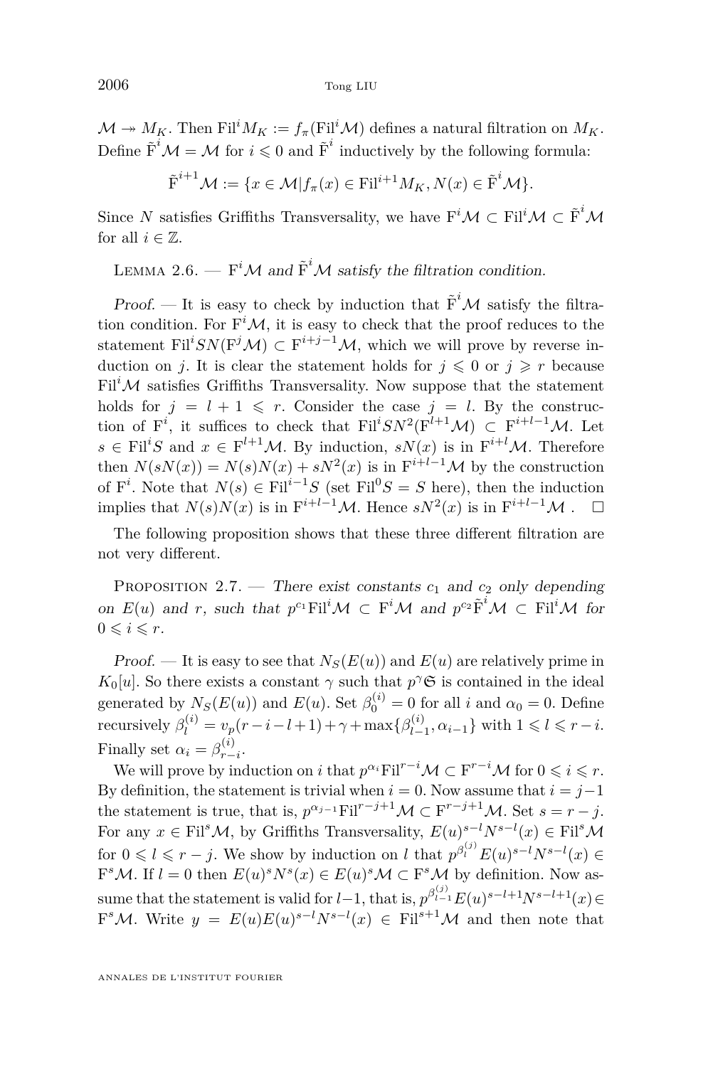$\mathcal{M} \twoheadrightarrow M_K$. Then $\mathrm{Fil}^i M_K := f_\pi(\mathrm{Fil}^i\mathcal{M})$ defines a natural filtration on $M_K$. Define $\tilde{\mathrm{F}}^i\mathcal{M} = \mathcal{M}$ for $i \leqslant 0$ and $\tilde{\mathrm{F}}^i$ inductively by the following formula:

$$\tilde{\mathrm{F}}^{i+1}\mathcal{M} := \{x \in \mathcal{M} | f_\pi(x) \in \mathrm{Fil}^{i+1}M_K, N(x) \in \tilde{\mathrm{F}}^i\mathcal{M}\}.$$

Since $N$ satisfies Griffiths Transversality, we have $\mathrm{F}^i\mathcal{M} \subset \mathrm{Fil}^i\mathcal{M} \subset \tilde{\mathrm{F}}^i\mathcal{M}$ for all $i \in \mathbb{Z}$.

Lemma 2.6. — *$\mathrm{F}^i\mathcal{M}$ and $\tilde{\mathrm{F}}^i\mathcal{M}$ satisfy the filtration condition.*

*Proof.* — It is easy to check by induction that $\tilde{\mathrm{F}}^i\mathcal{M}$ satisfy the filtration condition. For $\mathrm{F}^i\mathcal{M}$, it is easy to check that the proof reduces to the statement $\mathrm{Fil}^i SN(\mathrm{F}^j\mathcal{M}) \subset \mathrm{F}^{i+j-1}\mathcal{M}$, which we will prove by reverse induction on $j$. It is clear the statement holds for $j \leqslant 0$ or $j \geqslant r$ because $\mathrm{Fil}^i\mathcal{M}$ satisfies Griffiths Transversality. Now suppose that the statement holds for $j = l+1 \leqslant r$. Consider the case $j = l$. By the construction of $\mathrm{F}^i$, it suffices to check that $\mathrm{Fil}^i SN^2(\mathrm{F}^{l+1}\mathcal{M}) \subset \mathrm{F}^{i+l-1}\mathcal{M}$. Let $s \in \mathrm{Fil}^i S$ and $x \in \mathrm{F}^{l+1}\mathcal{M}$. By induction, $sN(x)$ is in $\mathrm{F}^{i+l}\mathcal{M}$. Therefore then $N(sN(x)) = N(s)N(x) + sN^2(x)$ is in $\mathrm{F}^{i+l-1}\mathcal{M}$ by the construction of $\mathrm{F}^i$. Note that $N(s) \in \mathrm{Fil}^{i-1}S$ (set $\mathrm{Fil}^0 S = S$ here), then the induction implies that $N(s)N(x)$ is in $\mathrm{F}^{i+l-1}\mathcal{M}$. Hence $sN^2(x)$ is in $\mathrm{F}^{i+l-1}\mathcal{M}$ . $\square$

The following proposition shows that these three different filtration are not very different.

Proposition 2.7. — *There exist constants $c_1$ and $c_2$ only depending on $E(u)$ and $r$, such that $p^{c_1}\mathrm{Fil}^i\mathcal{M} \subset \mathrm{F}^i\mathcal{M}$ and $p^{c_2}\tilde{\mathrm{F}}^i\mathcal{M} \subset \mathrm{Fil}^i\mathcal{M}$ for $0 \leqslant i \leqslant r$.*

*Proof.* — It is easy to see that $N_S(E(u))$ and $E(u)$ are relatively prime in $K_0[u]$. So there exists a constant $\gamma$ such that $p^\gamma\mathfrak{S}$ is contained in the ideal generated by $N_S(E(u))$ and $E(u)$. Set $\beta_0^{(i)} = 0$ for all $i$ and $\alpha_0 = 0$. Define recursively $\beta_l^{(i)} = v_p(r-i-l+1) + \gamma + \max\{\beta_{l-1}^{(i)}, \alpha_{i-1}\}$ with $1 \leqslant l \leqslant r-i$. Finally set $\alpha_i = \beta_{r-i}^{(i)}$.

We will prove by induction on $i$ that $p^{\alpha_i}\mathrm{Fil}^{r-i}\mathcal{M} \subset \mathrm{F}^{r-i}\mathcal{M}$ for $0 \leqslant i \leqslant r$. By definition, the statement is trivial when $i = 0$. Now assume that $i = j-1$ the statement is true, that is, $p^{\alpha_{j-1}}\mathrm{Fil}^{r-j+1}\mathcal{M} \subset \mathrm{F}^{r-j+1}\mathcal{M}$. Set $s = r-j$. For any $x \in \mathrm{Fil}^s\mathcal{M}$, by Griffiths Transversality, $E(u)^{s-l}N^{s-l}(x) \in \mathrm{Fil}^s\mathcal{M}$ for $0 \leqslant l \leqslant r-j$. We show by induction on $l$ that $p^{\beta_l^{(j)}}E(u)^{s-l}N^{s-l}(x) \in \mathrm{F}^s\mathcal{M}$. If $l = 0$ then $E(u)^sN^s(x) \in E(u)^s\mathcal{M} \subset \mathrm{F}^s\mathcal{M}$ by definition. Now assume that the statement is valid for $l-1$, that is, $p^{\beta_{l-1}^{(j)}}E(u)^{s-l+1}N^{s-l+1}(x) \in \mathrm{F}^s\mathcal{M}$. Write $y = E(u)E(u)^{s-l}N^{s-l}(x) \in \mathrm{Fil}^{s+1}\mathcal{M}$ and then note that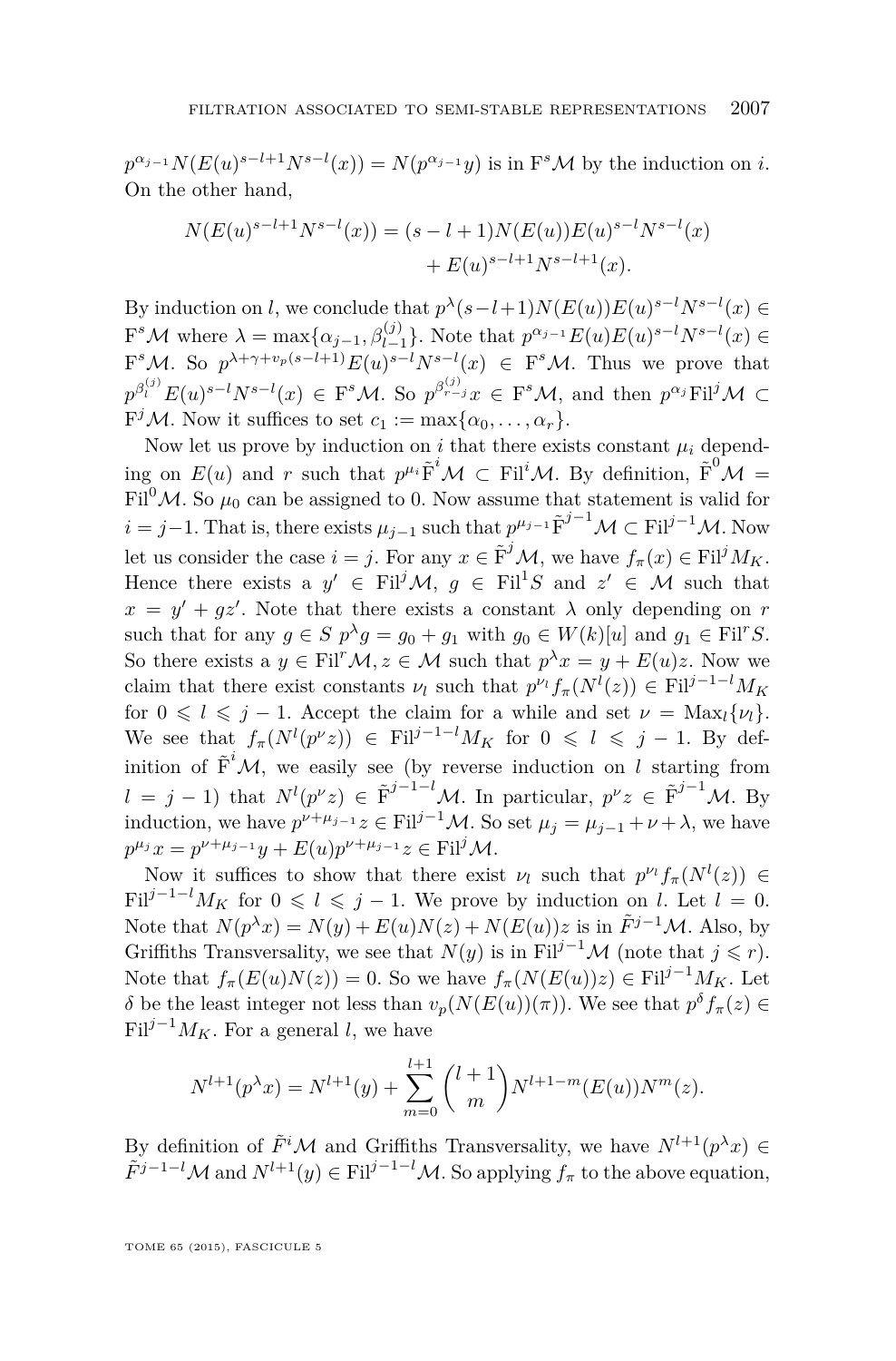$p^{\alpha_{j-1}}N(E(u)^{s-l+1}N^{s-l}(x)) = N(p^{\alpha_{j-1}}y)$ is in $\mathrm{F}^s\mathcal{M}$ by the induction on $i$. On the other hand,

$$N(E(u)^{s-l+1}N^{s-l}(x)) = (s-l+1)N(E(u))E(u)^{s-l}N^{s-l}(x) \\ + E(u)^{s-l+1}N^{s-l+1}(x).$$

By induction on $l$, we conclude that $p^{\lambda}(s-l+1)N(E(u))E(u)^{s-l}N^{s-l}(x) \in \mathrm{F}^s\mathcal{M}$ where $\lambda = \max\{\alpha_{j-1}, \beta^{(j)}_{l-1}\}$. Note that $p^{\alpha_{j-1}}E(u)E(u)^{s-l}N^{s-l}(x) \in \mathrm{F}^s\mathcal{M}$. So $p^{\lambda+\gamma+v_p(s-l+1)}E(u)^{s-l}N^{s-l}(x) \in \mathrm{F}^s\mathcal{M}$. Thus we prove that $p^{\beta^{(j)}_l}E(u)^{s-l}N^{s-l}(x) \in \mathrm{F}^s\mathcal{M}$. So $p^{\beta^{(j)}_{r-j}}x \in \mathrm{F}^s\mathcal{M}$, and then $p^{\alpha_j}\mathrm{Fil}^j\mathcal{M} \subset \mathrm{F}^j\mathcal{M}$. Now it suffices to set $c_1 := \max\{\alpha_0, \dots, \alpha_r\}$.

Now let us prove by induction on $i$ that there exists constant $\mu_i$ depending on $E(u)$ and $r$ such that $p^{\mu_i}\tilde{\mathrm{F}}^i\mathcal{M} \subset \mathrm{Fil}^i\mathcal{M}$. By definition, $\tilde{\mathrm{F}}^0\mathcal{M} = \mathrm{Fil}^0\mathcal{M}$. So $\mu_0$ can be assigned to 0. Now assume that statement is valid for $i = j-1$. That is, there exists $\mu_{j-1}$ such that $p^{\mu_{j-1}}\tilde{\mathrm{F}}^{j-1}\mathcal{M} \subset \mathrm{Fil}^{j-1}\mathcal{M}$. Now let us consider the case $i = j$. For any $x \in \tilde{\mathrm{F}}^j\mathcal{M}$, we have $f_\pi(x) \in \mathrm{Fil}^j M_K$. Hence there exists a $y' \in \mathrm{Fil}^j\mathcal{M}$, $g \in \mathrm{Fil}^1 S$ and $z' \in \mathcal{M}$ such that $x = y' + gz'$. Note that there exists a constant $\lambda$ only depending on $r$ such that for any $g \in S$ $p^\lambda g = g_0 + g_1$ with $g_0 \in W(k)[u]$ and $g_1 \in \mathrm{Fil}^r S$. So there exists a $y \in \mathrm{Fil}^r\mathcal{M}, z \in \mathcal{M}$ such that $p^\lambda x = y + E(u)z$. Now we claim that there exist constants $\nu_l$ such that $p^{\nu_l}f_\pi(N^l(z)) \in \mathrm{Fil}^{j-1-l}M_K$ for $0 \leqslant l \leqslant j-1$. Accept the claim for a while and set $\nu = \mathrm{Max}_l\{\nu_l\}$. We see that $f_\pi(N^l(p^\nu z)) \in \mathrm{Fil}^{j-1-l}M_K$ for $0 \leqslant l \leqslant j-1$. By definition of $\tilde{\mathrm{F}}^i\mathcal{M}$, we easily see (by reverse induction on $l$ starting from $l = j-1$) that $N^l(p^\nu z) \in \tilde{\mathrm{F}}^{j-1-l}\mathcal{M}$. In particular, $p^\nu z \in \tilde{\mathrm{F}}^{j-1}\mathcal{M}$. By induction, we have $p^{\nu+\mu_{j-1}}z \in \mathrm{Fil}^{j-1}\mathcal{M}$. So set $\mu_j = \mu_{j-1} + \nu + \lambda$, we have $p^{\mu_j}x = p^{\nu+\mu_{j-1}}y + E(u)p^{\nu+\mu_{j-1}}z \in \mathrm{Fil}^j\mathcal{M}$.

Now it suffices to show that there exist $\nu_l$ such that $p^{\nu_l}f_\pi(N^l(z)) \in \mathrm{Fil}^{j-1-l}M_K$ for $0 \leqslant l \leqslant j-1$. We prove by induction on $l$. Let $l = 0$. Note that $N(p^\lambda x) = N(y) + E(u)N(z) + N(E(u))z$ is in $\tilde{F}^{j-1}\mathcal{M}$. Also, by Griffiths Transversality, we see that $N(y)$ is in $\mathrm{Fil}^{j-1}\mathcal{M}$ (note that $j \leqslant r$). Note that $f_\pi(E(u)N(z)) = 0$. So we have $f_\pi(N(E(u))z) \in \mathrm{Fil}^{j-1}M_K$. Let $\delta$ be the least integer not less than $v_p(N(E(u))(\pi))$. We see that $p^\delta f_\pi(z) \in \mathrm{Fil}^{j-1}M_K$. For a general $l$, we have

$$N^{l+1}(p^\lambda x) = N^{l+1}(y) + \sum_{m=0}^{l+1}\binom{l+1}{m}N^{l+1-m}(E(u))N^m(z).$$

By definition of $\tilde{F}^i\mathcal{M}$ and Griffiths Transversality, we have $N^{l+1}(p^\lambda x) \in \tilde{F}^{j-1-l}\mathcal{M}$ and $N^{l+1}(y) \in \mathrm{Fil}^{j-1-l}\mathcal{M}$. So applying $f_\pi$ to the above equation,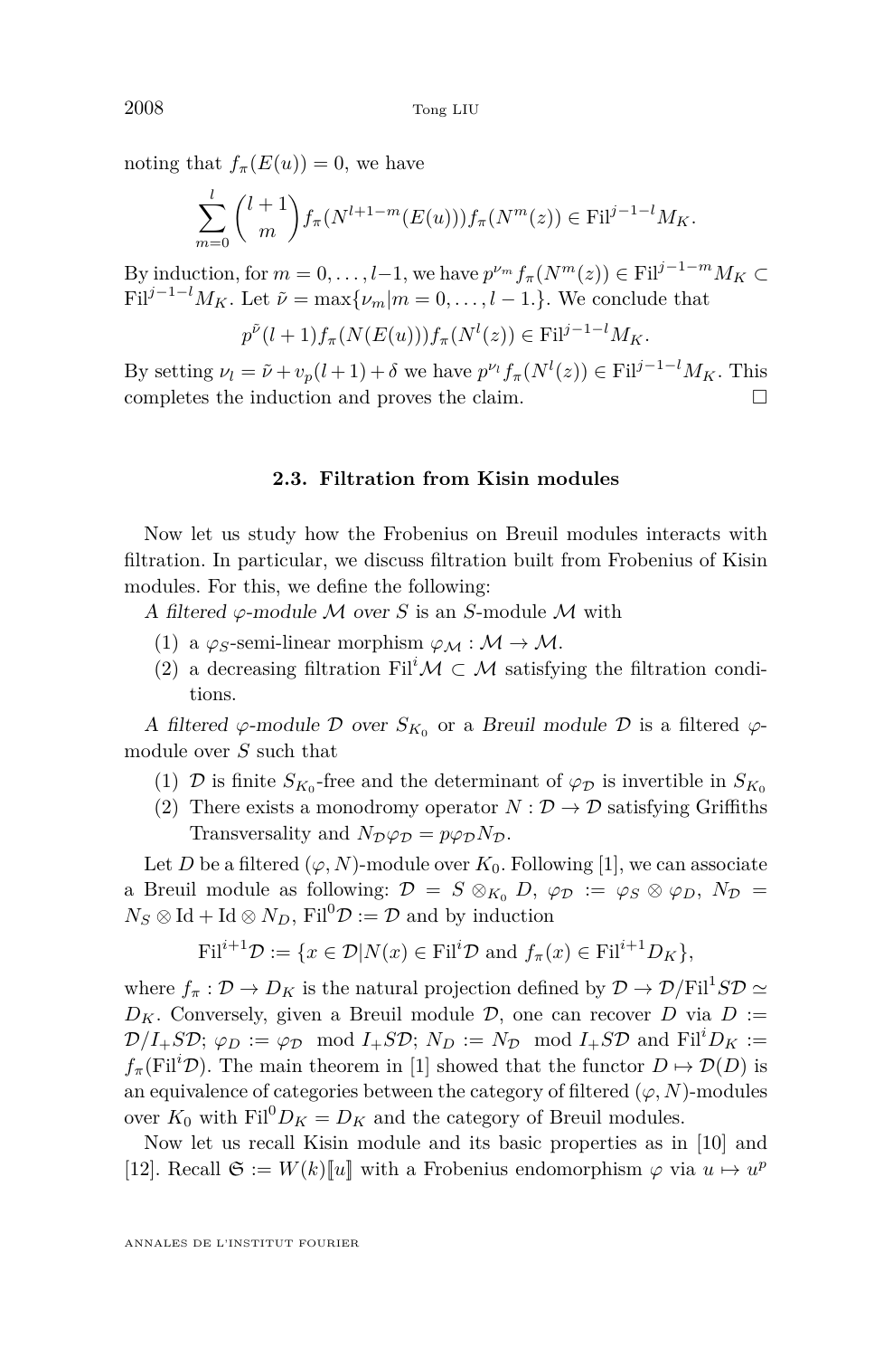noting that $f_\pi(E(u)) = 0$, we have

$$\sum_{m=0}^{l} \binom{l+1}{m} f_\pi(N^{l+1-m}(E(u))) f_\pi(N^m(z)) \in \mathrm{Fil}^{j-1-l} M_K.$$

By induction, for $m = 0, \dots, l-1$, we have $p^{\nu_m} f_\pi(N^m(z)) \in \mathrm{Fil}^{j-1-m} M_K \subset \mathrm{Fil}^{j-1-l} M_K$. Let $\tilde{\nu} = \max\{\nu_m | m = 0, \dots, l-1.\}$. We conclude that

$$p^{\tilde{\nu}} (l+1) f_\pi(N(E(u))) f_\pi(N^l(z)) \in \mathrm{Fil}^{j-1-l} M_K.$$

By setting $\nu_l = \tilde{\nu} + v_p(l+1) + \delta$ we have $p^{\nu_l} f_\pi(N^l(z)) \in \mathrm{Fil}^{j-1-l} M_K$. This completes the induction and proves the claim. $\square$

### 2.3. Filtration from Kisin modules

Now let us study how the Frobenius on Breuil modules interacts with filtration. In particular, we discuss filtration built from Frobenius of Kisin modules. For this, we define the following:

*A filtered $\varphi$-module $\mathcal{M}$ over $S$* is an $S$-module $\mathcal{M}$ with

1. a $\varphi_S$-semi-linear morphism $\varphi_{\mathcal{M}} : \mathcal{M} \to \mathcal{M}$.
2. a decreasing filtration $\mathrm{Fil}^i \mathcal{M} \subset \mathcal{M}$ satisfying the filtration conditions.

*A filtered $\varphi$-module $\mathcal{D}$ over $S_{K_0}$* or a *Breuil module $\mathcal{D}$* is a filtered $\varphi$-module over $S$ such that

1. $\mathcal{D}$ is finite $S_{K_0}$-free and the determinant of $\varphi_{\mathcal{D}}$ is invertible in $S_{K_0}$
2. There exists a monodromy operator $N : \mathcal{D} \to \mathcal{D}$ satisfying Griffiths Transversality and $N_{\mathcal{D}} \varphi_{\mathcal{D}} = p \varphi_{\mathcal{D}} N_{\mathcal{D}}$.

Let $D$ be a filtered $(\varphi, N)$-module over $K_0$. Following [1], we can associate a Breuil module as following: $\mathcal{D} = S \otimes_{K_0} D$, $\varphi_{\mathcal{D}} := \varphi_S \otimes \varphi_D$, $N_{\mathcal{D}} = N_S \otimes \mathrm{Id} + \mathrm{Id} \otimes N_D$, $\mathrm{Fil}^0 \mathcal{D} := \mathcal{D}$ and by induction

$$\mathrm{Fil}^{i+1} \mathcal{D} := \{x \in \mathcal{D} | N(x) \in \mathrm{Fil}^i \mathcal{D} \text{ and } f_\pi(x) \in \mathrm{Fil}^{i+1} D_K\},$$

where $f_\pi : \mathcal{D} \to D_K$ is the natural projection defined by $\mathcal{D} \to \mathcal{D}/\mathrm{Fil}^1 S\mathcal{D} \simeq D_K$. Conversely, given a Breuil module $\mathcal{D}$, one can recover $D$ via $D := \mathcal{D}/I_+ S\mathcal{D}$; $\varphi_D := \varphi_{\mathcal{D}} \mod I_+ S\mathcal{D}$; $N_D := N_{\mathcal{D}} \mod I_+ S\mathcal{D}$ and $\mathrm{Fil}^i D_K := f_\pi(\mathrm{Fil}^i \mathcal{D})$. The main theorem in [1] showed that the functor $D \mapsto \mathcal{D}(D)$ is an equivalence of categories between the category of filtered $(\varphi, N)$-modules over $K_0$ with $\mathrm{Fil}^0 D_K = D_K$ and the category of Breuil modules.

Now let us recall Kisin module and its basic properties as in [10] and [12]. Recall $\mathfrak{S} := W(k)[\![u]\!]$ with a Frobenius endomorphism $\varphi$ via $u \mapsto u^p$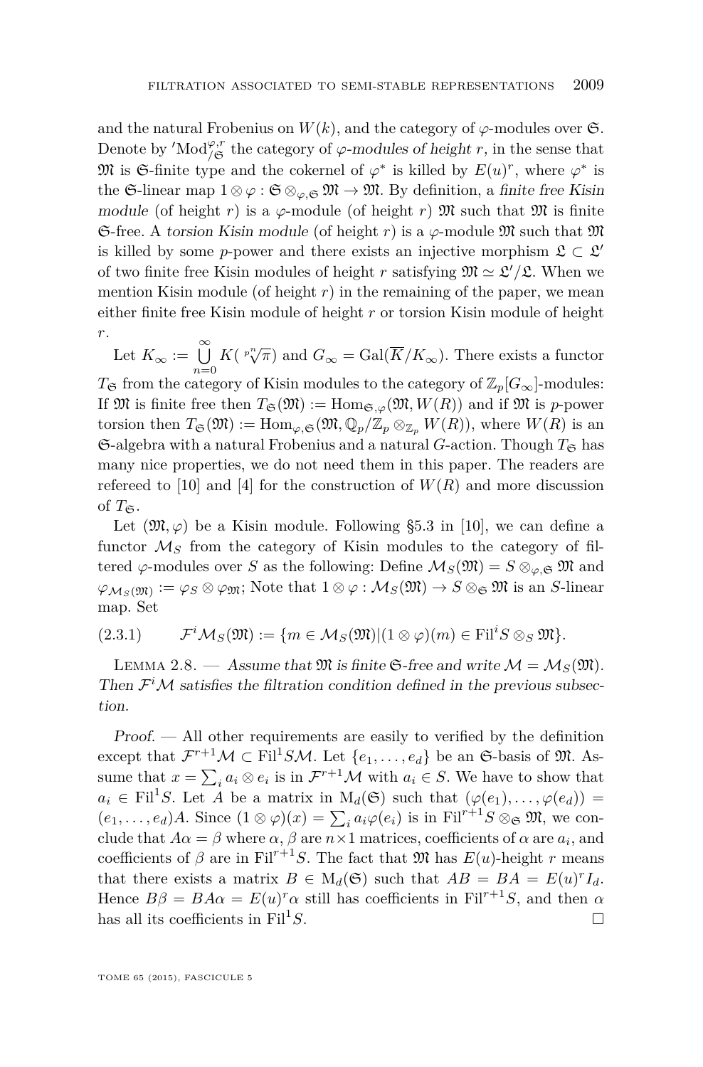and the natural Frobenius on $W(k)$, and the category of $\varphi$-modules over $\mathfrak{S}$. Denote by $'\mathrm{Mod}^{\varphi,r}_{/\mathfrak{S}}$ the category of *$\varphi$-modules of height $r$*, in the sense that $\mathfrak{M}$ is $\mathfrak{S}$-finite type and the cokernel of $\varphi^*$ is killed by $E(u)^r$, where $\varphi^*$ is the $\mathfrak{S}$-linear map $1 \otimes \varphi : \mathfrak{S} \otimes_{\varphi, \mathfrak{S}} \mathfrak{M} \to \mathfrak{M}$. By definition, a *finite free Kisin module* (of height $r$) is a $\varphi$-module (of height $r$) $\mathfrak{M}$ such that $\mathfrak{M}$ is finite $\mathfrak{S}$-free. A *torsion Kisin module* (of height $r$) is a $\varphi$-module $\mathfrak{M}$ such that $\mathfrak{M}$ is killed by some $p$-power and there exists an injective morphism $\mathfrak{L} \subset \mathfrak{L}'$ of two finite free Kisin modules of height $r$ satisfying $\mathfrak{M} \simeq \mathfrak{L}'/\mathfrak{L}$. When we mention Kisin module (of height $r$) in the remaining of the paper, we mean either finite free Kisin module of height $r$ or torsion Kisin module of height $r$.

Let $K_\infty := \bigcup\limits_{n=0}^{\infty} K(\sqrt[p^n]{\pi})$ and $G_\infty = \mathrm{Gal}(\overline{K}/K_\infty)$. There exists a functor $T_{\mathfrak{S}}$ from the category of Kisin modules to the category of $\mathbb{Z}_p[G_\infty]$-modules: If $\mathfrak{M}$ is finite free then $T_{\mathfrak{S}}(\mathfrak{M}) := \mathrm{Hom}_{\mathfrak{S}, \varphi}(\mathfrak{M}, W(R))$ and if $\mathfrak{M}$ is $p$-power torsion then $T_{\mathfrak{S}}(\mathfrak{M}) := \mathrm{Hom}_{\varphi, \mathfrak{S}}(\mathfrak{M}, \mathbb{Q}_p/\mathbb{Z}_p \otimes_{\mathbb{Z}_p} W(R))$, where $W(R)$ is an $\mathfrak{S}$-algebra with a natural Frobenius and a natural $G$-action. Though $T_{\mathfrak{S}}$ has many nice properties, we do not need them in this paper. The readers are refereed to [10] and [4] for the construction of $W(R)$ and more discussion of $T_{\mathfrak{S}}$.

Let $(\mathfrak{M}, \varphi)$ be a Kisin module. Following §5.3 in [10], we can define a functor $\mathcal{M}_S$ from the category of Kisin modules to the category of filtered $\varphi$-modules over $S$ as the following: Define $\mathcal{M}_S(\mathfrak{M}) = S \otimes_{\varphi, \mathfrak{S}} \mathfrak{M}$ and $\varphi_{\mathcal{M}_S(\mathfrak{M})} := \varphi_S \otimes \varphi_{\mathfrak{M}}$; Note that $1 \otimes \varphi : \mathcal{M}_S(\mathfrak{M}) \to S \otimes_{\mathfrak{S}} \mathfrak{M}$ is an $S$-linear map. Set

$$\mathcal{F}^i \mathcal{M}_S(\mathfrak{M}) := \{m \in \mathcal{M}_S(\mathfrak{M}) | (1 \otimes \varphi)(m) \in \mathrm{Fil}^i S \otimes_S \mathfrak{M}\}. \tag{2.3.1}$$

Lemma 2.8. — *Assume that $\mathfrak{M}$ is finite $\mathfrak{S}$-free and write $\mathcal{M} = \mathcal{M}_S(\mathfrak{M})$. Then $\mathcal{F}^i \mathcal{M}$ satisfies the filtration condition defined in the previous subsection.*

*Proof.* — All other requirements are easily to verified by the definition except that $\mathcal{F}^{r+1}\mathcal{M} \subset \mathrm{Fil}^1 S\mathcal{M}$. Let $\{e_1, \ldots, e_d\}$ be an $\mathfrak{S}$-basis of $\mathfrak{M}$. Assume that $x = \sum_i a_i \otimes e_i$ is in $\mathcal{F}^{r+1}\mathcal{M}$ with $a_i \in S$. We have to show that $a_i \in \mathrm{Fil}^1 S$. Let $A$ be a matrix in $\mathrm{M}_d(\mathfrak{S})$ such that $(\varphi(e_1), \ldots, \varphi(e_d)) = (e_1, \ldots, e_d)A$. Since $(1 \otimes \varphi)(x) = \sum_i a_i \varphi(e_i)$ is in $\mathrm{Fil}^{r+1} S \otimes_{\mathfrak{S}} \mathfrak{M}$, we conclude that $A\alpha = \beta$ where $\alpha, \beta$ are $n \times 1$ matrices, coefficients of $\alpha$ are $a_i$, and coefficients of $\beta$ are in $\mathrm{Fil}^{r+1} S$. The fact that $\mathfrak{M}$ has $E(u)$-height $r$ means that there exists a matrix $B \in \mathrm{M}_d(\mathfrak{S})$ such that $AB = BA = E(u)^r I_d$. Hence $B\beta = BA\alpha = E(u)^r \alpha$ still has coefficients in $\mathrm{Fil}^{r+1} S$, and then $\alpha$ has all its coefficients in $\mathrm{Fil}^1 S$. $\square$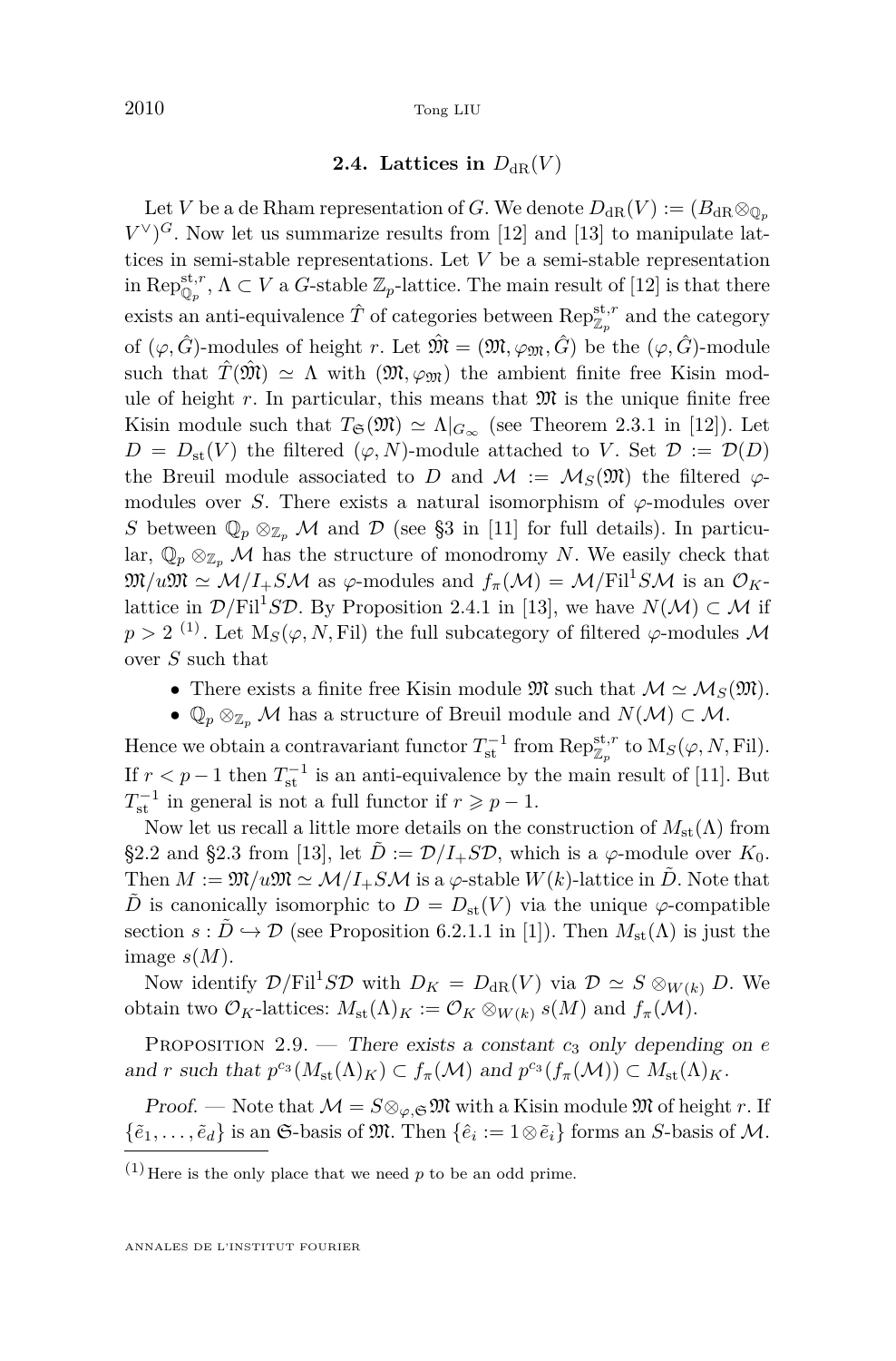### 2.4. Lattices in $D_{\mathrm{dR}}(V)$

Let $V$ be a de Rham representation of $G$. We denote $D_{\mathrm{dR}}(V) := (B_{\mathrm{dR}} \otimes_{\mathbb{Q}_p} V^\vee)^G$. Now let us summarize results from [12] and [13] to manipulate lattices in semi-stable representations. Let $V$ be a semi-stable representation in $\mathrm{Rep}^{\mathrm{st},r}_{\mathbb{Q}_p}$, $\Lambda \subset V$ a $G$-stable $\mathbb{Z}_p$-lattice. The main result of [12] is that there exists an anti-equivalence $\hat{T}$ of categories between $\mathrm{Rep}^{\mathrm{st},r}_{\mathbb{Z}_p}$ and the category of $(\varphi, \hat{G})$-modules of height $r$. Let $\hat{\mathfrak{M}} = (\mathfrak{M}, \varphi_{\mathfrak{M}}, \hat{G})$ be the $(\varphi, \hat{G})$-module such that $\hat{T}(\hat{\mathfrak{M}}) \simeq \Lambda$ with $(\mathfrak{M}, \varphi_{\mathfrak{M}})$ the ambient finite free Kisin module of height $r$. In particular, this means that $\mathfrak{M}$ is the unique finite free Kisin module such that $T_{\mathfrak{S}}(\mathfrak{M}) \simeq \Lambda|_{G_\infty}$ (see Theorem 2.3.1 in [12]). Let $D = D_{\mathrm{st}}(V)$ the filtered $(\varphi, N)$-module attached to $V$. Set $\mathcal{D} := \mathcal{D}(D)$ the Breuil module associated to $D$ and $\mathcal{M} := \mathcal{M}_S(\mathfrak{M})$ the filtered $\varphi$-modules over $S$. There exists a natural isomorphism of $\varphi$-modules over $S$ between $\mathbb{Q}_p \otimes_{\mathbb{Z}_p} \mathcal{M}$ and $\mathcal{D}$ (see §3 in [11] for full details). In particular, $\mathbb{Q}_p \otimes_{\mathbb{Z}_p} \mathcal{M}$ has the structure of monodromy $N$. We easily check that $\mathfrak{M}/u\mathfrak{M} \simeq \mathcal{M}/I_+ S\mathcal{M}$ as $\varphi$-modules and $f_\pi(\mathcal{M}) = \mathcal{M}/\mathrm{Fil}^1 S\mathcal{M}$ is an $\mathcal{O}_K$-lattice in $\mathcal{D}/\mathrm{Fil}^1 S\mathcal{D}$. By Proposition 2.4.1 in [13], we have $N(\mathcal{M}) \subset \mathcal{M}$ if $p > 2$ [(1)]. Let $\mathrm{M}_S(\varphi, N, \mathrm{Fil})$ the full subcategory of filtered $\varphi$-modules $\mathcal{M}$ over $S$ such that

- There exists a finite free Kisin module $\mathfrak{M}$ such that $\mathcal{M} \simeq \mathcal{M}_S(\mathfrak{M})$.
- $\mathbb{Q}_p \otimes_{\mathbb{Z}_p} \mathcal{M}$ has a structure of Breuil module and $N(\mathcal{M}) \subset \mathcal{M}$.

Hence we obtain a contravariant functor $T^{-1}_{\mathrm{st}}$ from $\mathrm{Rep}^{\mathrm{st},r}_{\mathbb{Z}_p}$ to $\mathrm{M}_S(\varphi, N, \mathrm{Fil})$. If $r < p-1$ then $T^{-1}_{\mathrm{st}}$ is an anti-equivalence by the main result of [11]. But $T^{-1}_{\mathrm{st}}$ in general is not a full functor if $r \geqslant p-1$.

Now let us recall a little more details on the construction of $M_{\mathrm{st}}(\Lambda)$ from §2.2 and §2.3 from [13], let $\tilde{D} := \mathcal{D}/I_+ S\mathcal{D}$, which is a $\varphi$-module over $K_0$. Then $M := \mathfrak{M}/u\mathfrak{M} \simeq \mathcal{M}/I_+ S\mathcal{M}$ is a $\varphi$-stable $W(k)$-lattice in $\tilde{D}$. Note that $\tilde{D}$ is canonically isomorphic to $D = D_{\mathrm{st}}(V)$ via the unique $\varphi$-compatible section $s : \tilde{D} \hookrightarrow \mathcal{D}$ (see Proposition 6.2.1.1 in [1]). Then $M_{\mathrm{st}}(\Lambda)$ is just the image $s(M)$.

Now identify $\mathcal{D}/\mathrm{Fil}^1 S\mathcal{D}$ with $D_K = D_{\mathrm{dR}}(V)$ via $\mathcal{D} \simeq S \otimes_{W(k)} D$. We obtain two $\mathcal{O}_K$-lattices: $M_{\mathrm{st}}(\Lambda)_K := \mathcal{O}_K \otimes_{W(k)} s(M)$ and $f_\pi(\mathcal{M})$.

Proposition 2.9. — *There exists a constant $c_3$ only depending on $e$ and $r$ such that $p^{c_3}(M_{\mathrm{st}}(\Lambda)_K) \subset f_\pi(\mathcal{M})$ and $p^{c_3}(f_\pi(\mathcal{M})) \subset M_{\mathrm{st}}(\Lambda)_K$.*

*Proof.* — Note that $\mathcal{M} = S \otimes_{\varphi, \mathfrak{S}} \mathfrak{M}$ with a Kisin module $\mathfrak{M}$ of height $r$. If $\{\tilde{e}_1, \ldots, \tilde{e}_d\}$ is an $\mathfrak{S}$-basis of $\mathfrak{M}$. Then $\{\hat{e}_i := 1 \otimes \tilde{e}_i\}$ forms an $S$-basis of $\mathcal{M}$.

---

(1) Here is the only place that we need $p$ to be an odd prime.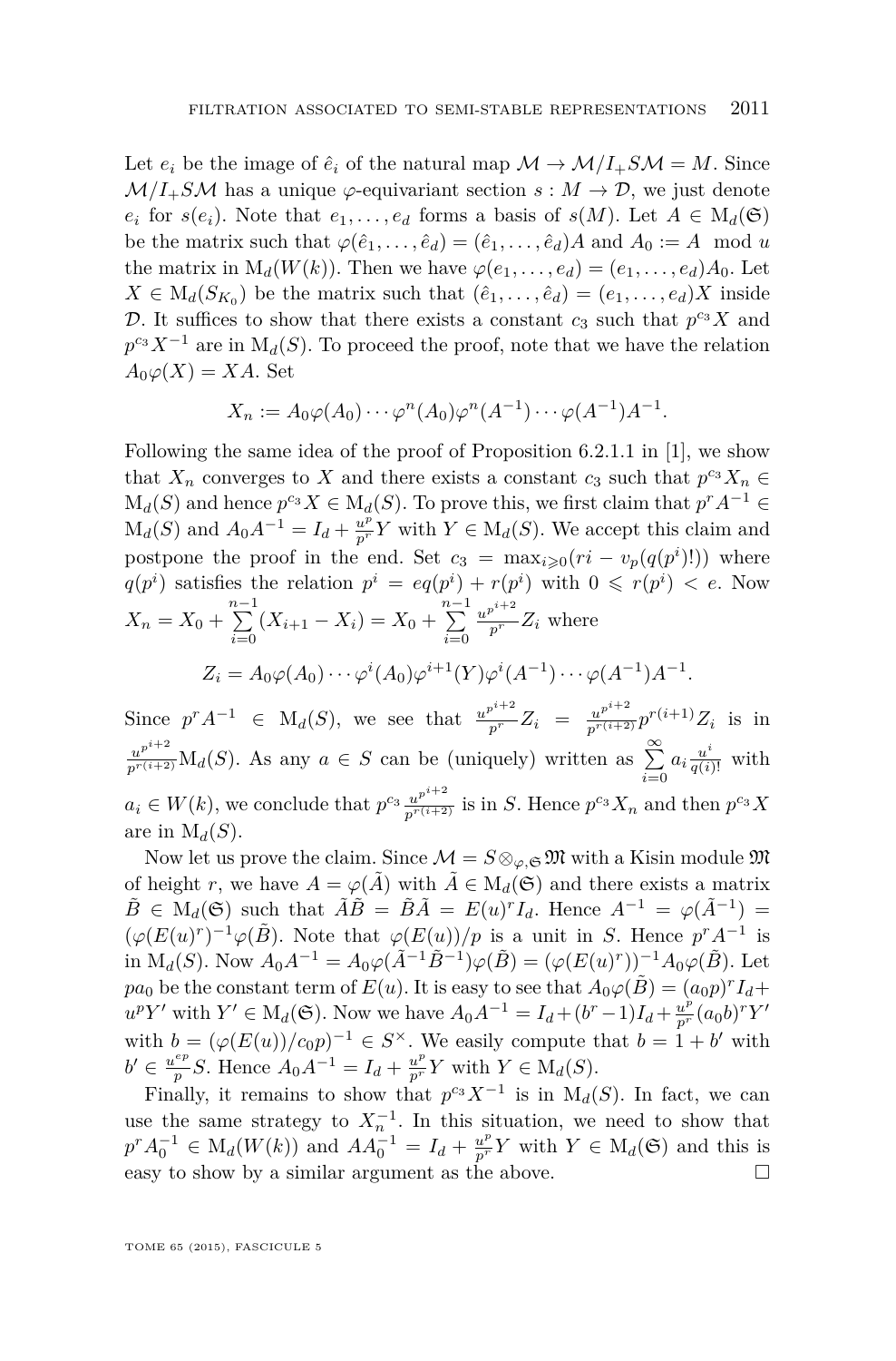Let $e_i$ be the image of $\hat{e}_i$ of the natural map $\mathcal{M} \to \mathcal{M}/I_+S\mathcal{M} = M$. Since $\mathcal{M}/I_+S\mathcal{M}$ has a unique $\varphi$-equivariant section $s : M \to \mathcal{D}$, we just denote $e_i$ for $s(e_i)$. Note that $e_1, \dots, e_d$ forms a basis of $s(M)$. Let $A \in \mathrm{M}_d(\mathfrak{S})$ be the matrix such that $\varphi(\hat{e}_1, \dots, \hat{e}_d) = (\hat{e}_1, \dots, \hat{e}_d)A$ and $A_0 := A \mod u$ the matrix in $\mathrm{M}_d(W(k))$. Then we have $\varphi(e_1, \dots, e_d) = (e_1, \dots, e_d)A_0$. Let $X \in \mathrm{M}_d(S_{K_0})$ be the matrix such that $(\hat{e}_1, \dots, \hat{e}_d) = (e_1, \dots, e_d)X$ inside $\mathcal{D}$. It suffices to show that there exists a constant $c_3$ such that $p^{c_3}X$ and $p^{c_3}X^{-1}$ are in $\mathrm{M}_d(S)$. To proceed the proof, note that we have the relation $A_0\varphi(X) = XA$. Set

$$X_n := A_0\varphi(A_0)\cdots\varphi^n(A_0)\varphi^n(A^{-1})\cdots\varphi(A^{-1})A^{-1}.$$

Following the same idea of the proof of Proposition 6.2.1.1 in [1], we show that $X_n$ converges to $X$ and there exists a constant $c_3$ such that $p^{c_3}X_n \in \mathrm{M}_d(S)$ and hence $p^{c_3}X \in \mathrm{M}_d(S)$. To prove this, we first claim that $p^rA^{-1} \in \mathrm{M}_d(S)$ and $A_0A^{-1} = I_d + \frac{u^p}{p^r}Y$ with $Y \in \mathrm{M}_d(S)$. We accept this claim and postpone the proof in the end. Set $c_3 = \max_{i \geqslant 0}(ri - v_p(q(p^i)!))$ where $q(p^i)$ satisfies the relation $p^i = eq(p^i) + r(p^i)$ with $0 \leqslant r(p^i) < e$. Now $X_n = X_0 + \sum\limits_{i=0}^{n-1}(X_{i+1} - X_i) = X_0 + \sum\limits_{i=0}^{n-1}\frac{u^{p^{i+2}}}{p^r}Z_i$ where

$$Z_i = A_0\varphi(A_0)\cdots\varphi^i(A_0)\varphi^{i+1}(Y)\varphi^i(A^{-1})\cdots\varphi(A^{-1})A^{-1}.$$

Since $p^rA^{-1} \in \mathrm{M}_d(S)$, we see that $\frac{u^{p^{i+2}}}{p^r}Z_i = \frac{u^{p^{i+2}}}{p^{r(i+2)}}p^{r(i+1)}Z_i$ is in $\frac{u^{p^{i+2}}}{p^{r(i+2)}}\mathrm{M}_d(S)$. As any $a \in S$ can be (uniquely) written as $\sum\limits_{i=0}^{\infty}a_i\frac{u^i}{q(i)!}$ with $a_i \in W(k)$, we conclude that $p^{c_3}\frac{u^{p^{i+2}}}{p^{r(i+2)}}$ is in $S$. Hence $p^{c_3}X_n$ and then $p^{c_3}X$ are in $\mathrm{M}_d(S)$.

Now let us prove the claim. Since $\mathcal{M} = S \otimes_{\varphi,\mathfrak{S}} \mathfrak{M}$ with a Kisin module $\mathfrak{M}$ of height $r$, we have $A = \varphi(\tilde{A})$ with $\tilde{A} \in \mathrm{M}_d(\mathfrak{S})$ and there exists a matrix $\tilde{B} \in \mathrm{M}_d(\mathfrak{S})$ such that $\tilde{A}\tilde{B} = \tilde{B}\tilde{A} = E(u)^rI_d$. Hence $A^{-1} = \varphi(\tilde{A}^{-1}) = (\varphi(E(u)^r)^{-1}\varphi(\tilde{B})$. Note that $\varphi(E(u))/p$ is a unit in $S$. Hence $p^rA^{-1}$ is in $\mathrm{M}_d(S)$. Now $A_0A^{-1} = A_0\varphi(\tilde{A}^{-1}\tilde{B}^{-1})\varphi(\tilde{B}) = (\varphi(E(u)^r))^{-1}A_0\varphi(\tilde{B})$. Let $pa_0$ be the constant term of $E(u)$. It is easy to see that $A_0\varphi(\tilde{B}) = (a_0p)^rI_d + u^pY'$ with $Y' \in \mathrm{M}_d(\mathfrak{S})$. Now we have $A_0A^{-1} = I_d + (b^r - 1)I_d + \frac{u^p}{p^r}(a_0b)^rY'$ with $b = (\varphi(E(u))/c_0p)^{-1} \in S^\times$. We easily compute that $b = 1 + b'$ with $b' \in \frac{u^{ep}}{p}S$. Hence $A_0A^{-1} = I_d + \frac{u^p}{p^r}Y$ with $Y \in \mathrm{M}_d(S)$.

Finally, it remains to show that $p^{c_3}X^{-1}$ is in $\mathrm{M}_d(S)$. In fact, we can use the same strategy to $X_n^{-1}$. In this situation, we need to show that $p^rA_0^{-1} \in \mathrm{M}_d(W(k))$ and $AA_0^{-1} = I_d + \frac{u^p}{p^r}Y$ with $Y \in \mathrm{M}_d(\mathfrak{S})$ and this is easy to show by a similar argument as the above. $\square$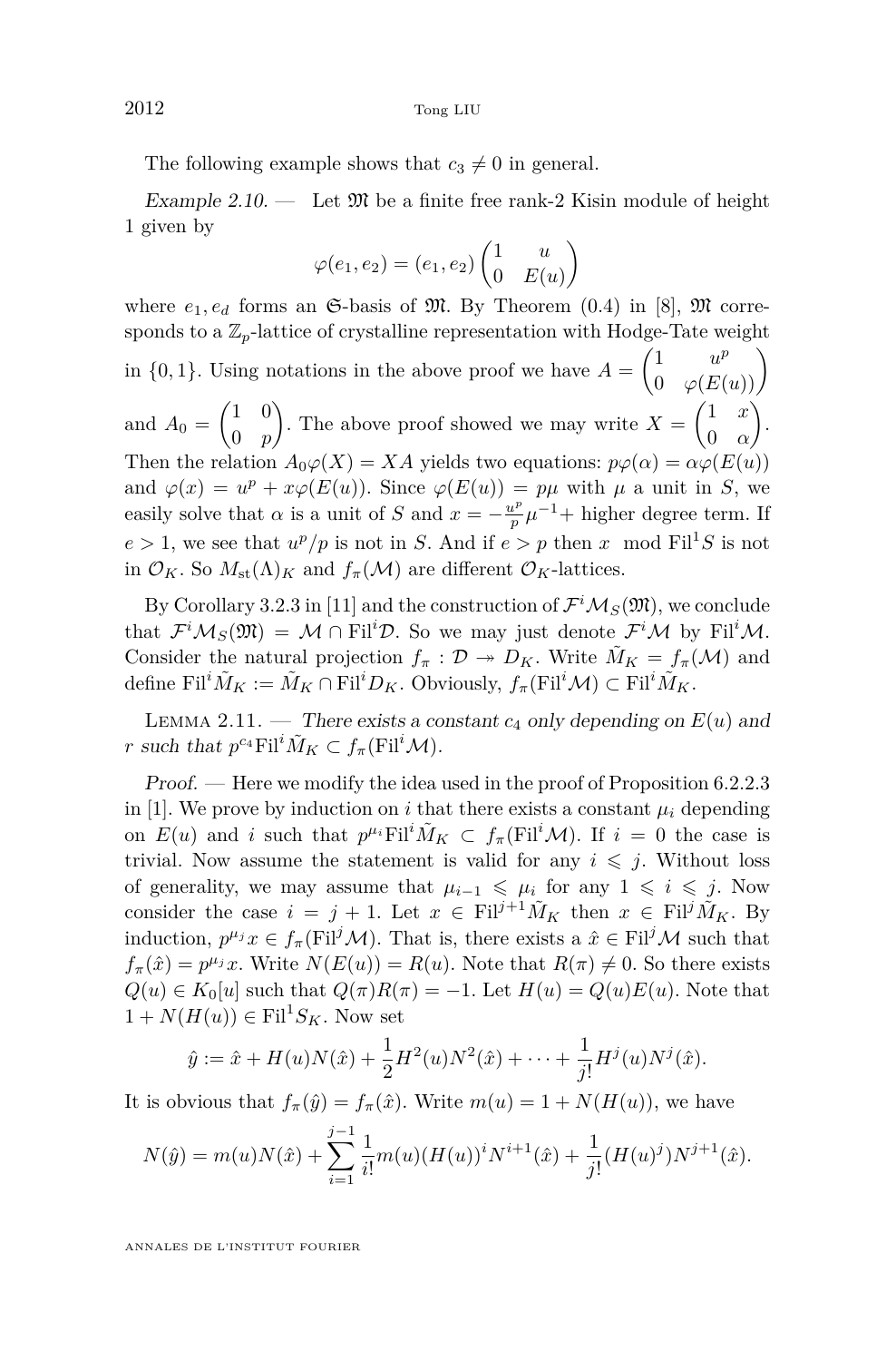The following example shows that $c_3 \neq 0$ in general.

*Example 2.10.* — Let $\mathfrak{M}$ be a finite free rank-2 Kisin module of height 1 given by

$$\varphi(e_1, e_2) = (e_1, e_2)\begin{pmatrix} 1 & u \\ 0 & E(u) \end{pmatrix}$$

where $e_1, e_d$ forms an $\mathfrak{S}$-basis of $\mathfrak{M}$. By Theorem (0.4) in [8], $\mathfrak{M}$ corresponds to a $\mathbb{Z}_p$-lattice of crystalline representation with Hodge-Tate weight in $\{0, 1\}$. Using notations in the above proof we have $A = \begin{pmatrix} 1 & u^p \\ 0 & \varphi(E(u)) \end{pmatrix}$ and $A_0 = \begin{pmatrix} 1 & 0 \\ 0 & p \end{pmatrix}$. The above proof showed we may write $X = \begin{pmatrix} 1 & x \\ 0 & \alpha \end{pmatrix}$. Then the relation $A_0 \varphi(X) = XA$ yields two equations: $p\varphi(\alpha) = \alpha\varphi(E(u))$ and $\varphi(x) = u^p + x\varphi(E(u))$. Since $\varphi(E(u)) = p\mu$ with $\mu$ a unit in $S$, we easily solve that $\alpha$ is a unit of $S$ and $x = -\frac{u^p}{p}\mu^{-1} +$ higher degree term. If $e > 1$, we see that $u^p/p$ is not in $S$. And if $e > p$ then $x \mod \mathrm{Fil}^1 S$ is not in $\mathcal{O}_K$. So $M_{\mathrm{st}}(\Lambda)_K$ and $f_\pi(\mathcal{M})$ are different $\mathcal{O}_K$-lattices.

By Corollary 3.2.3 in [11] and the construction of $\mathcal{F}^i\mathcal{M}_S(\mathfrak{M})$, we conclude that $\mathcal{F}^i\mathcal{M}_S(\mathfrak{M}) = \mathcal{M} \cap \mathrm{Fil}^i\mathcal{D}$. So we may just denote $\mathcal{F}^i\mathcal{M}$ by $\mathrm{Fil}^i\mathcal{M}$. Consider the natural projection $f_\pi : \mathcal{D} \twoheadrightarrow D_K$. Write $\tilde{M}_K = f_\pi(\mathcal{M})$ and define $\mathrm{Fil}^i\tilde{M}_K := \tilde{M}_K \cap \mathrm{Fil}^i D_K$. Obviously, $f_\pi(\mathrm{Fil}^i\mathcal{M}) \subset \mathrm{Fil}^i\tilde{M}_K$.

Lemma 2.11. — *There exists a constant $c_4$ only depending on $E(u)$ and $r$ such that $p^{c_4}\mathrm{Fil}^i\tilde{M}_K \subset f_\pi(\mathrm{Fil}^i\mathcal{M})$.*

*Proof.* — Here we modify the idea used in the proof of Proposition 6.2.2.3 in [1]. We prove by induction on $i$ that there exists a constant $\mu_i$ depending on $E(u)$ and $i$ such that $p^{\mu_i}\mathrm{Fil}^i\tilde{M}_K \subset f_\pi(\mathrm{Fil}^i\mathcal{M})$. If $i = 0$ the case is trivial. Now assume the statement is valid for any $i \leqslant j$. Without loss of generality, we may assume that $\mu_{i-1} \leqslant \mu_i$ for any $1 \leqslant i \leqslant j$. Now consider the case $i = j+1$. Let $x \in \mathrm{Fil}^{j+1}\tilde{M}_K$ then $x \in \mathrm{Fil}^j\tilde{M}_K$. By induction, $p^{\mu_j}x \in f_\pi(\mathrm{Fil}^j\mathcal{M})$. That is, there exists a $\hat{x} \in \mathrm{Fil}^j\mathcal{M}$ such that $f_\pi(\hat{x}) = p^{\mu_j}x$. Write $N(E(u)) = R(u)$. Note that $R(\pi) \neq 0$. So there exists $Q(u) \in K_0[u]$ such that $Q(\pi)R(\pi) = -1$. Let $H(u) = Q(u)E(u)$. Note that $1 + N(H(u)) \in \mathrm{Fil}^1 S_K$. Now set

$$\hat{y} := \hat{x} + H(u)N(\hat{x}) + \frac{1}{2}H^2(u)N^2(\hat{x}) + \cdots + \frac{1}{j!}H^j(u)N^j(\hat{x}).$$

It is obvious that $f_\pi(\hat{y}) = f_\pi(\hat{x})$. Write $m(u) = 1 + N(H(u))$, we have

$$N(\hat{y}) = m(u)N(\hat{x}) + \sum_{i=1}^{j-1}\frac{1}{i!}m(u)(H(u))^i N^{i+1}(\hat{x}) + \frac{1}{j!}(H(u)^j)N^{j+1}(\hat{x}).$$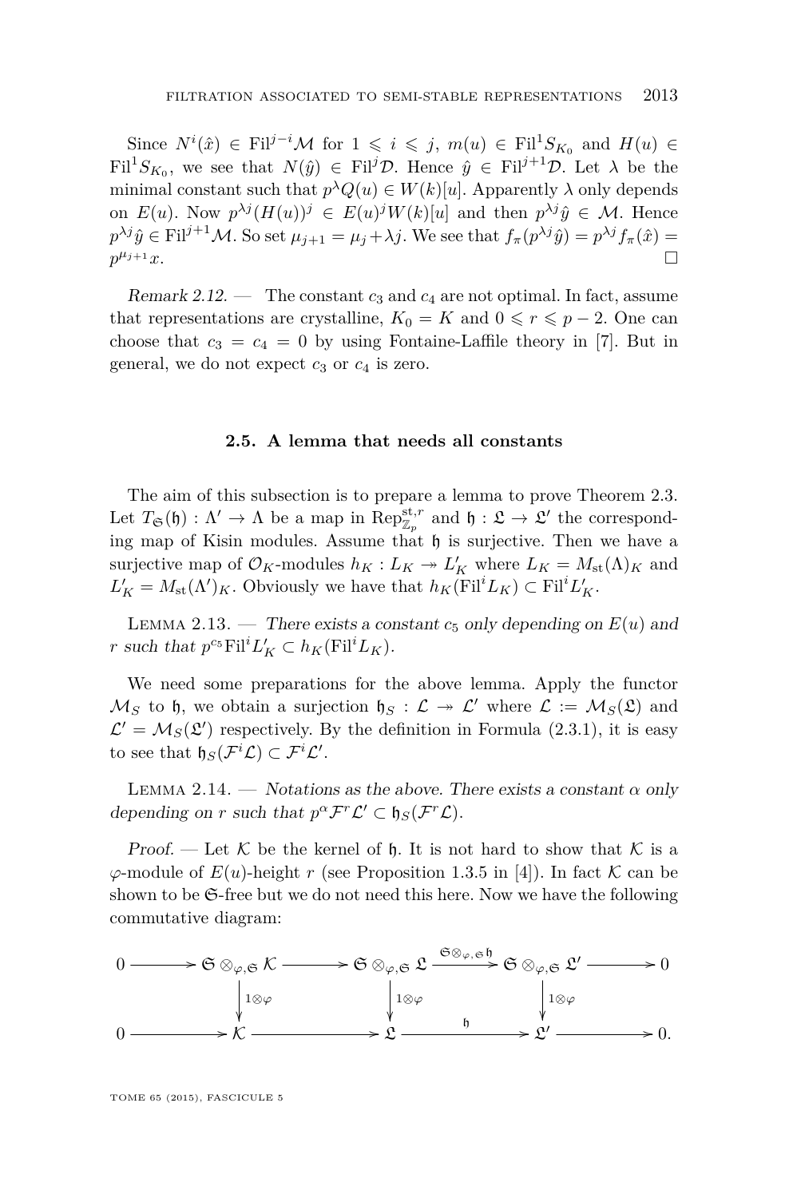Since $N^i(\hat{x}) \in \mathrm{Fil}^{j-i}\mathcal{M}$ for $1 \leqslant i \leqslant j$, $m(u) \in \mathrm{Fil}^1 S_{K_0}$ and $H(u) \in \mathrm{Fil}^1 S_{K_0}$, we see that $N(\hat{y}) \in \mathrm{Fil}^j \mathcal{D}$. Hence $\hat{y} \in \mathrm{Fil}^{j+1}\mathcal{D}$. Let $\lambda$ be the minimal constant such that $p^\lambda Q(u) \in W(k)[u]$. Apparently $\lambda$ only depends on $E(u)$. Now $p^{\lambda j}(H(u))^j \in E(u)^j W(k)[u]$ and then $p^{\lambda j}\hat{y} \in \mathcal{M}$. Hence $p^{\lambda j}\hat{y} \in \mathrm{Fil}^{j+1}\mathcal{M}$. So set $\mu_{j+1} = \mu_j + \lambda j$. We see that $f_\pi(p^{\lambda j}\hat{y}) = p^{\lambda j} f_\pi(\hat{x}) = p^{\mu_{j+1}} x$. □

*Remark 2.12.* — The constant $c_3$ and $c_4$ are not optimal. In fact, assume that representations are crystalline, $K_0 = K$ and $0 \leqslant r \leqslant p-2$. One can choose that $c_3 = c_4 = 0$ by using Fontaine-Laffile theory in [7]. But in general, we do not expect $c_3$ or $c_4$ is zero.

### 2.5. A lemma that needs all constants

The aim of this subsection is to prepare a lemma to prove Theorem 2.3. Let $T_{\mathfrak{S}}(\mathfrak{h}) : \Lambda' \to \Lambda$ be a map in $\mathrm{Rep}^{\mathrm{st},r}_{\mathbb{Z}_p}$ and $\mathfrak{h} : \mathfrak{L} \to \mathfrak{L}'$ the corresponding map of Kisin modules. Assume that $\mathfrak{h}$ is surjective. Then we have a surjective map of $\mathcal{O}_K$-modules $h_K : L_K \twoheadrightarrow L'_K$ where $L_K = M_{\mathrm{st}}(\Lambda)_K$ and $L'_K = M_{\mathrm{st}}(\Lambda')_K$. Obviously we have that $h_K(\mathrm{Fil}^i L_K) \subset \mathrm{Fil}^i L'_K$.

Lemma 2.13. — *There exists a constant $c_5$ only depending on $E(u)$ and $r$ such that $p^{c_5}\mathrm{Fil}^i L'_K \subset h_K(\mathrm{Fil}^i L_K)$.*

We need some preparations for the above lemma. Apply the functor $\mathcal{M}_S$ to $\mathfrak{h}$, we obtain a surjection $\mathfrak{h}_S : \mathcal{L} \twoheadrightarrow \mathcal{L}'$ where $\mathcal{L} := \mathcal{M}_S(\mathfrak{L})$ and $\mathcal{L}' = \mathcal{M}_S(\mathfrak{L}')$ respectively. By the definition in Formula (2.3.1), it is easy to see that $\mathfrak{h}_S(\mathcal{F}^i\mathcal{L}) \subset \mathcal{F}^i\mathcal{L}'$.

Lemma 2.14. — *Notations as the above. There exists a constant $\alpha$ only depending on $r$ such that $p^\alpha \mathcal{F}^r\mathcal{L}' \subset \mathfrak{h}_S(\mathcal{F}^r\mathcal{L})$.*

*Proof.* — Let $\mathcal{K}$ be the kernel of $\mathfrak{h}$. It is not hard to show that $\mathcal{K}$ is a $\varphi$-module of $E(u)$-height $r$ (see Proposition 1.3.5 in [4]). In fact $\mathcal{K}$ can be shown to be $\mathfrak{S}$-free but we do not need this here. Now we have the following commutative diagram:

$$
\begin{array}{ccccccccc}
0 & \longrightarrow & \mathfrak{S}\otimes_{\varphi,\mathfrak{S}}\mathcal{K} & \longrightarrow & \mathfrak{S}\otimes_{\varphi,\mathfrak{S}}\mathfrak{L} & \xrightarrow{\mathfrak{S}\otimes_{\varphi,\mathfrak{S}}\mathfrak{h}} & \mathfrak{S}\otimes_{\varphi,\mathfrak{S}}\mathfrak{L}' & \longrightarrow & 0 \\
 & & \downarrow{\scriptstyle 1\otimes\varphi} & & \downarrow{\scriptstyle 1\otimes\varphi} & & \downarrow{\scriptstyle 1\otimes\varphi} & & \\
0 & \longrightarrow & \mathcal{K} & \longrightarrow & \mathfrak{L} & \xrightarrow{\mathfrak{h}} & \mathfrak{L}' & \longrightarrow & 0.
\end{array}
$$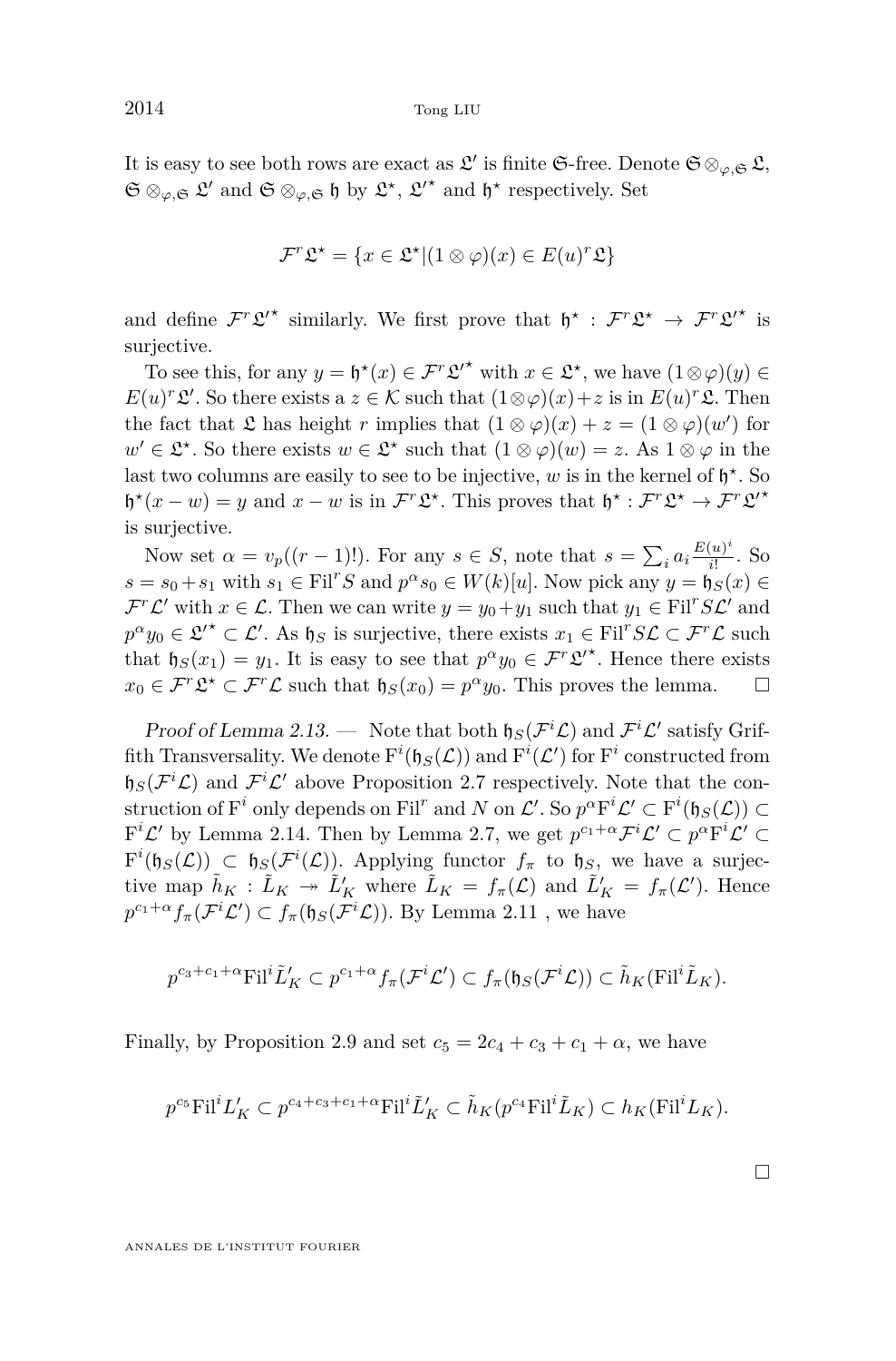It is easy to see both rows are exact as $\mathfrak{L}'$ is finite $\mathfrak{S}$-free. Denote $\mathfrak{S}\otimes_{\varphi,\mathfrak{S}}\mathfrak{L}$, $\mathfrak{S}\otimes_{\varphi,\mathfrak{S}}\mathfrak{L}'$ and $\mathfrak{S}\otimes_{\varphi,\mathfrak{S}}\mathfrak{h}$ by $\mathfrak{L}^\star$, $\mathfrak{L}'^\star$ and $\mathfrak{h}^\star$ respectively. Set

$$\mathcal{F}^r\mathfrak{L}^\star = \{x\in\mathfrak{L}^\star | (1\otimes\varphi)(x)\in E(u)^r\mathfrak{L}\}$$

and define $\mathcal{F}^r\mathfrak{L}'^\star$ similarly. We first prove that $\mathfrak{h}^\star : \mathcal{F}^r\mathfrak{L}^\star \to \mathcal{F}^r\mathfrak{L}'^\star$ is surjective.

To see this, for any $y=\mathfrak{h}^\star(x)\in\mathcal{F}^r\mathfrak{L}'^\star$ with $x\in\mathfrak{L}^\star$, we have $(1\otimes\varphi)(y)\in E(u)^r\mathfrak{L}'$. So there exists a $z\in\mathcal{K}$ such that $(1\otimes\varphi)(x)+z$ is in $E(u)^r\mathfrak{L}$. Then the fact that $\mathfrak{L}$ has height $r$ implies that $(1\otimes\varphi)(x)+z=(1\otimes\varphi)(w')$ for $w'\in\mathfrak{L}^\star$. So there exists $w\in\mathfrak{L}^\star$ such that $(1\otimes\varphi)(w)=z$. As $1\otimes\varphi$ in the last two columns are easily to see to be injective, $w$ is in the kernel of $\mathfrak{h}^\star$. So $\mathfrak{h}^\star(x-w)=y$ and $x-w$ is in $\mathcal{F}^r\mathfrak{L}^\star$. This proves that $\mathfrak{h}^\star:\mathcal{F}^r\mathfrak{L}^\star\to\mathcal{F}^r\mathfrak{L}'^\star$ is surjective.

Now set $\alpha=v_p((r-1)!)$. For any $s\in S$, note that $s=\sum_i a_i\frac{E(u)^i}{i!}$. So $s=s_0+s_1$ with $s_1\in\mathrm{Fil}^r S$ and $p^\alpha s_0\in W(k)[u]$. Now pick any $y=\mathfrak{h}_S(x)\in\mathcal{F}^r\mathcal{L}'$ with $x\in\mathcal{L}$. Then we can write $y=y_0+y_1$ such that $y_1\in\mathrm{Fil}^r S\mathcal{L}'$ and $p^\alpha y_0\in\mathfrak{L}'^\star\subset\mathcal{L}'$. As $\mathfrak{h}_S$ is surjective, there exists $x_1\in\mathrm{Fil}^r S\mathcal{L}\subset\mathcal{F}^r\mathcal{L}$ such that $\mathfrak{h}_S(x_1)=y_1$. It is easy to see that $p^\alpha y_0\in\mathcal{F}^r\mathfrak{L}'^\star$. Hence there exists $x_0\in\mathcal{F}^r\mathfrak{L}^\star\subset\mathcal{F}^r\mathcal{L}$ such that $\mathfrak{h}_S(x_0)=p^\alpha y_0$. This proves the lemma. $\square$

*Proof of Lemma 2.13.* — Note that both $\mathfrak{h}_S(\mathcal{F}^i\mathcal{L})$ and $\mathcal{F}^i\mathcal{L}'$ satisfy Griffith Transversality. We denote $\mathrm{F}^i(\mathfrak{h}_S(\mathcal{L}))$ and $\mathrm{F}^i(\mathcal{L}')$ for $\mathrm{F}^i$ constructed from $\mathfrak{h}_S(\mathcal{F}^i\mathcal{L})$ and $\mathcal{F}^i\mathcal{L}'$ above Proposition 2.7 respectively. Note that the construction of $\mathrm{F}^i$ only depends on $\mathrm{Fil}^r$ and $N$ on $\mathcal{L}'$. So $p^\alpha\mathrm{F}^i\mathcal{L}'\subset\mathrm{F}^i(\mathfrak{h}_S(\mathcal{L}))\subset\mathrm{F}^i\mathcal{L}'$ by Lemma 2.14. Then by Lemma 2.7, we get $p^{c_1+\alpha}\mathcal{F}^i\mathcal{L}'\subset p^\alpha\mathrm{F}^i\mathcal{L}'\subset\mathrm{F}^i(\mathfrak{h}_S(\mathcal{L}))\subset\mathfrak{h}_S(\mathcal{F}^i(\mathcal{L}))$. Applying functor $f_\pi$ to $\mathfrak{h}_S$, we have a surjective map $\tilde h_K:\tilde L_K\twoheadrightarrow\tilde L'_K$ where $\tilde L_K=f_\pi(\mathcal{L})$ and $\tilde L'_K=f_\pi(\mathcal{L}')$. Hence $p^{c_1+\alpha}f_\pi(\mathcal{F}^i\mathcal{L}')\subset f_\pi(\mathfrak{h}_S(\mathcal{F}^i\mathcal{L}))$. By Lemma 2.11 , we have

$$p^{c_3+c_1+\alpha}\mathrm{Fil}^i\tilde L'_K\subset p^{c_1+\alpha}f_\pi(\mathcal{F}^i\mathcal{L}')\subset f_\pi(\mathfrak{h}_S(\mathcal{F}^i\mathcal{L}))\subset\tilde h_K(\mathrm{Fil}^i\tilde L_K).$$

Finally, by Proposition 2.9 and set $c_5=2c_4+c_3+c_1+\alpha$, we have

$$p^{c_5}\mathrm{Fil}^i L'_K\subset p^{c_4+c_3+c_1+\alpha}\mathrm{Fil}^i\tilde L'_K\subset\tilde h_K(p^{c_4}\mathrm{Fil}^i\tilde L_K)\subset h_K(\mathrm{Fil}^i L_K).$$

$\square$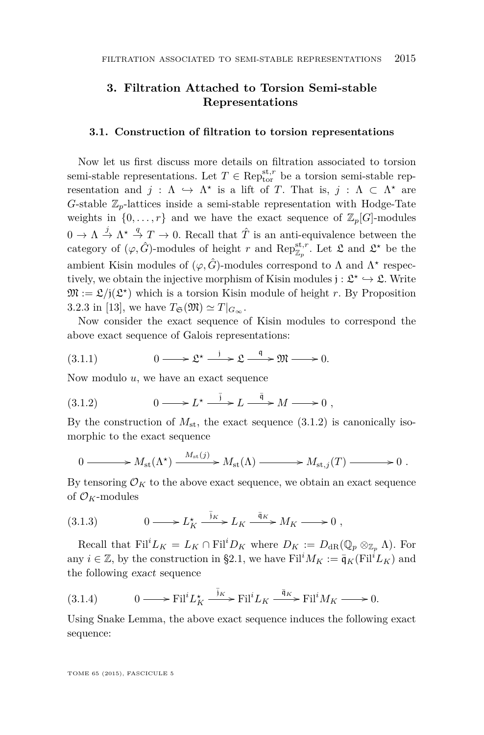## 3. Filtration Attached to Torsion Semi-stable Representations

### 3.1. Construction of filtration to torsion representations

Now let us first discuss more details on filtration associated to torsion semi-stable representations. Let $T \in \mathrm{Rep}^{\mathrm{st},r}_{\mathrm{tor}}$ be a torsion semi-stable representation and $j : \Lambda \hookrightarrow \Lambda^\star$ is a lift of $T$. That is, $j : \Lambda \subset \Lambda^\star$ are $G$-stable $\mathbb{Z}_p$-lattices inside a semi-stable representation with Hodge-Tate weights in $\{0, \dots, r\}$ and we have the exact sequence of $\mathbb{Z}_p[G]$-modules $0 \to \Lambda \overset{j}{\to} \Lambda^\star \overset{q}{\to} T \to 0$. Recall that $\hat{T}$ is an anti-equivalence between the category of $(\varphi, \hat{G})$-modules of height $r$ and $\mathrm{Rep}^{\mathrm{st},r}_{\mathbb{Z}_p}$. Let $\mathfrak{L}$ and $\mathfrak{L}^\star$ be the ambient Kisin modules of $(\varphi, \hat{G})$-modules correspond to $\Lambda$ and $\Lambda^\star$ respectively, we obtain the injective morphism of Kisin modules $\mathfrak{j} : \mathfrak{L}^\star \hookrightarrow \mathfrak{L}$. Write $\mathfrak{M} := \mathfrak{L}/\mathfrak{j}(\mathfrak{L}^\star)$ which is a torsion Kisin module of height $r$. By Proposition 3.2.3 in [13], we have $T_{\mathfrak{S}}(\mathfrak{M}) \simeq T|_{G_\infty}$.

Now consider the exact sequence of Kisin modules to correspond the above exact sequence of Galois representations:

$$0 \longrightarrow \mathfrak{L}^\star \xrightarrow{\mathfrak{j}} \mathfrak{L} \xrightarrow{\mathfrak{q}} \mathfrak{M} \longrightarrow 0. \tag{3.1.1}$$

Now modulo $u$, we have an exact sequence

$$0 \longrightarrow L^\star \xrightarrow{\bar{\mathfrak{j}}} L \xrightarrow{\bar{\mathfrak{q}}} M \longrightarrow 0\ , \tag{3.1.2}$$

By the construction of $M_{\mathrm{st}}$, the exact sequence (3.1.2) is canonically isomorphic to the exact sequence

$$0 \longrightarrow M_{\mathrm{st}}(\Lambda^\star) \xrightarrow{M_{\mathrm{st}}(j)} M_{\mathrm{st}}(\Lambda) \longrightarrow M_{\mathrm{st},j}(T) \longrightarrow 0\ .$$

By tensoring $\mathcal{O}_K$ to the above exact sequence, we obtain an exact sequence of $\mathcal{O}_K$-modules

$$0 \longrightarrow L^\star_K \xrightarrow{\bar{\mathfrak{j}}_K} L_K \xrightarrow{\bar{\mathfrak{q}}_K} M_K \longrightarrow 0\ , \tag{3.1.3}$$

Recall that $\mathrm{Fil}^i L_K = L_K \cap \mathrm{Fil}^i D_K$ where $D_K := D_{\mathrm{dR}}(\mathbb{Q}_p \otimes_{\mathbb{Z}_p} \Lambda)$. For any $i \in \mathbb{Z}$, by the construction in §2.1, we have $\mathrm{Fil}^i M_K := \bar{\mathfrak{q}}_K(\mathrm{Fil}^i L_K)$ and the following *exact* sequence

$$0 \longrightarrow \mathrm{Fil}^i L^\star_K \xrightarrow{\bar{\mathfrak{j}}_K} \mathrm{Fil}^i L_K \xrightarrow{\bar{\mathfrak{q}}_K} \mathrm{Fil}^i M_K \longrightarrow 0. \tag{3.1.4}$$

Using Snake Lemma, the above exact sequence induces the following exact sequence: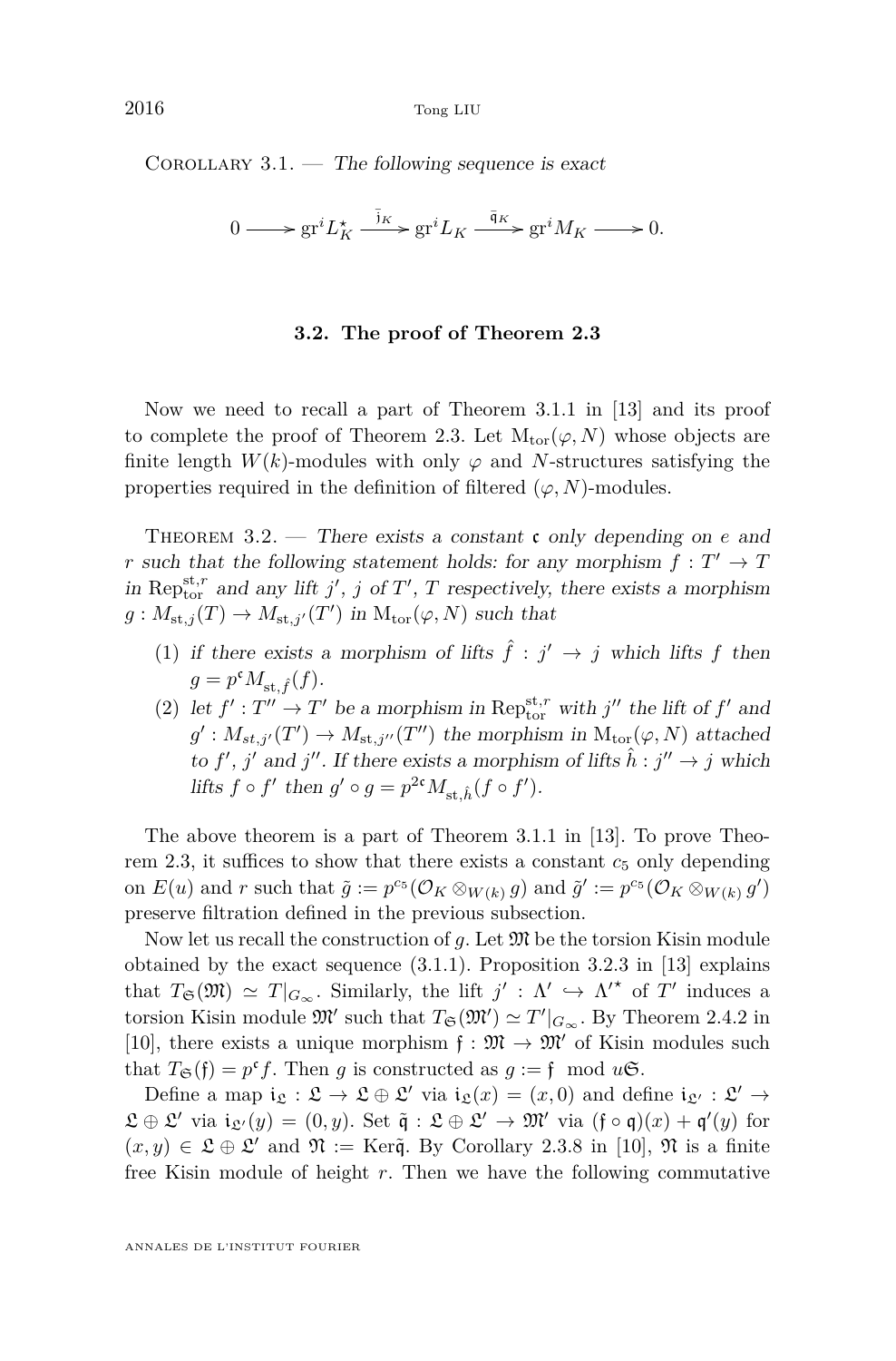Corollary 3.1. — *The following sequence is exact*

$$0 \longrightarrow \mathrm{gr}^i L_K^\star \xrightarrow{\bar{\mathfrak{j}}_K} \mathrm{gr}^i L_K \xrightarrow{\bar{\mathfrak{q}}_K} \mathrm{gr}^i M_K \longrightarrow 0.$$

### 3.2. The proof of Theorem 2.3

Now we need to recall a part of Theorem 3.1.1 in [13] and its proof to complete the proof of Theorem 2.3. Let $\mathrm{M}_{\mathrm{tor}}(\varphi, N)$ whose objects are finite length $W(k)$-modules with only $\varphi$ and $N$-structures satisfying the properties required in the definition of filtered $(\varphi, N)$-modules.

Theorem 3.2. — *There exists a constant $\mathfrak{c}$ only depending on $e$ and $r$ such that the following statement holds: for any morphism $f : T' \to T$ in $\mathrm{Rep}^{\mathrm{st},r}_{\mathrm{tor}}$ and any lift $j'$, $j$ of $T'$, $T$ respectively, there exists a morphism $g : M_{\mathrm{st},j}(T) \to M_{\mathrm{st},j'}(T')$ in $\mathrm{M}_{\mathrm{tor}}(\varphi, N)$ such that*

1. *if there exists a morphism of lifts $\hat{f} : j' \to j$ which lifts $f$ then $g = p^{\mathfrak{c}} M_{\mathrm{st},\hat{f}}(f)$.*
2. *let $f' : T'' \to T'$ be a morphism in $\mathrm{Rep}^{\mathrm{st},r}_{\mathrm{tor}}$ with $j''$ the lift of $f'$ and $g' : M_{st,j'}(T') \to M_{\mathrm{st},j''}(T'')$ the morphism in $\mathrm{M}_{\mathrm{tor}}(\varphi, N)$ attached to $f'$, $j'$ and $j''$. If there exists a morphism of lifts $\hat{h} : j'' \to j$ which lifts $f \circ f'$ then $g' \circ g = p^{2\mathfrak{c}} M_{\mathrm{st},\hat{h}}(f \circ f')$.*

The above theorem is a part of Theorem 3.1.1 in [13]. To prove Theorem 2.3, it suffices to show that there exists a constant $c_5$ only depending on $E(u)$ and $r$ such that $\tilde{g} := p^{c_5}(\mathcal{O}_K \otimes_{W(k)} g)$ and $\tilde{g}' := p^{c_5}(\mathcal{O}_K \otimes_{W(k)} g')$ preserve filtration defined in the previous subsection.

Now let us recall the construction of $g$. Let $\mathfrak{M}$ be the torsion Kisin module obtained by the exact sequence (3.1.1). Proposition 3.2.3 in [13] explains that $T_{\mathfrak{S}}(\mathfrak{M}) \simeq T|_{G_\infty}$. Similarly, the lift $j' : \Lambda' \hookrightarrow \Lambda'^\star$ of $T'$ induces a torsion Kisin module $\mathfrak{M}'$ such that $T_{\mathfrak{S}}(\mathfrak{M}') \simeq T'|_{G_\infty}$. By Theorem 2.4.2 in [10], there exists a unique morphism $\mathfrak{f} : \mathfrak{M} \to \mathfrak{M}'$ of Kisin modules such that $T_{\mathfrak{S}}(\mathfrak{f}) = p^{\mathfrak{c}} f$. Then $g$ is constructed as $g := \mathfrak{f} \mod u\mathfrak{S}$.

Define a map $\mathfrak{i}_{\mathfrak{L}} : \mathfrak{L} \to \mathfrak{L} \oplus \mathfrak{L}'$ via $\mathfrak{i}_{\mathfrak{L}}(x) = (x, 0)$ and define $\mathfrak{i}_{\mathfrak{L}'} : \mathfrak{L}' \to \mathfrak{L} \oplus \mathfrak{L}'$ via $\mathfrak{i}_{\mathfrak{L}'}(y) = (0, y)$. Set $\tilde{\mathfrak{q}} : \mathfrak{L} \oplus \mathfrak{L}' \to \mathfrak{M}'$ via $(\mathfrak{f} \circ \mathfrak{q})(x) + \mathfrak{q}'(y)$ for $(x, y) \in \mathfrak{L} \oplus \mathfrak{L}'$ and $\mathfrak{N} := \mathrm{Ker}\tilde{\mathfrak{q}}$. By Corollary 2.3.8 in [10], $\mathfrak{N}$ is a finite free Kisin module of height $r$. Then we have the following commutative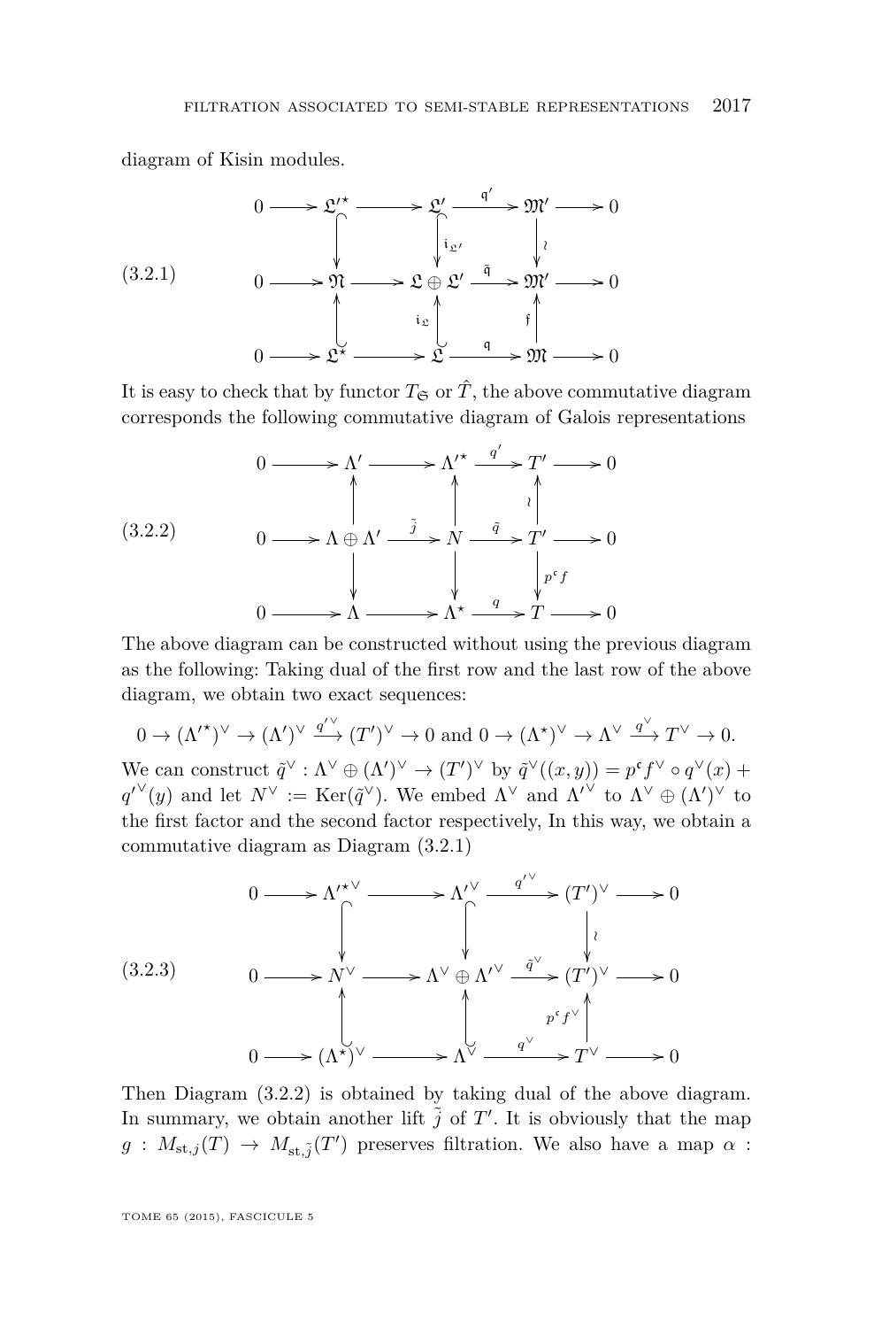diagram of Kisin modules.

$$
\tag{3.2.1}
\begin{array}{ccccccccc}
0 & \longrightarrow & \mathfrak{L}'^{\star} & \longrightarrow & \mathfrak{L}' & \xrightarrow{\mathfrak{q}'} & \mathfrak{M}' & \longrightarrow & 0 \\
 & & \big\downarrow & & \big\downarrow {\scriptstyle \mathfrak{i}_{\mathfrak{L}'}} & & \big\downarrow \wr & & \\
0 & \longrightarrow & \mathfrak{N} & \longrightarrow & \mathfrak{L} \oplus \mathfrak{L}' & \xrightarrow{\tilde{\mathfrak{q}}} & \mathfrak{M}' & \longrightarrow & 0 \\
 & & \big\uparrow & & \big\uparrow {\scriptstyle \mathfrak{i}_{\mathfrak{L}}} & & \big\uparrow {\scriptstyle \mathfrak{f}} & & \\
0 & \longrightarrow & \mathfrak{L}^{\star} & \longrightarrow & \mathfrak{L} & \xrightarrow{\mathfrak{q}} & \mathfrak{M} & \longrightarrow & 0
\end{array}
$$

It is easy to check that by functor $T_{\mathfrak{S}}$ or $\hat{T}$, the above commutative diagram corresponds the following commutative diagram of Galois representations

$$
\tag{3.2.2}
\begin{array}{ccccccccc}
0 & \longrightarrow & \Lambda' & \longrightarrow & \Lambda'^{\star} & \xrightarrow{q'} & T' & \longrightarrow & 0 \\
 & & \big\uparrow & & \big\uparrow & & \big\uparrow \wr & & \\
0 & \longrightarrow & \Lambda \oplus \Lambda' & \xrightarrow{\tilde{j}} & N & \xrightarrow{\tilde{q}} & T' & \longrightarrow & 0 \\
 & & \big\downarrow & & \big\downarrow & & \big\downarrow {\scriptstyle p^{\mathfrak{c}} f} & & \\
0 & \longrightarrow & \Lambda & \longrightarrow & \Lambda^{\star} & \xrightarrow{q} & T & \longrightarrow & 0
\end{array}
$$

The above diagram can be constructed without using the previous diagram as the following: Taking dual of the first row and the last row of the above diagram, we obtain two exact sequences:

$$
0 \to (\Lambda'^{\star})^{\vee} \to (\Lambda')^{\vee} \xrightarrow{q'^{\vee}} (T')^{\vee} \to 0 \text{ and } 0 \to (\Lambda^{\star})^{\vee} \to \Lambda^{\vee} \xrightarrow{q^{\vee}} T^{\vee} \to 0.
$$

We can construct $\tilde{q}^{\vee} : \Lambda^{\vee} \oplus (\Lambda')^{\vee} \to (T')^{\vee}$ by $\tilde{q}^{\vee}((x,y)) = p^{\mathfrak{c}} f^{\vee} \circ q^{\vee}(x) + {q'}^{\vee}(y)$ and let $N^{\vee} := \mathrm{Ker}(\tilde{q}^{\vee})$. We embed $\Lambda^{\vee}$ and ${\Lambda'}^{\vee}$ to $\Lambda^{\vee} \oplus (\Lambda')^{\vee}$ to the first factor and the second factor respectively, In this way, we obtain a commutative diagram as Diagram (3.2.1)

$$
\tag{3.2.3}
\begin{array}{ccccccccc}
0 & \longrightarrow & {\Lambda'^{\star}}^{\vee} & \longrightarrow & {\Lambda'}^{\vee} & \xrightarrow{{q'}^{\vee}} & (T')^{\vee} & \longrightarrow & 0 \\
 & & \big\downarrow & & \big\downarrow & & \big\downarrow \wr & & \\
0 & \longrightarrow & N^{\vee} & \longrightarrow & \Lambda^{\vee} \oplus {\Lambda'}^{\vee} & \xrightarrow{\tilde{q}^{\vee}} & (T')^{\vee} & \longrightarrow & 0 \\
 & & \big\uparrow & & \big\uparrow & & \big\uparrow {\scriptstyle p^{\mathfrak{c}} f^{\vee}} & & \\
0 & \longrightarrow & (\Lambda^{\star})^{\vee} & \longrightarrow & \Lambda^{\vee} & \xrightarrow{q^{\vee}} & T^{\vee} & \longrightarrow & 0
\end{array}
$$

Then Diagram (3.2.2) is obtained by taking dual of the above diagram. In summary, we obtain another lift $\tilde{j}$ of $T'$. It is obviously that the map $g : M_{\mathrm{st},j}(T) \to M_{\mathrm{st},\tilde{j}}(T')$ preserves filtration. We also have a map $\alpha$ :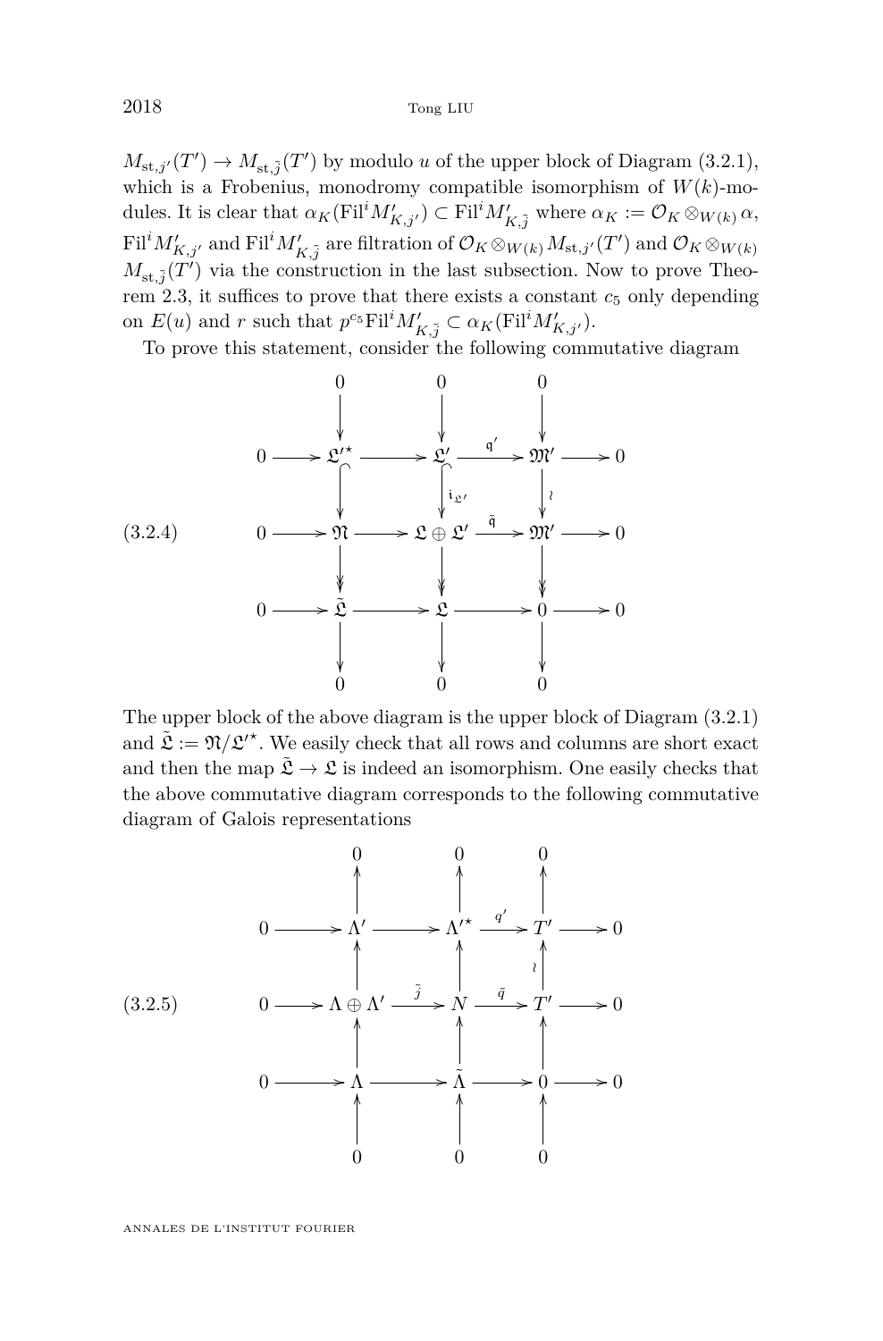$M_{\mathrm{st},j'}(T') \to M_{\mathrm{st},\tilde{j}}(T')$ by modulo $u$ of the upper block of Diagram (3.2.1), which is a Frobenius, monodromy compatible isomorphism of $W(k)$-modules. It is clear that $\alpha_K(\mathrm{Fil}^i M'_{K,j'}) \subset \mathrm{Fil}^i M'_{K,\tilde{j}}$ where $\alpha_K := \mathcal{O}_K \otimes_{W(k)} \alpha$, $\mathrm{Fil}^i M'_{K,j'}$ and $\mathrm{Fil}^i M'_{K,\tilde{j}}$ are filtration of $\mathcal{O}_K \otimes_{W(k)} M_{\mathrm{st},j'}(T')$ and $\mathcal{O}_K \otimes_{W(k)} M_{\mathrm{st},\tilde{j}}(T')$ via the construction in the last subsection. Now to prove Theorem 2.3, it suffices to prove that there exists a constant $c_5$ only depending on $E(u)$ and $r$ such that $p^{c_5}\mathrm{Fil}^i M'_{K,\tilde{j}} \subset \alpha_K(\mathrm{Fil}^i M'_{K,j'})$.

To prove this statement, consider the following commutative diagram

$$\begin{array}{ccccccccc}
 & & 0 & & 0 & & 0 & & \\
 & & \downarrow & & \downarrow & & \downarrow & & \\
0 & \to & \mathfrak{L}'^{\star} & \to & \mathfrak{L}' & \xrightarrow{\mathfrak{q}'} & \mathfrak{M}' & \to & 0 \\
 & & \downarrow & & \downarrow{\scriptstyle \mathfrak{i}_{\mathfrak{L}'}} & & \downarrow{\scriptstyle \wr} & & \\
0 & \to & \mathfrak{N} & \to & \mathfrak{L} \oplus \mathfrak{L}' & \xrightarrow{\tilde{\mathfrak{q}}} & \mathfrak{M}' & \to & 0 \\
 & & \downarrow & & \downarrow & & \downarrow & & \\
0 & \to & \tilde{\mathfrak{L}} & \to & \mathfrak{L} & \to & 0 & \to & 0 \\
 & & \downarrow & & \downarrow & & \downarrow & & \\
 & & 0 & & 0 & & 0 & & 
\end{array} \tag{3.2.4}$$

The upper block of the above diagram is the upper block of Diagram (3.2.1) and $\tilde{\mathfrak{L}} := \mathfrak{N}/\mathfrak{L}'^{\star}$. We easily check that all rows and columns are short exact and then the map $\tilde{\mathfrak{L}} \to \mathfrak{L}$ is indeed an isomorphism. One easily checks that the above commutative diagram corresponds to the following commutative diagram of Galois representations

$$\begin{array}{ccccccccc}
 & & 0 & & 0 & & 0 & & \\
 & & \uparrow & & \uparrow & & \uparrow & & \\
0 & \to & \Lambda' & \to & \Lambda'^{\star} & \xrightarrow{q'} & T' & \to & 0 \\
 & & \uparrow & & \uparrow & & \uparrow{\scriptstyle \wr} & & \\
0 & \to & \Lambda \oplus \Lambda' & \xrightarrow{\tilde{j}} & N & \xrightarrow{\tilde{q}} & T' & \to & 0 \\
 & & \uparrow & & \uparrow & & \uparrow & & \\
0 & \to & \Lambda & \to & \tilde{\Lambda} & \to & 0 & \to & 0 \\
 & & \uparrow & & \uparrow & & \uparrow & & \\
 & & 0 & & 0 & & 0 & & 
\end{array} \tag{3.2.5}$$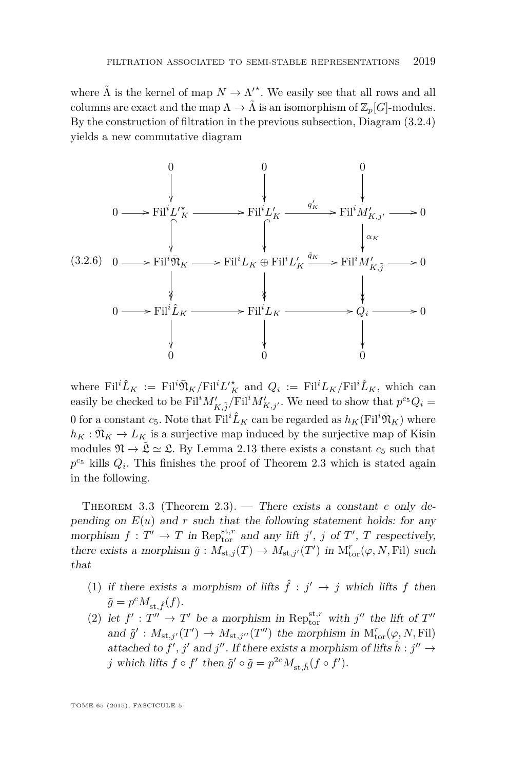where $\tilde{\Lambda}$ is the kernel of map $N \to \Lambda'^{\star}$. We easily see that all rows and all columns are exact and the map $\Lambda \to \tilde{\Lambda}$ is an isomorphism of $\mathbb{Z}_p[G]$-modules. By the construction of filtration in the previous subsection, Diagram (3.2.4) yields a new commutative diagram

$$
\begin{array}{ccccccccc}
 & & 0 & & 0 & & 0 & & \\
 & & \downarrow & & \downarrow & & \downarrow & & \\
0 & \longrightarrow & \mathrm{Fil}^i L'^{\star}_K & \longrightarrow & \mathrm{Fil}^i L'_K & \xrightarrow{q'_K} & \mathrm{Fil}^i M'_{K,j'} & \longrightarrow & 0 \\
 & & \downarrow & & \downarrow & & \downarrow{\scriptstyle \alpha_K} & & \\
0 & \longrightarrow & \mathrm{Fil}^i \bar{\mathfrak{N}}_K & \longrightarrow & \mathrm{Fil}^i L_K \oplus \mathrm{Fil}^i L'_K & \xrightarrow{\tilde{q}_K} & \mathrm{Fil}^i M'_{K,\tilde{j}} & \longrightarrow & 0 \\
 & & \downarrow & & \downarrow & & \downarrow & & \\
0 & \longrightarrow & \mathrm{Fil}^i \hat{L}_K & \longrightarrow & \mathrm{Fil}^i L_K & \longrightarrow & Q_i & \longrightarrow & 0 \\
 & & \downarrow & & \downarrow & & \downarrow & & \\
 & & 0 & & 0 & & 0 & &
\end{array}
\tag{3.2.6}
$$

where $\mathrm{Fil}^i \hat{L}_K := \mathrm{Fil}^i \bar{\mathfrak{N}}_K / \mathrm{Fil}^i L'^{\star}_K$ and $Q_i := \mathrm{Fil}^i L_K / \mathrm{Fil}^i \hat{L}_K$, which can easily be checked to be $\mathrm{Fil}^i M'_{K,\tilde{j}} / \mathrm{Fil}^i M'_{K,j'}$. We need to show that $p^{c_5} Q_i = 0$ for a constant $c_5$. Note that $\mathrm{Fil}^i \hat{L}_K$ can be regarded as $h_K(\mathrm{Fil}^i \bar{\mathfrak{N}}_K)$ where $h_K : \bar{\mathfrak{N}}_K \to L_K$ is a surjective map induced by the surjective map of Kisin modules $\mathfrak{N} \to \tilde{\mathfrak{L}} \simeq \mathfrak{L}$. By Lemma 2.13 there exists a constant $c_5$ such that $p^{c_5}$ kills $Q_i$. This finishes the proof of Theorem 2.3 which is stated again in the following.

Theorem 3.3 (Theorem 2.3). — *There exists a constant $c$ only depending on $E(u)$ and $r$ such that the following statement holds: for any morphism $f : T' \to T$ in $\mathrm{Rep}^{\mathrm{st},r}_{\mathrm{tor}}$ and any lift $j'$, $j$ of $T'$, $T$ respectively, there exists a morphism $\tilde{g} : M_{\mathrm{st},j}(T) \to M_{\mathrm{st},j'}(T')$ in $\mathrm{M}^r_{\mathrm{tor}}(\varphi, N, \mathrm{Fil})$ such that*

1. *if there exists a morphism of lifts $\hat{f} : j' \to j$ which lifts $f$ then $\tilde{g} = p^c M_{\mathrm{st},\hat{f}}(f)$.*
2. *let $f' : T'' \to T'$ be a morphism in $\mathrm{Rep}^{\mathrm{st},r}_{\mathrm{tor}}$ with $j''$ the lift of $T''$ and $\tilde{g}' : M_{\mathrm{st},j'}(T') \to M_{\mathrm{st},j''}(T'')$ the morphism in $\mathrm{M}^r_{\mathrm{tor}}(\varphi, N, \mathrm{Fil})$ attached to $f'$, $j'$ and $j''$. If there exists a morphism of lifts $\hat{h} : j'' \to j$ which lifts $f \circ f'$ then $\tilde{g}' \circ \tilde{g} = p^{2c} M_{\mathrm{st},\hat{h}}(f \circ f')$.*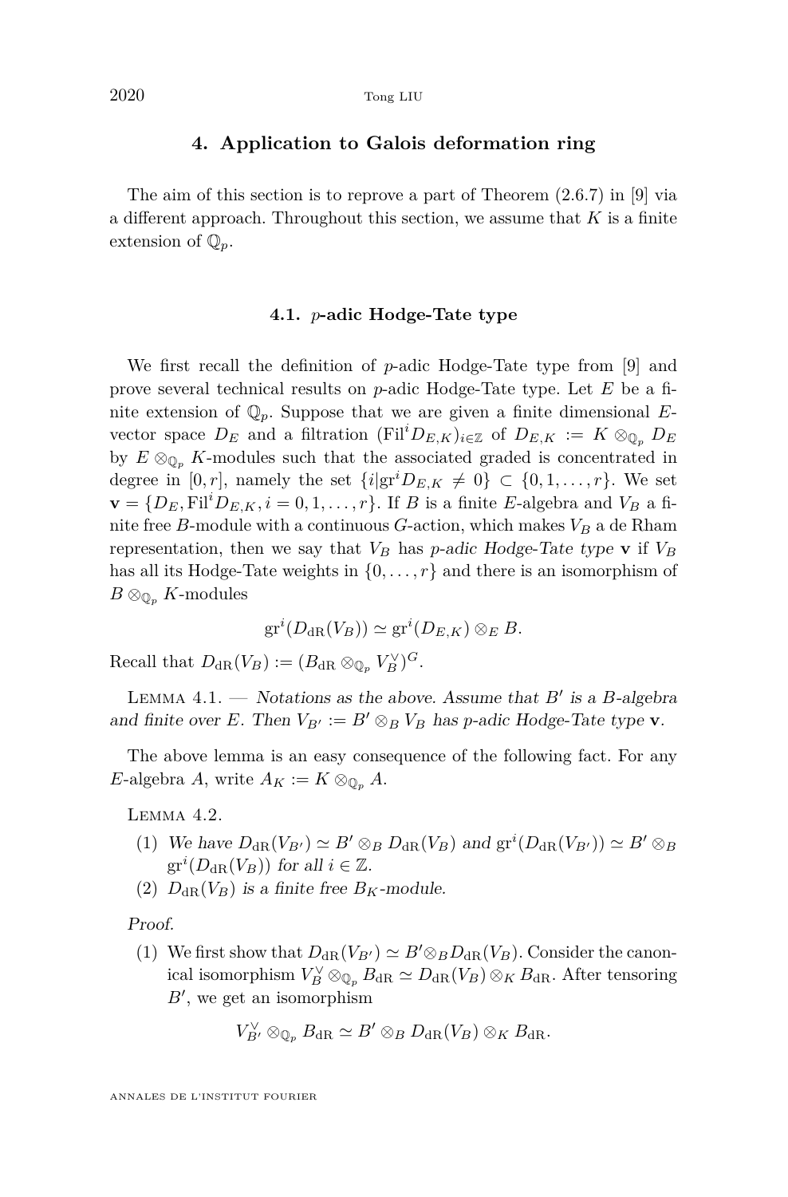## 4. Application to Galois deformation ring

The aim of this section is to reprove a part of Theorem (2.6.7) in [9] via a different approach. Throughout this section, we assume that $K$ is a finite extension of $\mathbb{Q}_p$.

### 4.1. $p$-adic Hodge-Tate type

We first recall the definition of $p$-adic Hodge-Tate type from [9] and prove several technical results on $p$-adic Hodge-Tate type. Let $E$ be a finite extension of $\mathbb{Q}_p$. Suppose that we are given a finite dimensional $E$-vector space $D_E$ and a filtration $(\mathrm{Fil}^i D_{E,K})_{i\in\mathbb{Z}}$ of $D_{E,K} := K \otimes_{\mathbb{Q}_p} D_E$ by $E \otimes_{\mathbb{Q}_p} K$-modules such that the associated graded is concentrated in degree in $[0, r]$, namely the set $\{i | \mathrm{gr}^i D_{E,K} \neq 0\} \subset \{0, 1, \dots, r\}$. We set $\mathbf{v} = \{D_E, \mathrm{Fil}^i D_{E,K}, i = 0, 1, \dots, r\}$. If $B$ is a finite $E$-algebra and $V_B$ a finite free $B$-module with a continuous $G$-action, which makes $V_B$ a de Rham representation, then we say that $V_B$ has *$p$-adic Hodge-Tate type* $\mathbf{v}$ if $V_B$ has all its Hodge-Tate weights in $\{0, \dots, r\}$ and there is an isomorphism of $B \otimes_{\mathbb{Q}_p} K$-modules

$$\mathrm{gr}^i(D_{\mathrm{dR}}(V_B)) \simeq \mathrm{gr}^i(D_{E,K}) \otimes_E B.$$

Recall that $D_{\mathrm{dR}}(V_B) := (B_{\mathrm{dR}} \otimes_{\mathbb{Q}_p} V_B^\vee)^G$.

Lemma 4.1. — *Notations as the above. Assume that $B'$ is a $B$-algebra and finite over $E$. Then $V_{B'} := B' \otimes_B V_B$ has $p$-adic Hodge-Tate type $\mathbf{v}$.*

The above lemma is an easy consequence of the following fact. For any $E$-algebra $A$, write $A_K := K \otimes_{\mathbb{Q}_p} A$.

Lemma 4.2.

1. *We have $D_{\mathrm{dR}}(V_{B'}) \simeq B' \otimes_B D_{\mathrm{dR}}(V_B)$ and $\mathrm{gr}^i(D_{\mathrm{dR}}(V_{B'})) \simeq B' \otimes_B \mathrm{gr}^i(D_{\mathrm{dR}}(V_B))$ for all $i \in \mathbb{Z}$.*
2. *$D_{\mathrm{dR}}(V_B)$ is a finite free $B_K$-module.*

*Proof.*

1. We first show that $D_{\mathrm{dR}}(V_{B'}) \simeq B' \otimes_B D_{\mathrm{dR}}(V_B)$. Consider the canonical isomorphism $V_B^\vee \otimes_{\mathbb{Q}_p} B_{\mathrm{dR}} \simeq D_{\mathrm{dR}}(V_B) \otimes_K B_{\mathrm{dR}}$. After tensoring $B'$, we get an isomorphism

$$V_{B'}^\vee \otimes_{\mathbb{Q}_p} B_{\mathrm{dR}} \simeq B' \otimes_B D_{\mathrm{dR}}(V_B) \otimes_K B_{\mathrm{dR}}.$$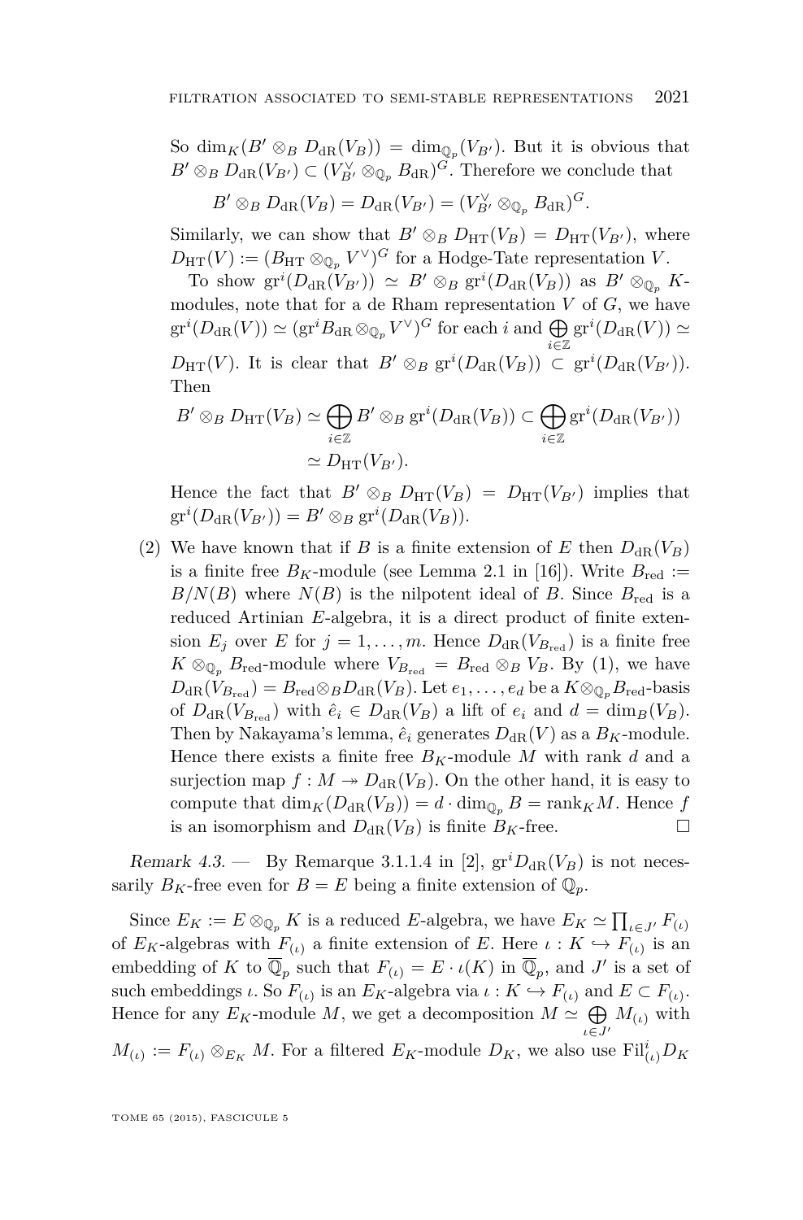So $\dim_K(B' \otimes_B D_{\mathrm{dR}}(V_B)) = \dim_{\mathbb{Q}_p}(V_{B'})$. But it is obvious that $B' \otimes_B D_{\mathrm{dR}}(V_{B'}) \subset (V_{B'}^\vee \otimes_{\mathbb{Q}_p} B_{\mathrm{dR}})^G$. Therefore we conclude that

$$B' \otimes_B D_{\mathrm{dR}}(V_B) = D_{\mathrm{dR}}(V_{B'}) = (V_{B'}^\vee \otimes_{\mathbb{Q}_p} B_{\mathrm{dR}})^G.$$

Similarly, we can show that $B' \otimes_B D_{\mathrm{HT}}(V_B) = D_{\mathrm{HT}}(V_{B'})$, where $D_{\mathrm{HT}}(V) := (B_{\mathrm{HT}} \otimes_{\mathbb{Q}_p} V^\vee)^G$ for a Hodge-Tate representation $V$.

To show $\mathrm{gr}^i(D_{\mathrm{dR}}(V_{B'})) \simeq B' \otimes_B \mathrm{gr}^i(D_{\mathrm{dR}}(V_B))$ as $B' \otimes_{\mathbb{Q}_p} K$-modules, note that for a de Rham representation $V$ of $G$, we have $\mathrm{gr}^i(D_{\mathrm{dR}}(V)) \simeq (\mathrm{gr}^i B_{\mathrm{dR}} \otimes_{\mathbb{Q}_p} V^\vee)^G$ for each $i$ and $\bigoplus_{i\in\mathbb{Z}} \mathrm{gr}^i(D_{\mathrm{dR}}(V)) \simeq D_{\mathrm{HT}}(V)$. It is clear that $B' \otimes_B \mathrm{gr}^i(D_{\mathrm{dR}}(V_B)) \subset \mathrm{gr}^i(D_{\mathrm{dR}}(V_{B'}))$. Then

$$\begin{aligned} B' \otimes_B D_{\mathrm{HT}}(V_B) &\simeq \bigoplus_{i\in\mathbb{Z}} B' \otimes_B \mathrm{gr}^i(D_{\mathrm{dR}}(V_B)) \subset \bigoplus_{i\in\mathbb{Z}} \mathrm{gr}^i(D_{\mathrm{dR}}(V_{B'})) \\ &\simeq D_{\mathrm{HT}}(V_{B'}). \end{aligned}$$

Hence the fact that $B' \otimes_B D_{\mathrm{HT}}(V_B) = D_{\mathrm{HT}}(V_{B'})$ implies that $\mathrm{gr}^i(D_{\mathrm{dR}}(V_{B'})) = B' \otimes_B \mathrm{gr}^i(D_{\mathrm{dR}}(V_B))$.

(2) We have known that if $B$ is a finite extension of $E$ then $D_{\mathrm{dR}}(V_B)$ is a finite free $B_K$-module (see Lemma 2.1 in [16]). Write $B_{\mathrm{red}} := B/N(B)$ where $N(B)$ is the nilpotent ideal of $B$. Since $B_{\mathrm{red}}$ is a reduced Artinian $E$-algebra, it is a direct product of finite extension $E_j$ over $E$ for $j = 1, \ldots, m$. Hence $D_{\mathrm{dR}}(V_{B_{\mathrm{red}}})$ is a finite free $K \otimes_{\mathbb{Q}_p} B_{\mathrm{red}}$-module where $V_{B_{\mathrm{red}}} = B_{\mathrm{red}} \otimes_B V_B$. By (1), we have $D_{\mathrm{dR}}(V_{B_{\mathrm{red}}}) = B_{\mathrm{red}} \otimes_B D_{\mathrm{dR}}(V_B)$. Let $e_1, \ldots, e_d$ be a $K \otimes_{\mathbb{Q}_p} B_{\mathrm{red}}$-basis of $D_{\mathrm{dR}}(V_{B_{\mathrm{red}}})$ with $\hat{e}_i \in D_{\mathrm{dR}}(V_B)$ a lift of $e_i$ and $d = \dim_B(V_B)$. Then by Nakayama's lemma, $\hat{e}_i$ generates $D_{\mathrm{dR}}(V)$ as a $B_K$-module. Hence there exists a finite free $B_K$-module $M$ with rank $d$ and a surjection map $f : M \twoheadrightarrow D_{\mathrm{dR}}(V_B)$. On the other hand, it is easy to compute that $\dim_K(D_{\mathrm{dR}}(V_B)) = d \cdot \dim_{\mathbb{Q}_p} B = \mathrm{rank}_K M$. Hence $f$ is an isomorphism and $D_{\mathrm{dR}}(V_B)$ is finite $B_K$-free. □

*Remark 4.3.* — By Remarque 3.1.1.4 in [2], $\mathrm{gr}^i D_{\mathrm{dR}}(V_B)$ is not necessarily $B_K$-free even for $B = E$ being a finite extension of $\mathbb{Q}_p$.

Since $E_K := E \otimes_{\mathbb{Q}_p} K$ is a reduced $E$-algebra, we have $E_K \simeq \prod_{\iota \in J'} F_{(\iota)}$ of $E_K$-algebras with $F_{(\iota)}$ a finite extension of $E$. Here $\iota : K \hookrightarrow F_{(\iota)}$ is an embedding of $K$ to $\overline{\mathbb{Q}}_p$ such that $F_{(\iota)} = E \cdot \iota(K)$ in $\overline{\mathbb{Q}}_p$, and $J'$ is a set of such embeddings $\iota$. So $F_{(\iota)}$ is an $E_K$-algebra via $\iota : K \hookrightarrow F_{(\iota)}$ and $E \subset F_{(\iota)}$. Hence for any $E_K$-module $M$, we get a decomposition $M \simeq \bigoplus_{\iota \in J'} M_{(\iota)}$ with $M_{(\iota)} := F_{(\iota)} \otimes_{E_K} M$. For a filtered $E_K$-module $D_K$, we also use $\mathrm{Fil}^i_{(\iota)} D_K$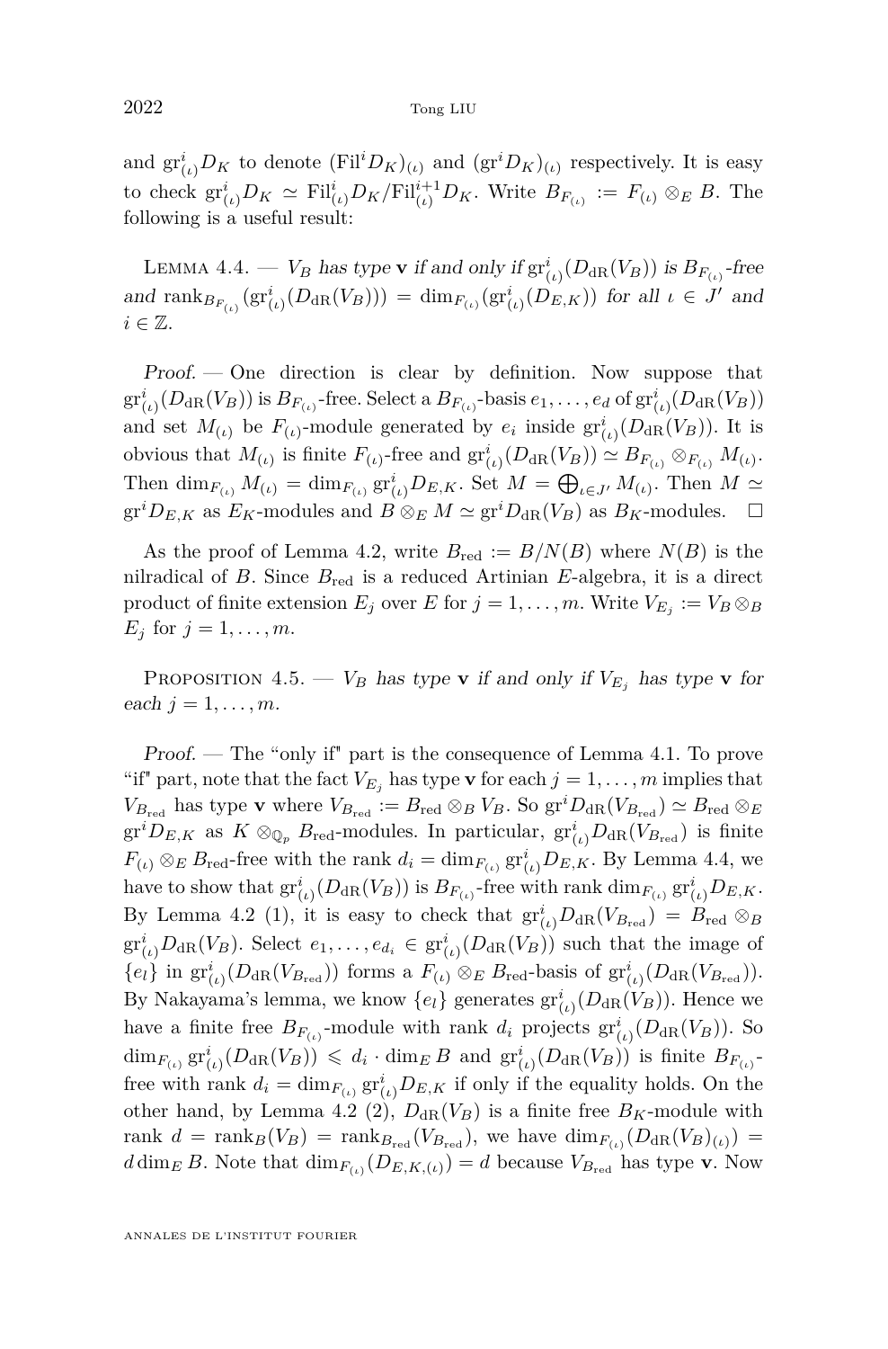and $\mathrm{gr}^i_{(\iota)}D_K$ to denote $(\mathrm{Fil}^i D_K)_{(\iota)}$ and $(\mathrm{gr}^i D_K)_{(\iota)}$ respectively. It is easy to check $\mathrm{gr}^i_{(\iota)}D_K \simeq \mathrm{Fil}^i_{(\iota)}D_K/\mathrm{Fil}^{i+1}_{(\iota)}D_K$. Write $B_{F_{(\iota)}} := F_{(\iota)} \otimes_E B$. The following is a useful result:

Lemma 4.4. — *$V_B$ has type $\mathbf{v}$ if and only if $\mathrm{gr}^i_{(\iota)}(D_{\mathrm{dR}}(V_B))$ is $B_{F_{(\iota)}}$-free and $\mathrm{rank}_{B_{F_{(\iota)}}}(\mathrm{gr}^i_{(\iota)}(D_{\mathrm{dR}}(V_B))) = \dim_{F_{(\iota)}}(\mathrm{gr}^i_{(\iota)}(D_{E,K}))$ for all $\iota \in J'$ and $i \in \mathbb{Z}$.*

*Proof.* — One direction is clear by definition. Now suppose that $\mathrm{gr}^i_{(\iota)}(D_{\mathrm{dR}}(V_B))$ is $B_{F_{(\iota)}}$-free. Select a $B_{F_{(\iota)}}$-basis $e_1, \ldots, e_d$ of $\mathrm{gr}^i_{(\iota)}(D_{\mathrm{dR}}(V_B))$ and set $M_{(\iota)}$ be $F_{(\iota)}$-module generated by $e_i$ inside $\mathrm{gr}^i_{(\iota)}(D_{\mathrm{dR}}(V_B))$. It is obvious that $M_{(\iota)}$ is finite $F_{(\iota)}$-free and $\mathrm{gr}^i_{(\iota)}(D_{\mathrm{dR}}(V_B)) \simeq B_{F_{(\iota)}} \otimes_{F_{(\iota)}} M_{(\iota)}$. Then $\dim_{F_{(\iota)}} M_{(\iota)} = \dim_{F_{(\iota)}} \mathrm{gr}^i_{(\iota)}D_{E,K}$. Set $M = \bigoplus_{\iota \in J'} M_{(\iota)}$. Then $M \simeq \mathrm{gr}^i D_{E,K}$ as $E_K$-modules and $B \otimes_E M \simeq \mathrm{gr}^i D_{\mathrm{dR}}(V_B)$ as $B_K$-modules. □

As the proof of Lemma 4.2, write $B_{\mathrm{red}} := B/N(B)$ where $N(B)$ is the nilradical of $B$. Since $B_{\mathrm{red}}$ is a reduced Artinian $E$-algebra, it is a direct product of finite extension $E_j$ over $E$ for $j = 1, \ldots, m$. Write $V_{E_j} := V_B \otimes_B E_j$ for $j = 1, \ldots, m$.

Proposition 4.5. — *$V_B$ has type $\mathbf{v}$ if and only if $V_{E_j}$ has type $\mathbf{v}$ for each $j = 1, \ldots, m$.*

*Proof.* — The "only if" part is the consequence of Lemma 4.1. To prove "if" part, note that the fact $V_{E_j}$ has type $\mathbf{v}$ for each $j = 1, \ldots, m$ implies that $V_{B_{\mathrm{red}}}$ has type $\mathbf{v}$ where $V_{B_{\mathrm{red}}} := B_{\mathrm{red}} \otimes_B V_B$. So $\mathrm{gr}^i D_{\mathrm{dR}}(V_{B_{\mathrm{red}}}) \simeq B_{\mathrm{red}} \otimes_E \mathrm{gr}^i D_{E,K}$ as $K \otimes_{\mathbb{Q}_p} B_{\mathrm{red}}$-modules. In particular, $\mathrm{gr}^i_{(\iota)}D_{\mathrm{dR}}(V_{B_{\mathrm{red}}})$ is finite $F_{(\iota)} \otimes_E B_{\mathrm{red}}$-free with the rank $d_i = \dim_{F_{(\iota)}} \mathrm{gr}^i_{(\iota)}D_{E,K}$. By Lemma 4.4, we have to show that $\mathrm{gr}^i_{(\iota)}(D_{\mathrm{dR}}(V_B))$ is $B_{F_{(\iota)}}$-free with rank $\dim_{F_{(\iota)}} \mathrm{gr}^i_{(\iota)}D_{E,K}$. By Lemma 4.2 (1), it is easy to check that $\mathrm{gr}^i_{(\iota)}D_{\mathrm{dR}}(V_{B_{\mathrm{red}}}) = B_{\mathrm{red}} \otimes_B \mathrm{gr}^i_{(\iota)}D_{\mathrm{dR}}(V_B)$. Select $e_1, \ldots, e_{d_i} \in \mathrm{gr}^i_{(\iota)}(D_{\mathrm{dR}}(V_B))$ such that the image of $\{e_l\}$ in $\mathrm{gr}^i_{(\iota)}(D_{\mathrm{dR}}(V_{B_{\mathrm{red}}}))$ forms a $F_{(\iota)} \otimes_E B_{\mathrm{red}}$-basis of $\mathrm{gr}^i_{(\iota)}(D_{\mathrm{dR}}(V_{B_{\mathrm{red}}}))$. By Nakayama's lemma, we know $\{e_l\}$ generates $\mathrm{gr}^i_{(\iota)}(D_{\mathrm{dR}}(V_B))$. Hence we have a finite free $B_{F_{(\iota)}}$-module with rank $d_i$ projects $\mathrm{gr}^i_{(\iota)}(D_{\mathrm{dR}}(V_B))$. So $\dim_{F_{(\iota)}} \mathrm{gr}^i_{(\iota)}(D_{\mathrm{dR}}(V_B)) \leqslant d_i \cdot \dim_E B$ and $\mathrm{gr}^i_{(\iota)}(D_{\mathrm{dR}}(V_B))$ is finite $B_{F_{(\iota)}}$-free with rank $d_i = \dim_{F_{(\iota)}} \mathrm{gr}^i_{(\iota)}D_{E,K}$ if only if the equality holds. On the other hand, by Lemma 4.2 (2), $D_{\mathrm{dR}}(V_B)$ is a finite free $B_K$-module with rank $d = \mathrm{rank}_B(V_B) = \mathrm{rank}_{B_{\mathrm{red}}}(V_{B_{\mathrm{red}}})$, we have $\dim_{F_{(\iota)}}(D_{\mathrm{dR}}(V_B)_{(\iota)}) = d \dim_E B$. Note that $\dim_{F_{(\iota)}}(D_{E,K,(\iota)}) = d$ because $V_{B_{\mathrm{red}}}$ has type $\mathbf{v}$. Now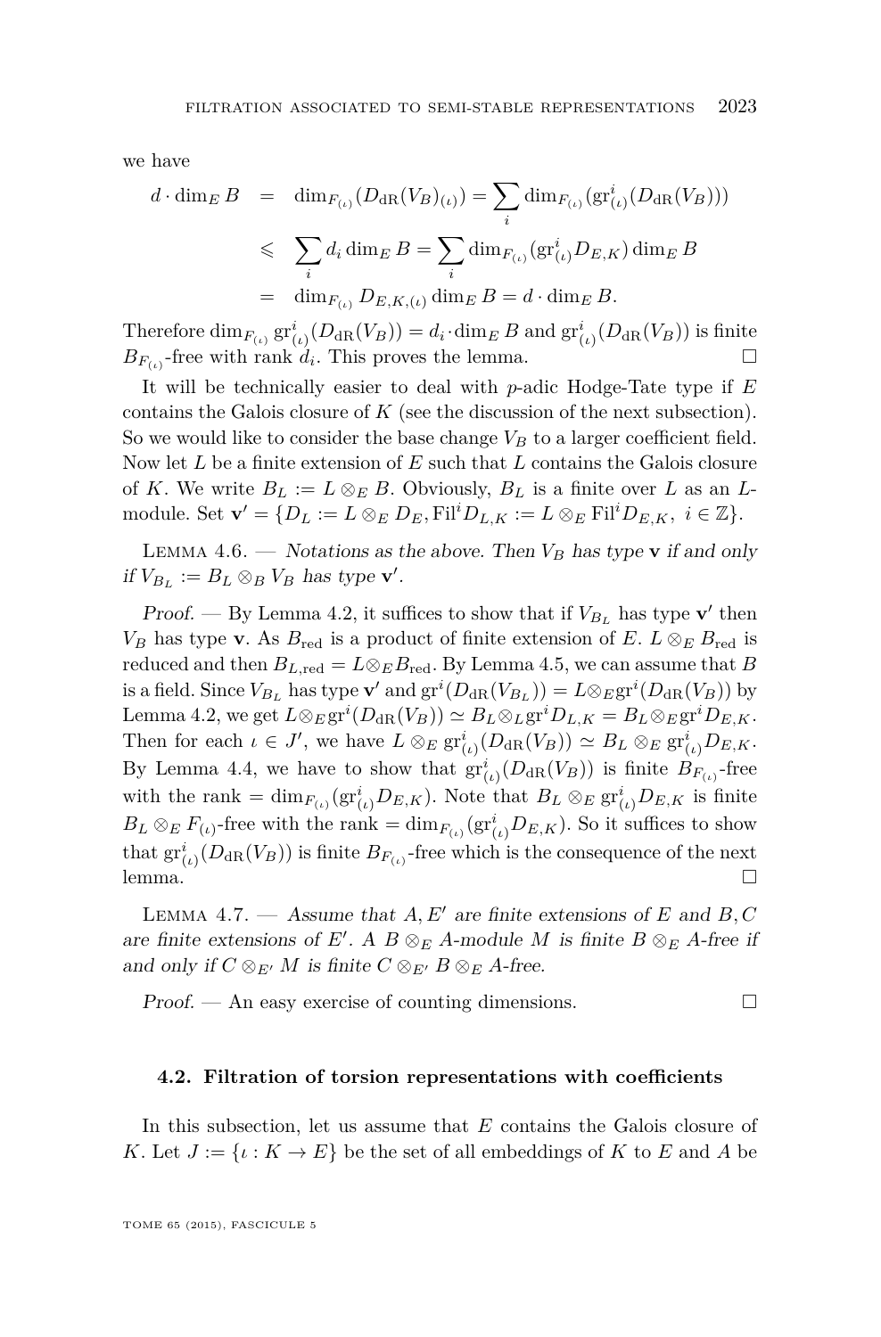we have

$$
\begin{aligned}
d\cdot \dim_E B &= \dim_{F_{(\iota)}}(D_{\mathrm{dR}}(V_B)_{(\iota)}) = \sum_i \dim_{F_{(\iota)}}(\mathrm{gr}^i_{(\iota)}(D_{\mathrm{dR}}(V_B)))\\
&\leqslant \sum_i d_i \dim_E B = \sum_i \dim_{F_{(\iota)}}(\mathrm{gr}^i_{(\iota)} D_{E,K}) \dim_E B\\
&= \dim_{F_{(\iota)}} D_{E,K,(\iota)} \dim_E B = d\cdot \dim_E B.
\end{aligned}
$$

Therefore $\dim_{F_{(\iota)}} \mathrm{gr}^i_{(\iota)}(D_{\mathrm{dR}}(V_B)) = d_i \cdot \dim_E B$ and $\mathrm{gr}^i_{(\iota)}(D_{\mathrm{dR}}(V_B))$ is finite $B_{F_{(\iota)}}$-free with rank $d_i$. This proves the lemma. □

It will be technically easier to deal with $p$-adic Hodge-Tate type if $E$ contains the Galois closure of $K$ (see the discussion of the next subsection). So we would like to consider the base change $V_B$ to a larger coefficient field. Now let $L$ be a finite extension of $E$ such that $L$ contains the Galois closure of $K$. We write $B_L := L\otimes_E B$. Obviously, $B_L$ is a finite over $L$ as an $L$-module. Set $\mathbf{v}' = \{D_L := L\otimes_E D_E, \mathrm{Fil}^i D_{L,K} := L\otimes_E \mathrm{Fil}^i D_{E,K},\ i\in\mathbb{Z}\}$.

Lemma 4.6. — *Notations as the above. Then $V_B$ has type $\mathbf{v}$ if and only if $V_{B_L} := B_L\otimes_B V_B$ has type $\mathbf{v}'$.*

*Proof.* — By Lemma 4.2, it suffices to show that if $V_{B_L}$ has type $\mathbf{v}'$ then $V_B$ has type $\mathbf{v}$. As $B_{\mathrm{red}}$ is a product of finite extension of $E$. $L\otimes_E B_{\mathrm{red}}$ is reduced and then $B_{L,\mathrm{red}} = L\otimes_E B_{\mathrm{red}}$. By Lemma 4.5, we can assume that $B$ is a field. Since $V_{B_L}$ has type $\mathbf{v}'$ and $\mathrm{gr}^i(D_{\mathrm{dR}}(V_{B_L})) = L\otimes_E \mathrm{gr}^i(D_{\mathrm{dR}}(V_B))$ by Lemma 4.2, we get $L\otimes_E \mathrm{gr}^i(D_{\mathrm{dR}}(V_B)) \simeq B_L\otimes_L \mathrm{gr}^i D_{L,K} = B_L\otimes_E \mathrm{gr}^i D_{E,K}$. Then for each $\iota\in J'$, we have $L\otimes_E \mathrm{gr}^i_{(\iota)}(D_{\mathrm{dR}}(V_B)) \simeq B_L\otimes_E \mathrm{gr}^i_{(\iota)} D_{E,K}$. By Lemma 4.4, we have to show that $\mathrm{gr}^i_{(\iota)}(D_{\mathrm{dR}}(V_B))$ is finite $B_{F_{(\iota)}}$-free with the rank $= \dim_{F_{(\iota)}}(\mathrm{gr}^i_{(\iota)} D_{E,K})$. Note that $B_L\otimes_E \mathrm{gr}^i_{(\iota)} D_{E,K}$ is finite $B_L\otimes_E F_{(\iota)}$-free with the rank $= \dim_{F_{(\iota)}}(\mathrm{gr}^i_{(\iota)} D_{E,K})$. So it suffices to show that $\mathrm{gr}^i_{(\iota)}(D_{\mathrm{dR}}(V_B))$ is finite $B_{F_{(\iota)}}$-free which is the consequence of the next lemma. □

Lemma 4.7. — *Assume that $A, E'$ are finite extensions of $E$ and $B, C$ are finite extensions of $E'$. A $B\otimes_E A$-module $M$ is finite $B\otimes_E A$-free if and only if $C\otimes_{E'} M$ is finite $C\otimes_{E'} B\otimes_E A$-free.*

*Proof.* — An easy exercise of counting dimensions. □

### 4.2. Filtration of torsion representations with coefficients

In this subsection, let us assume that $E$ contains the Galois closure of $K$. Let $J := \{\iota : K\to E\}$ be the set of all embeddings of $K$ to $E$ and $A$ be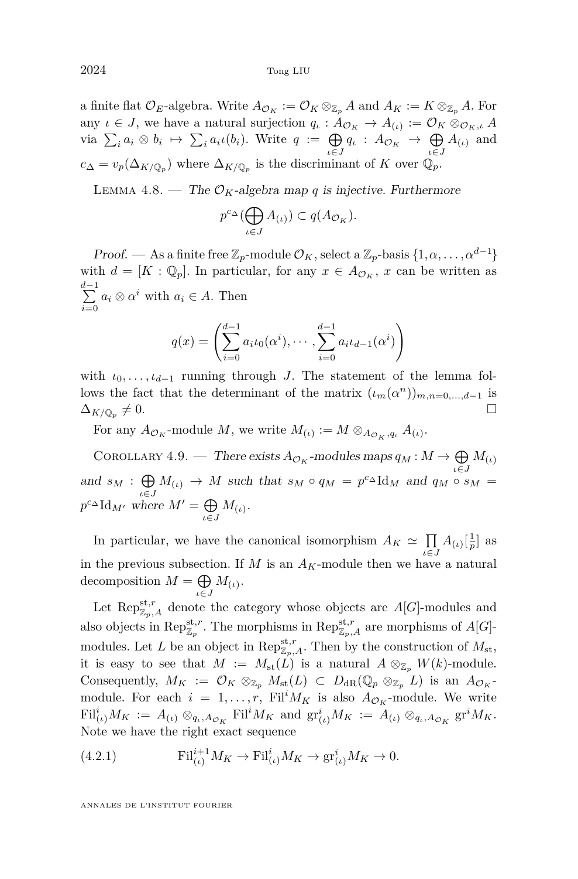a finite flat $\mathcal{O}_E$-algebra. Write $A_{\mathcal{O}_K} := \mathcal{O}_K \otimes_{\mathbb{Z}_p} A$ and $A_K := K \otimes_{\mathbb{Z}_p} A$. For any $\iota \in J$, we have a natural surjection $q_\iota : A_{\mathcal{O}_K} \to A_{(\iota)} := \mathcal{O}_K \otimes_{\mathcal{O}_K, \iota} A$ via $\sum_i a_i \otimes b_i \mapsto \sum_i a_i \iota(b_i)$. Write $q := \bigoplus_{\iota \in J} q_\iota : A_{\mathcal{O}_K} \to \bigoplus_{\iota \in J} A_{(\iota)}$ and $c_\Delta = v_p(\Delta_{K/\mathbb{Q}_p})$ where $\Delta_{K/\mathbb{Q}_p}$ is the discriminant of $K$ over $\mathbb{Q}_p$.

Lemma 4.8. — *The $\mathcal{O}_K$-algebra map $q$ is injective. Furthermore*

$$p^{c_\Delta}(\bigoplus_{\iota \in J} A_{(\iota)}) \subset q(A_{\mathcal{O}_K}).$$

*Proof.* — As a finite free $\mathbb{Z}_p$-module $\mathcal{O}_K$, select a $\mathbb{Z}_p$-basis $\{1, \alpha, \dots, \alpha^{d-1}\}$ with $d = [K : \mathbb{Q}_p]$. In particular, for any $x \in A_{\mathcal{O}_K}$, $x$ can be written as $\sum_{i=0}^{d-1} a_i \otimes \alpha^i$ with $a_i \in A$. Then

$$q(x) = \left( \sum_{i=0}^{d-1} a_i \iota_0(\alpha^i), \cdots, \sum_{i=0}^{d-1} a_i \iota_{d-1}(\alpha^i) \right)$$

with $\iota_0, \dots, \iota_{d-1}$ running through $J$. The statement of the lemma follows the fact that the determinant of the matrix $(\iota_m(\alpha^n))_{m,n=0,\dots,d-1}$ is $\Delta_{K/\mathbb{Q}_p} \neq 0$. $\square$

For any $A_{\mathcal{O}_K}$-module $M$, we write $M_{(\iota)} := M \otimes_{A_{\mathcal{O}_K}, q_\iota} A_{(\iota)}$.

Corollary 4.9. — *There exists $A_{\mathcal{O}_K}$-modules maps $q_M : M \to \bigoplus_{\iota \in J} M_{(\iota)}$ and $s_M : \bigoplus_{\iota \in J} M_{(\iota)} \to M$ such that $s_M \circ q_M = p^{c_\Delta} \mathrm{Id}_M$ and $q_M \circ s_M = p^{c_\Delta} \mathrm{Id}_{M'}$ where $M' = \bigoplus_{\iota \in J} M_{(\iota)}$.*

In particular, we have the canonical isomorphism $A_K \simeq \prod_{\iota \in J} A_{(\iota)}[\frac{1}{p}]$ as in the previous subsection. If $M$ is an $A_K$-module then we have a natural decomposition $M = \bigoplus_{\iota \in J} M_{(\iota)}$.

Let $\mathrm{Rep}^{\mathrm{st},r}_{\mathbb{Z}_p, A}$ denote the category whose objects are $A[G]$-modules and also objects in $\mathrm{Rep}^{\mathrm{st},r}_{\mathbb{Z}_p}$. The morphisms in $\mathrm{Rep}^{\mathrm{st},r}_{\mathbb{Z}_p,A}$ are morphisms of $A[G]$-modules. Let $L$ be an object in $\mathrm{Rep}^{\mathrm{st},r}_{\mathbb{Z}_p,A}$. Then by the construction of $M_{\mathrm{st}}$, it is easy to see that $M := M_{\mathrm{st}}(L)$ is a natural $A \otimes_{\mathbb{Z}_p} W(k)$-module. Consequently, $M_K := \mathcal{O}_K \otimes_{\mathbb{Z}_p} M_{\mathrm{st}}(L) \subset D_{\mathrm{dR}}(\mathbb{Q}_p \otimes_{\mathbb{Z}_p} L)$ is an $A_{\mathcal{O}_K}$-module. For each $i = 1, \dots, r$, $\mathrm{Fil}^i M_K$ is also $A_{\mathcal{O}_K}$-module. We write $\mathrm{Fil}^i_{(\iota)} M_K := A_{(\iota)} \otimes_{q_\iota, A_{\mathcal{O}_K}} \mathrm{Fil}^i M_K$ and $\mathrm{gr}^i_{(\iota)} M_K := A_{(\iota)} \otimes_{q_\iota, A_{\mathcal{O}_K}} \mathrm{gr}^i M_K$. Note we have the right exact sequence

$$\mathrm{Fil}^{i+1}_{(\iota)} M_K \to \mathrm{Fil}^i_{(\iota)} M_K \to \mathrm{gr}^i_{(\iota)} M_K \to 0. \tag{4.2.1}$$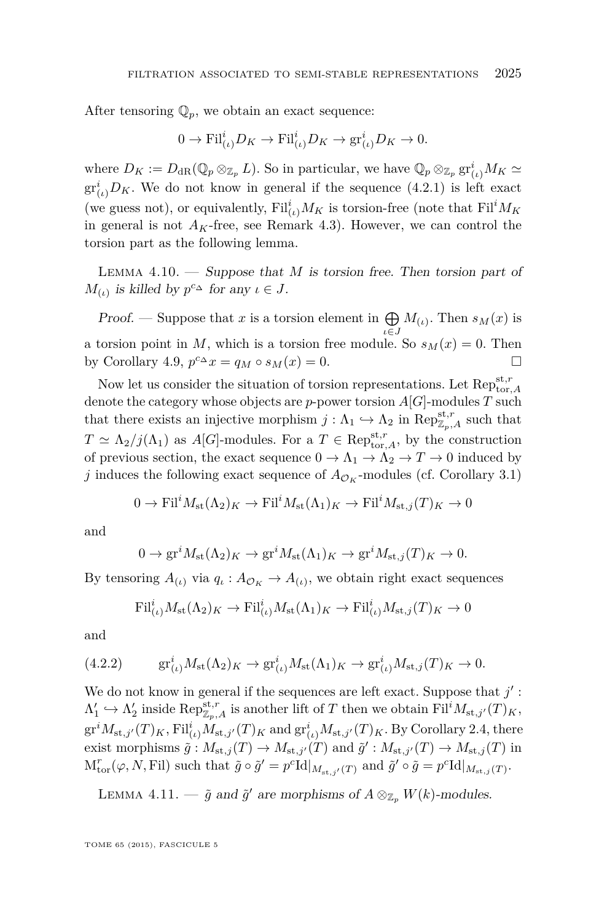After tensoring $\mathbb{Q}_p$, we obtain an exact sequence:

$$0 \to \mathrm{Fil}^i_{(\iota)} D_K \to \mathrm{Fil}^i_{(\iota)} D_K \to \mathrm{gr}^i_{(\iota)} D_K \to 0.$$

where $D_K := D_{\mathrm{dR}}(\mathbb{Q}_p \otimes_{\mathbb{Z}_p} L)$. So in particular, we have $\mathbb{Q}_p \otimes_{\mathbb{Z}_p} \mathrm{gr}^i_{(\iota)} M_K \simeq \mathrm{gr}^i_{(\iota)} D_K$. We do not know in general if the sequence (4.2.1) is left exact (we guess not), or equivalently, $\mathrm{Fil}^i_{(\iota)} M_K$ is torsion-free (note that $\mathrm{Fil}^i M_K$ in general is not $A_K$-free, see Remark 4.3). However, we can control the torsion part as the following lemma.

Lemma 4.10. — *Suppose that $M$ is torsion free. Then torsion part of $M_{(\iota)}$ is killed by $p^{c_\vartriangle}$ for any $\iota \in J$.*

*Proof.* — Suppose that $x$ is a torsion element in $\bigoplus_{\iota \in J} M_{(\iota)}$. Then $s_M(x)$ is a torsion point in $M$, which is a torsion free module. So $s_M(x) = 0$. Then by Corollary 4.9, $p^{c_\vartriangle} x = q_M \circ s_M(x) = 0$. □

Now let us consider the situation of torsion representations. Let $\mathrm{Rep}^{\mathrm{st},r}_{\mathrm{tor},A}$ denote the category whose objects are $p$-power torsion $A[G]$-modules $T$ such that there exists an injective morphism $j : \Lambda_1 \hookrightarrow \Lambda_2$ in $\mathrm{Rep}^{\mathrm{st},r}_{\mathbb{Z}_p,A}$ such that $T \simeq \Lambda_2/j(\Lambda_1)$ as $A[G]$-modules. For a $T \in \mathrm{Rep}^{\mathrm{st},r}_{\mathrm{tor},A}$, by the construction of previous section, the exact sequence $0 \to \Lambda_1 \to \Lambda_2 \to T \to 0$ induced by $j$ induces the following exact sequence of $A_{\mathcal{O}_K}$-modules (cf. Corollary 3.1)

$$0 \to \mathrm{Fil}^i M_{\mathrm{st}}(\Lambda_2)_K \to \mathrm{Fil}^i M_{\mathrm{st}}(\Lambda_1)_K \to \mathrm{Fil}^i M_{\mathrm{st},j}(T)_K \to 0$$

and

$$0 \to \mathrm{gr}^i M_{\mathrm{st}}(\Lambda_2)_K \to \mathrm{gr}^i M_{\mathrm{st}}(\Lambda_1)_K \to \mathrm{gr}^i M_{\mathrm{st},j}(T)_K \to 0.$$

By tensoring $A_{(\iota)}$ via $q_\iota : A_{\mathcal{O}_K} \to A_{(\iota)}$, we obtain right exact sequences

$$\mathrm{Fil}^i_{(\iota)} M_{\mathrm{st}}(\Lambda_2)_K \to \mathrm{Fil}^i_{(\iota)} M_{\mathrm{st}}(\Lambda_1)_K \to \mathrm{Fil}^i_{(\iota)} M_{\mathrm{st},j}(T)_K \to 0$$

and

$$\mathrm{gr}^i_{(\iota)} M_{\mathrm{st}}(\Lambda_2)_K \to \mathrm{gr}^i_{(\iota)} M_{\mathrm{st}}(\Lambda_1)_K \to \mathrm{gr}^i_{(\iota)} M_{\mathrm{st},j}(T)_K \to 0. \tag{4.2.2}$$

We do not know in general if the sequences are left exact. Suppose that $j' : \Lambda'_1 \hookrightarrow \Lambda'_2$ inside $\mathrm{Rep}^{\mathrm{st},r}_{\mathbb{Z}_p,A}$ is another lift of $T$ then we obtain $\mathrm{Fil}^i M_{\mathrm{st},j'}(T)_K$, $\mathrm{gr}^i M_{\mathrm{st},j'}(T)_K$, $\mathrm{Fil}^i_{(\iota)} M_{\mathrm{st},j'}(T)_K$ and $\mathrm{gr}^i_{(\iota)} M_{\mathrm{st},j'}(T)_K$. By Corollary 2.4, there exist morphisms $\tilde{g} : M_{\mathrm{st},j}(T) \to M_{\mathrm{st},j'}(T)$ and $\tilde{g}' : M_{\mathrm{st},j'}(T) \to M_{\mathrm{st},j}(T)$ in $\mathrm{M}^r_{\mathrm{tor}}(\varphi, N, \mathrm{Fil})$ such that $\tilde{g} \circ \tilde{g}' = p^c \mathrm{Id}|_{M_{\mathrm{st},j'}(T)}$ and $\tilde{g}' \circ \tilde{g} = p^c \mathrm{Id}|_{M_{\mathrm{st},j}(T)}$.

Lemma 4.11. — *$\tilde{g}$ and $\tilde{g}'$ are morphisms of $A \otimes_{\mathbb{Z}_p} W(k)$-modules.*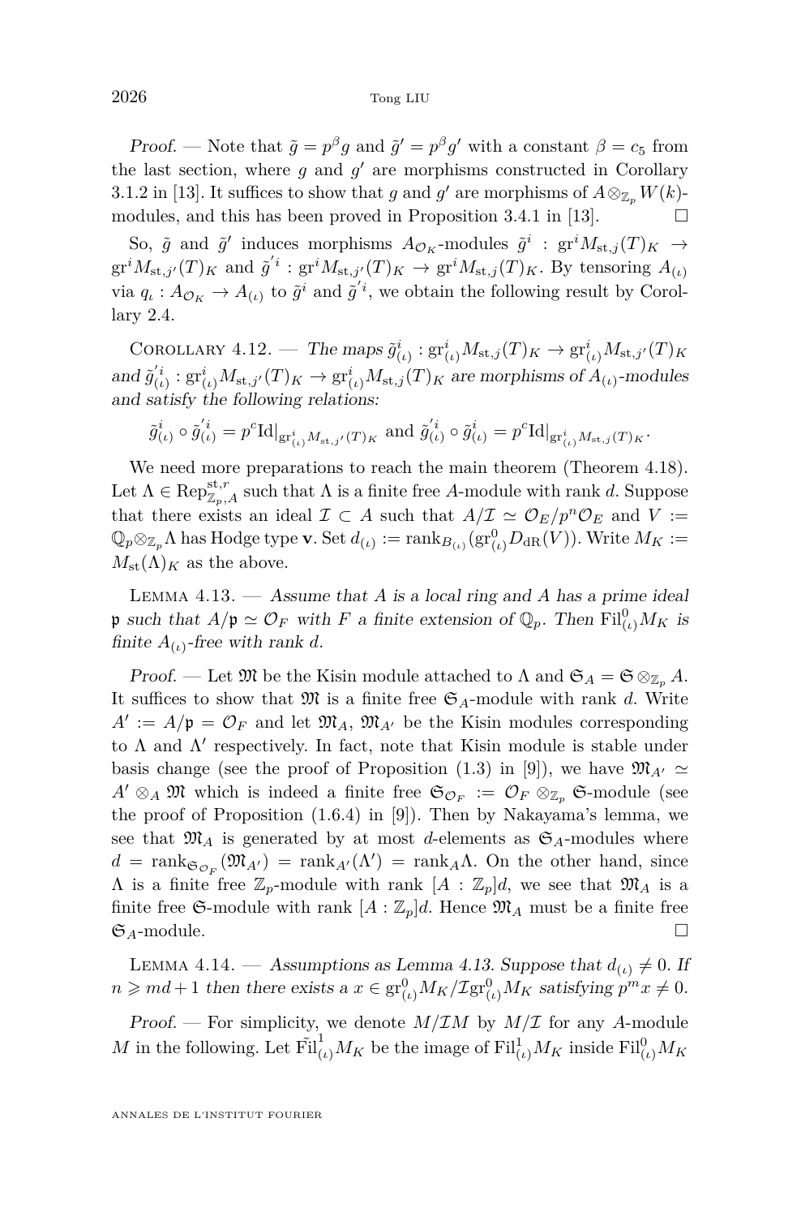*Proof.* — Note that $\tilde{g} = p^\beta g$ and $\tilde{g}' = p^\beta g'$ with a constant $\beta = c_5$ from the last section, where $g$ and $g'$ are morphisms constructed in Corollary 3.1.2 in [13]. It suffices to show that $g$ and $g'$ are morphisms of $A \otimes_{\mathbb{Z}_p} W(k)$-modules, and this has been proved in Proposition 3.4.1 in [13]. $\square$

So, $\tilde{g}$ and $\tilde{g}'$ induces morphisms $A_{\mathcal{O}_K}$-modules $\tilde{g}^i : \mathrm{gr}^i M_{\mathrm{st},j}(T)_K \to \mathrm{gr}^i M_{\mathrm{st},j'}(T)_K$ and $\tilde{g}'^i : \mathrm{gr}^i M_{\mathrm{st},j'}(T)_K \to \mathrm{gr}^i M_{\mathrm{st},j}(T)_K$. By tensoring $A_{(\iota)}$ via $q_\iota : A_{\mathcal{O}_K} \to A_{(\iota)}$ to $\tilde{g}^i$ and $\tilde{g}'^i$, we obtain the following result by Corollary 2.4.

Corollary 4.12. — *The maps $\tilde{g}^i_{(\iota)} : \mathrm{gr}^i_{(\iota)} M_{\mathrm{st},j}(T)_K \to \mathrm{gr}^i_{(\iota)} M_{\mathrm{st},j'}(T)_K$ and $\tilde{g}'^i_{(\iota)} : \mathrm{gr}^i_{(\iota)} M_{\mathrm{st},j'}(T)_K \to \mathrm{gr}^i_{(\iota)} M_{\mathrm{st},j}(T)_K$ are morphisms of $A_{(\iota)}$-modules and satisfy the following relations:*

$$\tilde{g}^i_{(\iota)} \circ \tilde{g}'^i_{(\iota)} = p^c \mathrm{Id}|_{\mathrm{gr}^i_{(\iota)} M_{\mathrm{st},j'}(T)_K} \text{ and } \tilde{g}'^i_{(\iota)} \circ \tilde{g}^i_{(\iota)} = p^c \mathrm{Id}|_{\mathrm{gr}^i_{(\iota)} M_{\mathrm{st},j}(T)_K}.$$

We need more preparations to reach the main theorem (Theorem 4.18). Let $\Lambda \in \mathrm{Rep}^{\mathrm{st},r}_{\mathbb{Z}_p,A}$ such that $\Lambda$ is a finite free $A$-module with rank $d$. Suppose that there exists an ideal $\mathcal{I} \subset A$ such that $A/\mathcal{I} \simeq \mathcal{O}_E/p^n\mathcal{O}_E$ and $V := \mathbb{Q}_p \otimes_{\mathbb{Z}_p} \Lambda$ has Hodge type $\mathbf{v}$. Set $d_{(\iota)} := \mathrm{rank}_{B_{(\iota)}}(\mathrm{gr}^0_{(\iota)} D_{\mathrm{dR}}(V))$. Write $M_K := M_{\mathrm{st}}(\Lambda)_K$ as the above.

Lemma 4.13. — *Assume that $A$ is a local ring and $A$ has a prime ideal $\mathfrak{p}$ such that $A/\mathfrak{p} \simeq \mathcal{O}_F$ with $F$ a finite extension of $\mathbb{Q}_p$. Then $\mathrm{Fil}^0_{(\iota)} M_K$ is finite $A_{(\iota)}$-free with rank $d$.*

*Proof.* — Let $\mathfrak{M}$ be the Kisin module attached to $\Lambda$ and $\mathfrak{S}_A = \mathfrak{S} \otimes_{\mathbb{Z}_p} A$. It suffices to show that $\mathfrak{M}$ is a finite free $\mathfrak{S}_A$-module with rank $d$. Write $A' := A/\mathfrak{p} = \mathcal{O}_F$ and let $\mathfrak{M}_A$, $\mathfrak{M}_{A'}$ be the Kisin modules corresponding to $\Lambda$ and $\Lambda'$ respectively. In fact, note that Kisin module is stable under basis change (see the proof of Proposition (1.3) in [9]), we have $\mathfrak{M}_{A'} \simeq A' \otimes_A \mathfrak{M}$ which is indeed a finite free $\mathfrak{S}_{\mathcal{O}_F} := \mathcal{O}_F \otimes_{\mathbb{Z}_p} \mathfrak{S}$-module (see the proof of Proposition (1.6.4) in [9]). Then by Nakayama's lemma, we see that $\mathfrak{M}_A$ is generated by at most $d$-elements as $\mathfrak{S}_A$-modules where $d = \mathrm{rank}_{\mathfrak{S}_{\mathcal{O}_F}}(\mathfrak{M}_{A'}) = \mathrm{rank}_{A'}(\Lambda') = \mathrm{rank}_A \Lambda$. On the other hand, since $\Lambda$ is a finite free $\mathbb{Z}_p$-module with rank $[A : \mathbb{Z}_p]d$, we see that $\mathfrak{M}_A$ is a finite free $\mathfrak{S}$-module with rank $[A : \mathbb{Z}_p]d$. Hence $\mathfrak{M}_A$ must be a finite free $\mathfrak{S}_A$-module. $\square$

Lemma 4.14. — *Assumptions as Lemma 4.13. Suppose that $d_{(\iota)} \neq 0$. If $n \geqslant md + 1$ then there exists a $x \in \mathrm{gr}^0_{(\iota)} M_K / \mathcal{I} \mathrm{gr}^0_{(\iota)} M_K$ satisfying $p^m x \neq 0$.*

*Proof.* — For simplicity, we denote $M/\mathcal{I}M$ by $M/\mathcal{I}$ for any $A$-module $M$ in the following. Let $\tilde{\mathrm{Fil}}^1_{(\iota)} M_K$ be the image of $\mathrm{Fil}^1_{(\iota)} M_K$ inside $\mathrm{Fil}^0_{(\iota)} M_K$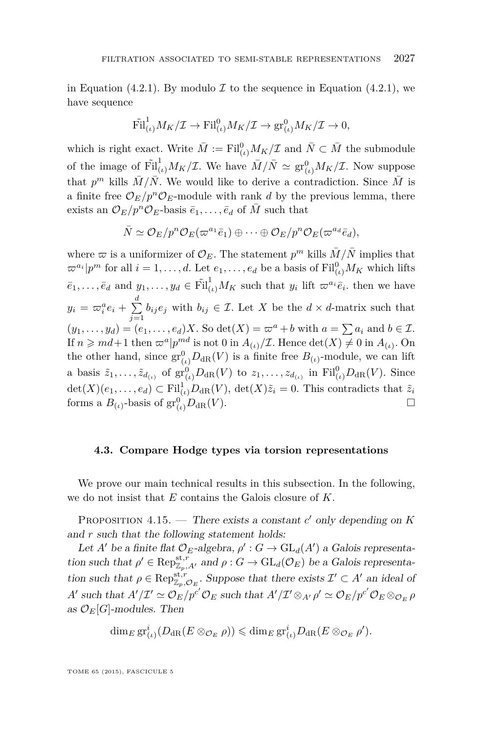in Equation (4.2.1). By modulo $\mathcal{I}$ to the sequence in Equation (4.2.1), we have sequence

$$\tilde{\mathrm{Fil}}^1_{(\iota)} M_K/\mathcal{I} \to \mathrm{Fil}^0_{(\iota)} M_K/\mathcal{I} \to \mathrm{gr}^0_{(\iota)} M_K/\mathcal{I} \to 0,$$

which is right exact. Write $\bar{M} := \mathrm{Fil}^0_{(\iota)} M_K/\mathcal{I}$ and $\bar{N} \subset \bar{M}$ the submodule of the image of $\tilde{\mathrm{Fil}}^1_{(\iota)} M_K/\mathcal{I}$. We have $\bar{M}/\bar{N} \simeq \mathrm{gr}^0_{(\iota)} M_K/\mathcal{I}$. Now suppose that $p^m$ kills $\bar{M}/\bar{N}$. We would like to derive a contradiction. Since $\bar{M}$ is a finite free $\mathcal{O}_E/p^n\mathcal{O}_E$-module with rank $d$ by the previous lemma, there exists an $\mathcal{O}_E/p^n\mathcal{O}_E$-basis $\bar{e}_1, \dots, \bar{e}_d$ of $\bar{M}$ such that

$$\bar{N} \simeq \mathcal{O}_E/p^n\mathcal{O}_E(\varpi^{a_1}\bar{e}_1) \oplus \cdots \oplus \mathcal{O}_E/p^n\mathcal{O}_E(\varpi^{a_d}\bar{e}_d),$$

where $\varpi$ is a uniformizer of $\mathcal{O}_E$. The statement $p^m$ kills $\bar{M}/\bar{N}$ implies that $\varpi^{a_i} | p^m$ for all $i = 1, \dots, d$. Let $e_1, \dots, e_d$ be a basis of $\mathrm{Fil}^0_{(\iota)} M_K$ which lifts $\bar{e}_1, \dots, \bar{e}_d$ and $y_1, \dots, y_d \in \tilde{\mathrm{Fil}}^1_{(\iota)} M_K$ such that $y_i$ lift $\varpi^{a_i}\bar{e}_i$. then we have $y_i = \varpi_i^a e_i + \sum_{j=1}^{d} b_{ij} e_j$ with $b_{ij} \in \mathcal{I}$. Let $X$ be the $d \times d$-matrix such that $(y_1, \dots, y_d) = (e_1, \dots, e_d)X$. So $\det(X) = \varpi^a + b$ with $a = \sum a_i$ and $b \in \mathcal{I}$. If $n \geqslant md+1$ then $\varpi^a | p^{md}$ is not 0 in $A_{(\iota)}/\mathcal{I}$. Hence $\det(X) \neq 0$ in $A_{(\iota)}$. On the other hand, since $\mathrm{gr}^0_{(\iota)} D_{\mathrm{dR}}(V)$ is a finite free $B_{(\iota)}$-module, we can lift a basis $\tilde{z}_1, \dots, \tilde{z}_{d_{(\iota)}}$ of $\mathrm{gr}^0_{(\iota)} D_{\mathrm{dR}}(V)$ to $z_1, \dots, z_{d_{(\iota)}}$ in $\mathrm{Fil}^0_{(\iota)} D_{\mathrm{dR}}(V)$. Since $\det(X)(e_1, \dots, e_d) \subset \mathrm{Fil}^1_{(\iota)} D_{\mathrm{dR}}(V)$, $\det(X)\tilde{z}_i = 0$. This contradicts that $\tilde{z}_i$ forms a $B_{(\iota)}$-basis of $\mathrm{gr}^0_{(\iota)} D_{\mathrm{dR}}(V)$. $\square$

### 4.3. Compare Hodge types via torsion representations

We prove our main technical results in this subsection. In the following, we do not insist that $E$ contains the Galois closure of $K$.

Proposition 4.15. — *There exists a constant $c'$ only depending on $K$ and $r$ such that the following statement holds:*

*Let $A'$ be a finite flat $\mathcal{O}_E$-algebra, $\rho' : G \to \mathrm{GL}_d(A')$ a Galois representation such that $\rho' \in \mathrm{Rep}^{\mathrm{st},r}_{\mathbb{Z}_p, A'}$ and $\rho : G \to \mathrm{GL}_d(\mathcal{O}_E)$ be a Galois representation such that $\rho \in \mathrm{Rep}^{\mathrm{st},r}_{\mathbb{Z}_p, \mathcal{O}_E}$. Suppose that there exists $\mathcal{I}' \subset A'$ an ideal of $A'$ such that $A'/\mathcal{I}' \simeq \mathcal{O}_E/p^{c'}\mathcal{O}_E$ such that $A'/\mathcal{I}' \otimes_{A'} \rho' \simeq \mathcal{O}_E/p^{c'}\mathcal{O}_E \otimes_{\mathcal{O}_E} \rho$ as $\mathcal{O}_E[G]$-modules. Then*

$$\dim_E \mathrm{gr}^i_{(\iota)}(D_{\mathrm{dR}}(E \otimes_{\mathcal{O}_E} \rho)) \leqslant \dim_E \mathrm{gr}^i_{(\iota)} D_{\mathrm{dR}}(E \otimes_{\mathcal{O}_E} \rho').$$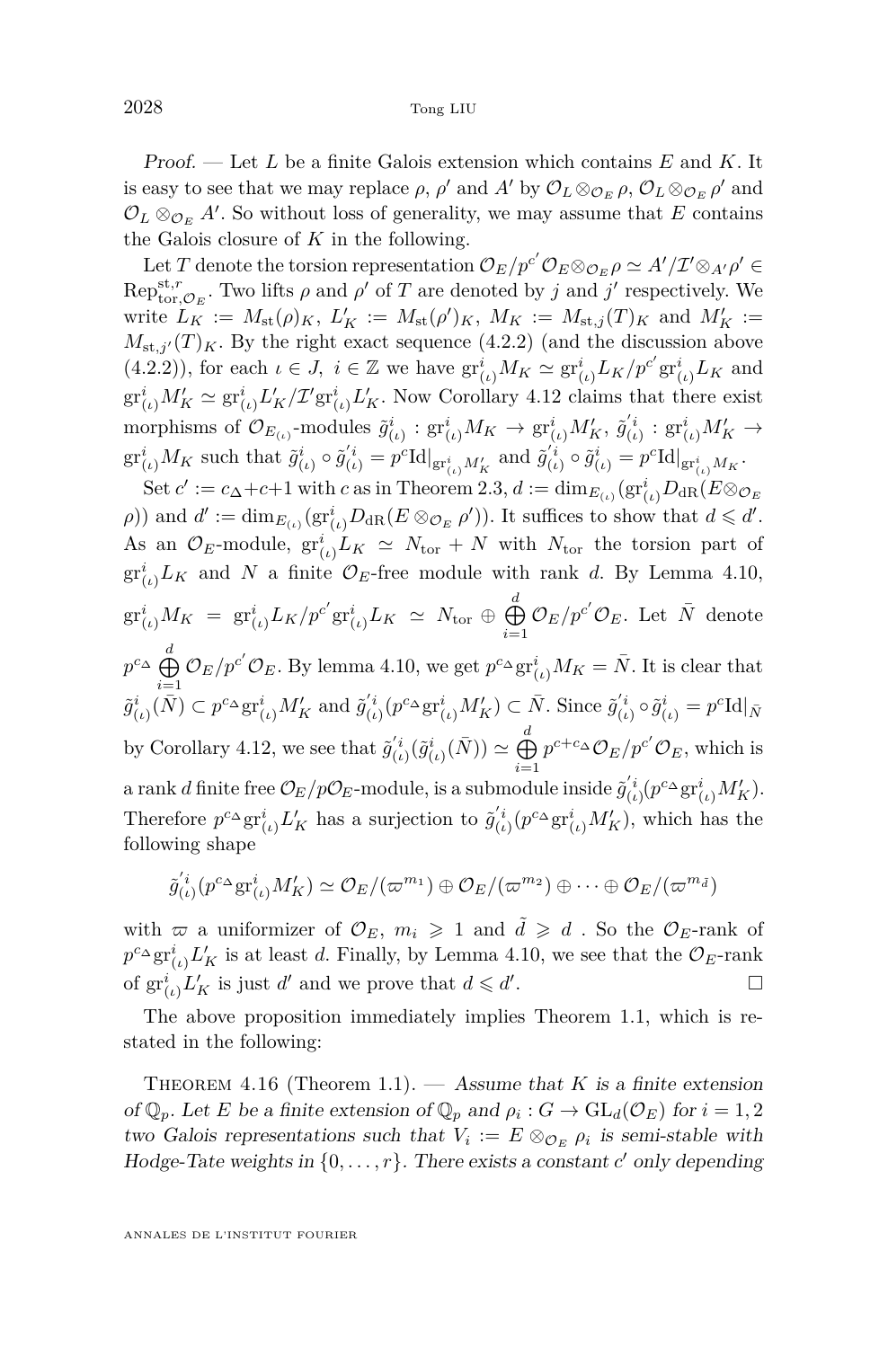*Proof.* — Let $L$ be a finite Galois extension which contains $E$ and $K$. It is easy to see that we may replace $\rho$, $\rho'$ and $A'$ by $\mathcal{O}_L \otimes_{\mathcal{O}_E} \rho$, $\mathcal{O}_L \otimes_{\mathcal{O}_E} \rho'$ and $\mathcal{O}_L \otimes_{\mathcal{O}_E} A'$. So without loss of generality, we may assume that $E$ contains the Galois closure of $K$ in the following.

Let $T$ denote the torsion representation $\mathcal{O}_E/p^{c'}\mathcal{O}_E \otimes_{\mathcal{O}_E} \rho \simeq A'/\mathcal{I}' \otimes_{A'} \rho' \in \mathrm{Rep}^{\mathrm{st},r}_{\mathrm{tor},\mathcal{O}_E}$. Two lifts $\rho$ and $\rho'$ of $T$ are denoted by $j$ and $j'$ respectively. We write $L_K := M_{\mathrm{st}}(\rho)_K$, $L'_K := M_{\mathrm{st}}(\rho')_K$, $M_K := M_{\mathrm{st},j}(T)_K$ and $M'_K := M_{\mathrm{st},j'}(T)_K$. By the right exact sequence (4.2.2) (and the discussion above (4.2.2)), for each $\iota \in J$, $i \in \mathbb{Z}$ we have $\mathrm{gr}^i_{(\iota)} M_K \simeq \mathrm{gr}^i_{(\iota)} L_K / p^{c'} \mathrm{gr}^i_{(\iota)} L_K$ and $\mathrm{gr}^i_{(\iota)} M'_K \simeq \mathrm{gr}^i_{(\iota)} L'_K / \mathcal{I}' \mathrm{gr}^i_{(\iota)} L'_K$. Now Corollary 4.12 claims that there exist morphisms of $\mathcal{O}_{E_{(\iota)}}$-modules $\tilde{g}^i_{(\iota)} : \mathrm{gr}^i_{(\iota)} M_K \to \mathrm{gr}^i_{(\iota)} M'_K$, $\tilde{g}'^i_{(\iota)} : \mathrm{gr}^i_{(\iota)} M'_K \to \mathrm{gr}^i_{(\iota)} M_K$ such that $\tilde{g}^i_{(\iota)} \circ \tilde{g}'^i_{(\iota)} = p^c \mathrm{Id}|_{\mathrm{gr}^i_{(\iota)} M'_K}$ and $\tilde{g}'^i_{(\iota)} \circ \tilde{g}^i_{(\iota)} = p^c \mathrm{Id}|_{\mathrm{gr}^i_{(\iota)} M_K}$.

Set $c' := c_\Delta + c + 1$ with $c$ as in Theorem 2.3, $d := \dim_{E_{(\iota)}}(\mathrm{gr}^i_{(\iota)} D_{\mathrm{dR}}(E \otimes_{\mathcal{O}_E} \rho))$ and $d' := \dim_{E_{(\iota)}}(\mathrm{gr}^i_{(\iota)} D_{\mathrm{dR}}(E \otimes_{\mathcal{O}_E} \rho'))$. It suffices to show that $d \leqslant d'$. As an $\mathcal{O}_E$-module, $\mathrm{gr}^i_{(\iota)} L_K \simeq N_{\mathrm{tor}} + N$ with $N_{\mathrm{tor}}$ the torsion part of $\mathrm{gr}^i_{(\iota)} L_K$ and $N$ a finite $\mathcal{O}_E$-free module with rank $d$. By Lemma 4.10, $\mathrm{gr}^i_{(\iota)} M_K = \mathrm{gr}^i_{(\iota)} L_K / p^{c'} \mathrm{gr}^i_{(\iota)} L_K \simeq N_{\mathrm{tor}} \oplus \bigoplus_{i=1}^{d} \mathcal{O}_E / p^{c'} \mathcal{O}_E$. Let $\bar{N}$ denote $p^{c_\Delta} \bigoplus_{i=1}^{d} \mathcal{O}_E / p^{c'} \mathcal{O}_E$. By lemma 4.10, we get $p^{c_\Delta} \mathrm{gr}^i_{(\iota)} M_K = \bar{N}$. It is clear that $\tilde{g}^i_{(\iota)}(\bar{N}) \subset p^{c_\Delta} \mathrm{gr}^i_{(\iota)} M'_K$ and $\tilde{g}'^i_{(\iota)}(p^{c_\Delta} \mathrm{gr}^i_{(\iota)} M'_K) \subset \bar{N}$. Since $\tilde{g}'^i_{(\iota)} \circ \tilde{g}^i_{(\iota)} = p^c \mathrm{Id}|_{\bar{N}}$ by Corollary 4.12, we see that $\tilde{g}'^i_{(\iota)}(\tilde{g}^i_{(\iota)}(\bar{N})) \simeq \bigoplus_{i=1}^{d} p^{c + c_\Delta} \mathcal{O}_E / p^{c'} \mathcal{O}_E$, which is a rank $d$ finite free $\mathcal{O}_E / p \mathcal{O}_E$-module, is a submodule inside $\tilde{g}'^i_{(\iota)}(p^{c_\Delta} \mathrm{gr}^i_{(\iota)} M'_K)$. Therefore $p^{c_\Delta} \mathrm{gr}^i_{(\iota)} L'_K$ has a surjection to $\tilde{g}'^i_{(\iota)}(p^{c_\Delta} \mathrm{gr}^i_{(\iota)} M'_K)$, which has the following shape

$$\tilde{g}'^i_{(\iota)}(p^{c_\Delta} \mathrm{gr}^i_{(\iota)} M'_K) \simeq \mathcal{O}_E/(\varpi^{m_1}) \oplus \mathcal{O}_E/(\varpi^{m_2}) \oplus \cdots \oplus \mathcal{O}_E/(\varpi^{m_{\tilde{d}}})$$

with $\varpi$ a uniformizer of $\mathcal{O}_E$, $m_i \geqslant 1$ and $\tilde{d} \geqslant d$ . So the $\mathcal{O}_E$-rank of $p^{c_\Delta} \mathrm{gr}^i_{(\iota)} L'_K$ is at least $d$. Finally, by Lemma 4.10, we see that the $\mathcal{O}_E$-rank of $\mathrm{gr}^i_{(\iota)} L'_K$ is just $d'$ and we prove that $d \leqslant d'$. $\square$

The above proposition immediately implies Theorem 1.1, which is restated in the following:

Theorem 4.16 (Theorem 1.1). — *Assume that $K$ is a finite extension of $\mathbb{Q}_p$. Let $E$ be a finite extension of $\mathbb{Q}_p$ and $\rho_i : G \to \mathrm{GL}_d(\mathcal{O}_E)$ for $i = 1, 2$ two Galois representations such that $V_i := E \otimes_{\mathcal{O}_E} \rho_i$ is semi-stable with Hodge-Tate weights in $\{0, \ldots, r\}$. There exists a constant $c'$ only depending*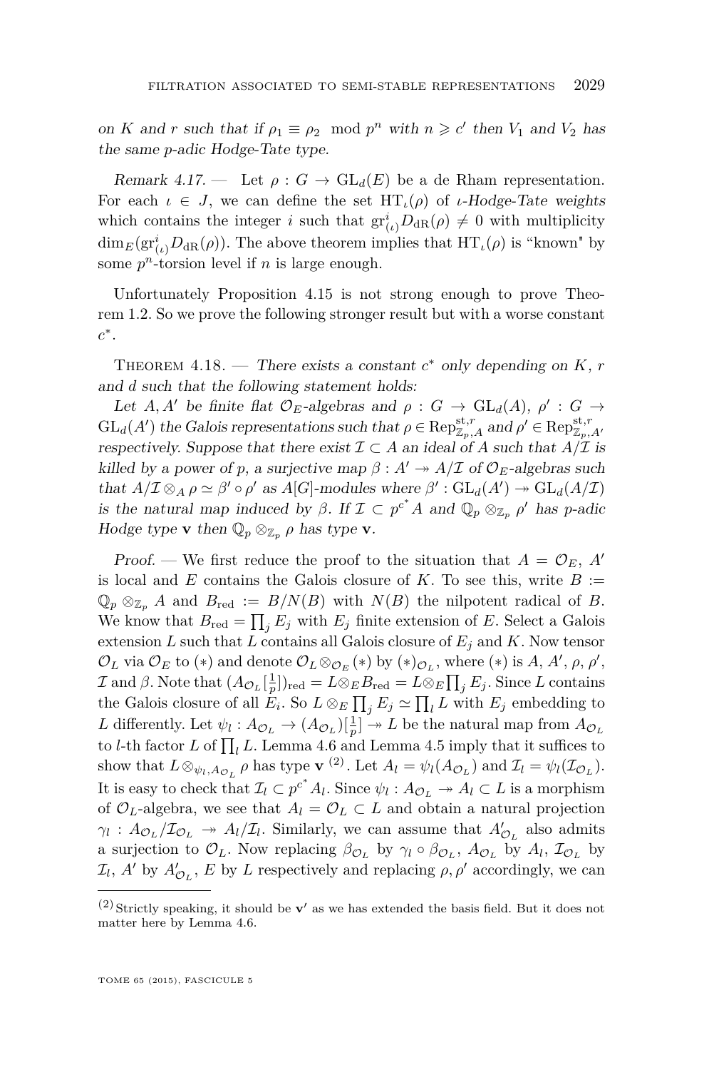*on $K$ and $r$ such that if $\rho_1 \equiv \rho_2 \mod p^n$ with $n \geqslant c'$ then $V_1$ and $V_2$ has the same $p$-adic Hodge-Tate type.*

*Remark 4.17.* — Let $\rho : G \to \mathrm{GL}_d(E)$ be a de Rham representation. For each $\iota \in J$, we can define the set $\mathrm{HT}_\iota(\rho)$ of *$\iota$-Hodge-Tate weights* which contains the integer $i$ such that $\mathrm{gr}^i_{(\iota)} D_{\mathrm{dR}}(\rho) \neq 0$ with multiplicity $\dim_E(\mathrm{gr}^i_{(\iota)} D_{\mathrm{dR}}(\rho))$. The above theorem implies that $\mathrm{HT}_\iota(\rho)$ is "known" by some $p^n$-torsion level if $n$ is large enough.

Unfortunately Proposition 4.15 is not strong enough to prove Theorem 1.2. So we prove the following stronger result but with a worse constant $c^*$.

Theorem 4.18. — *There exists a constant $c^*$ only depending on $K$, $r$ and $d$ such that the following statement holds:*

*Let $A, A'$ be finite flat $\mathcal{O}_E$-algebras and $\rho : G \to \mathrm{GL}_d(A)$, $\rho' : G \to \mathrm{GL}_d(A')$ the Galois representations such that $\rho \in \mathrm{Rep}^{\mathrm{st},r}_{\mathbb{Z}_p,A}$ and $\rho' \in \mathrm{Rep}^{\mathrm{st},r}_{\mathbb{Z}_p,A'}$ respectively. Suppose that there exist $\mathcal{I} \subset A$ an ideal of $A$ such that $A/\mathcal{I}$ is killed by a power of $p$, a surjective map $\beta : A' \twoheadrightarrow A/\mathcal{I}$ of $\mathcal{O}_E$-algebras such that $A/\mathcal{I} \otimes_A \rho \simeq \beta' \circ \rho'$ as $A[G]$-modules where $\beta' : \mathrm{GL}_d(A') \twoheadrightarrow \mathrm{GL}_d(A/\mathcal{I})$ is the natural map induced by $\beta$. If $\mathcal{I} \subset p^{c^*}A$ and $\mathbb{Q}_p \otimes_{\mathbb{Z}_p} \rho'$ has $p$-adic Hodge type $\mathbf{v}$ then $\mathbb{Q}_p \otimes_{\mathbb{Z}_p} \rho$ has type $\mathbf{v}$.*

*Proof.* — We first reduce the proof to the situation that $A = \mathcal{O}_E$, $A'$ is local and $E$ contains the Galois closure of $K$. To see this, write $B := \mathbb{Q}_p \otimes_{\mathbb{Z}_p} A$ and $B_{\mathrm{red}} := B/N(B)$ with $N(B)$ the nilpotent radical of $B$. We know that $B_{\mathrm{red}} = \prod_j E_j$ with $E_j$ finite extension of $E$. Select a Galois extension $L$ such that $L$ contains all Galois closure of $E_j$ and $K$. Now tensor $\mathcal{O}_L$ via $\mathcal{O}_E$ to $(*)$ and denote $\mathcal{O}_L \otimes_{\mathcal{O}_E} (*)$ by $(*)_{\mathcal{O}_L}$, where $(*)$ is $A$, $A'$, $\rho$, $\rho'$, $\mathcal{I}$ and $\beta$. Note that $(A_{\mathcal{O}_L}[\frac{1}{p}])_{\mathrm{red}} = L \otimes_E B_{\mathrm{red}} = L \otimes_E \prod_j E_j$. Since $L$ contains the Galois closure of all $E_i$. So $L \otimes_E \prod_j E_j \simeq \prod_l L$ with $E_j$ embedding to $L$ differently. Let $\psi_l : A_{\mathcal{O}_L} \to (A_{\mathcal{O}_L})[\frac{1}{p}] \twoheadrightarrow L$ be the natural map from $A_{\mathcal{O}_L}$ to $l$-th factor $L$ of $\prod_l L$. Lemma 4.6 and Lemma 4.5 imply that it suffices to show that $L \otimes_{\psi_l, A_{\mathcal{O}_L}} \rho$ has type $\mathbf{v}$ [2]. Let $A_l = \psi_l(A_{\mathcal{O}_L})$ and $\mathcal{I}_l = \psi_l(\mathcal{I}_{\mathcal{O}_L})$. It is easy to check that $\mathcal{I}_l \subset p^{c^*} A_l$. Since $\psi_l : A_{\mathcal{O}_L} \twoheadrightarrow A_l \subset L$ is a morphism of $\mathcal{O}_L$-algebra, we see that $A_l = \mathcal{O}_L \subset L$ and obtain a natural projection $\gamma_l : A_{\mathcal{O}_L}/\mathcal{I}_{\mathcal{O}_L} \twoheadrightarrow A_l/\mathcal{I}_l$. Similarly, we can assume that $A'_{\mathcal{O}_L}$ also admits a surjection to $\mathcal{O}_L$. Now replacing $\beta_{\mathcal{O}_L}$ by $\gamma_l \circ \beta_{\mathcal{O}_L}$, $A_{\mathcal{O}_L}$ by $A_l$, $\mathcal{I}_{\mathcal{O}_L}$ by $\mathcal{I}_l$, $A'$ by $A'_{\mathcal{O}_L}$, $E$ by $L$ respectively and replacing $\rho, \rho'$ accordingly, we can

---

[2] Strictly speaking, it should be $\mathbf{v}'$ as we has extended the basis field. But it does not matter here by Lemma 4.6.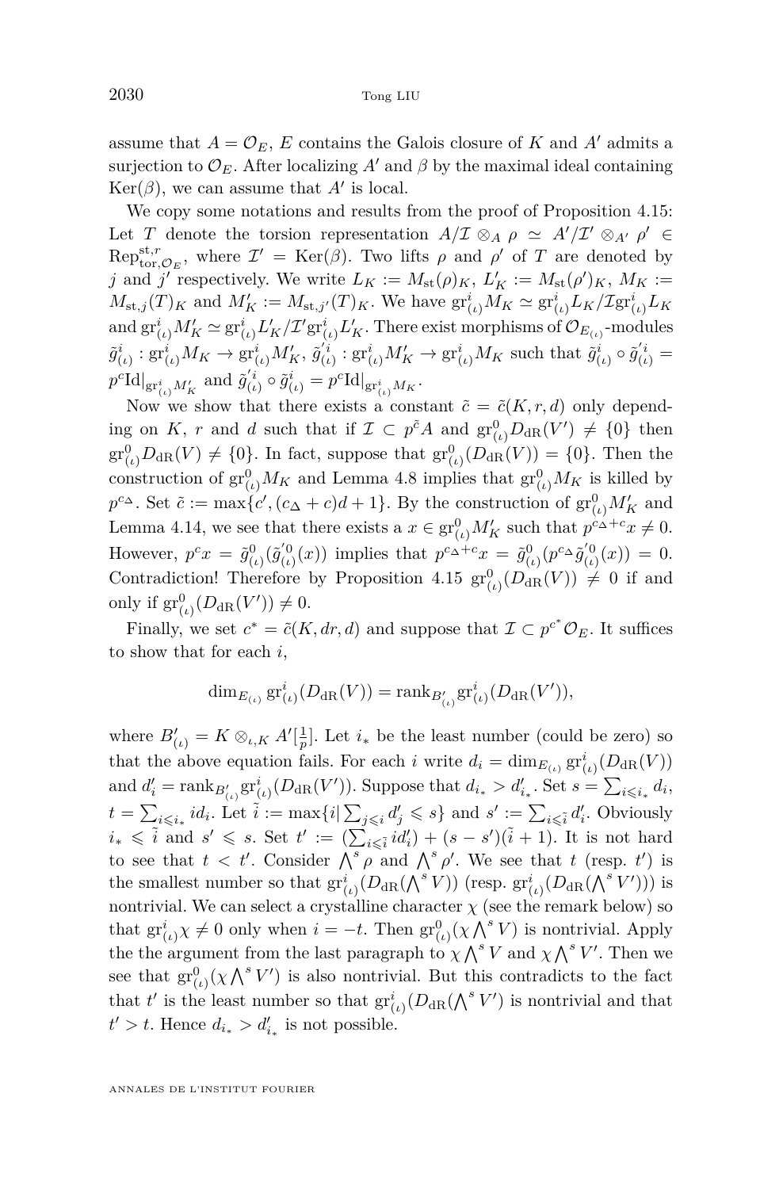assume that $A = \mathcal{O}_E$, $E$ contains the Galois closure of $K$ and $A'$ admits a surjection to $\mathcal{O}_E$. After localizing $A'$ and $\beta$ by the maximal ideal containing $\mathrm{Ker}(\beta)$, we can assume that $A'$ is local.

We copy some notations and results from the proof of Proposition 4.15: Let $T$ denote the torsion representation $A/\mathcal{I} \otimes_A \rho \simeq A'/\mathcal{I}' \otimes_{A'} \rho' \in \mathrm{Rep}^{\mathrm{st},r}_{\mathrm{tor},\mathcal{O}_E}$, where $\mathcal{I}' = \mathrm{Ker}(\beta)$. Two lifts $\rho$ and $\rho'$ of $T$ are denoted by $j$ and $j'$ respectively. We write $L_K := M_{\mathrm{st}}(\rho)_K$, $L'_K := M_{\mathrm{st}}(\rho')_K$, $M_K := M_{\mathrm{st},j}(T)_K$ and $M'_K := M_{\mathrm{st},j'}(T)_K$. We have $\mathrm{gr}^i_{(\iota)} M_K \simeq \mathrm{gr}^i_{(\iota)} L_K / \mathcal{I} \mathrm{gr}^i_{(\iota)} L_K$ and $\mathrm{gr}^i_{(\iota)} M'_K \simeq \mathrm{gr}^i_{(\iota)} L'_K / \mathcal{I}' \mathrm{gr}^i_{(\iota)} L'_K$. There exist morphisms of $\mathcal{O}_{E_{(\iota)}}$-modules $\tilde{g}^i_{(\iota)} : \mathrm{gr}^i_{(\iota)} M_K \to \mathrm{gr}^i_{(\iota)} M'_K$, $\tilde{g}'^i_{(\iota)} : \mathrm{gr}^i_{(\iota)} M'_K \to \mathrm{gr}^i_{(\iota)} M_K$ such that $\tilde{g}^i_{(\iota)} \circ \tilde{g}'^i_{(\iota)} = p^c \mathrm{Id}|_{\mathrm{gr}^i_{(\iota)} M'_K}$ and $\tilde{g}'^i_{(\iota)} \circ \tilde{g}^i_{(\iota)} = p^c \mathrm{Id}|_{\mathrm{gr}^i_{(\iota)} M_K}$.

Now we show that there exists a constant $\tilde{c} = \tilde{c}(K, r, d)$ only depending on $K$, $r$ and $d$ such that if $\mathcal{I} \subset p^{\tilde{c}} A$ and $\mathrm{gr}^0_{(\iota)} D_{\mathrm{dR}}(V') \neq \{0\}$ then $\mathrm{gr}^0_{(\iota)} D_{\mathrm{dR}}(V) \neq \{0\}$. In fact, suppose that $\mathrm{gr}^0_{(\iota)}(D_{\mathrm{dR}}(V)) = \{0\}$. Then the construction of $\mathrm{gr}^0_{(\iota)} M_K$ and Lemma 4.8 implies that $\mathrm{gr}^0_{(\iota)} M_K$ is killed by $p^{c_\Delta}$. Set $\tilde{c} := \max\{c', (c_\Delta + c)d + 1\}$. By the construction of $\mathrm{gr}^0_{(\iota)} M'_K$ and Lemma 4.14, we see that there exists a $x \in \mathrm{gr}^0_{(\iota)} M'_K$ such that $p^{c_\Delta + c} x \neq 0$. However, $p^c x = \tilde{g}^0_{(\iota)}(\tilde{g}'^0_{(\iota)}(x))$ implies that $p^{c_\Delta + c} x = \tilde{g}^0_{(\iota)}(p^{c_\Delta} \tilde{g}'^0_{(\iota)}(x)) = 0$. Contradiction! Therefore by Proposition 4.15 $\mathrm{gr}^0_{(\iota)}(D_{\mathrm{dR}}(V)) \neq 0$ if and only if $\mathrm{gr}^0_{(\iota)}(D_{\mathrm{dR}}(V')) \neq 0$.

Finally, we set $c^* = \tilde{c}(K, dr, d)$ and suppose that $\mathcal{I} \subset p^{c^*} \mathcal{O}_E$. It suffices to show that for each $i$,

$$\dim_{E_{(\iota)}} \mathrm{gr}^i_{(\iota)}(D_{\mathrm{dR}}(V)) = \mathrm{rank}_{B'_{(\iota)}} \mathrm{gr}^i_{(\iota)}(D_{\mathrm{dR}}(V')),$$

where $B'_{(\iota)} = K \otimes_{\iota, K} A'[\frac{1}{p}]$. Let $i_*$ be the least number (could be zero) so that the above equation fails. For each $i$ write $d_i = \dim_{E_{(\iota)}} \mathrm{gr}^i_{(\iota)}(D_{\mathrm{dR}}(V))$ and $d'_i = \mathrm{rank}_{B'_{(\iota)}} \mathrm{gr}^i_{(\iota)}(D_{\mathrm{dR}}(V'))$. Suppose that $d_{i_*} > d'_{i_*}$. Set $s = \sum_{i \leqslant i_*} d_i$, $t = \sum_{i \leqslant i_*} i d_i$. Let $\tilde{i} := \max\{i | \sum_{j \leqslant i} d'_j \leqslant s\}$ and $s' := \sum_{i \leqslant \tilde{i}} d'_i$. Obviously $i_* \leqslant \tilde{i}$ and $s' \leqslant s$. Set $t' := (\sum_{i \leqslant \tilde{i}} i d'_i) + (s - s')(\tilde{i} + 1)$. It is not hard to see that $t < t'$. Consider $\bigwedge^s \rho$ and $\bigwedge^s \rho'$. We see that $t$ (resp. $t'$) is the smallest number so that $\mathrm{gr}^i_{(\iota)}(D_{\mathrm{dR}}(\bigwedge^s V))$ (resp. $\mathrm{gr}^i_{(\iota)}(D_{\mathrm{dR}}(\bigwedge^s V')))$ is nontrivial. We can select a crystalline character $\chi$ (see the remark below) so that $\mathrm{gr}^i_{(\iota)} \chi \neq 0$ only when $i = -t$. Then $\mathrm{gr}^0_{(\iota)}(\chi \bigwedge^s V)$ is nontrivial. Apply the the argument from the last paragraph to $\chi \bigwedge^s V$ and $\chi \bigwedge^s V'$. Then we see that $\mathrm{gr}^0_{(\iota)}(\chi \bigwedge^s V')$ is also nontrivial. But this contradicts to the fact that $t'$ is the least number so that $\mathrm{gr}^i_{(\iota)}(D_{\mathrm{dR}}(\bigwedge^s V')$ is nontrivial and that $t' > t$. Hence $d_{i_*} > d'_{i_*}$ is not possible.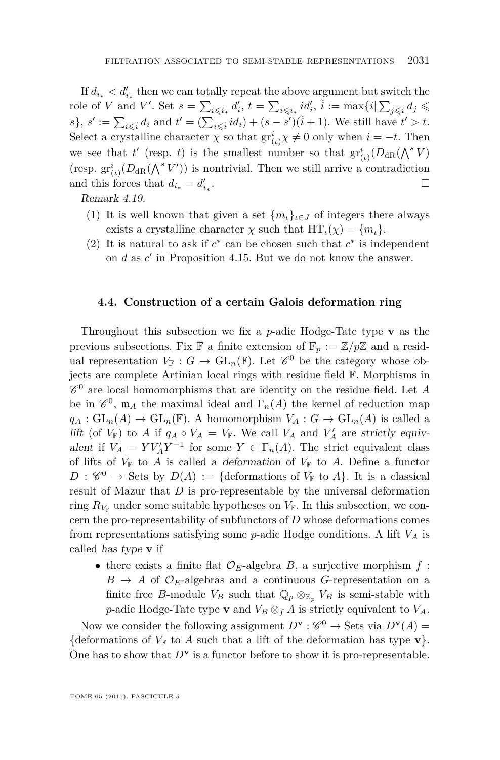If $d_{i_*} < d'_{i_*}$ then we can totally repeat the above argument but switch the role of $V$ and $V'$. Set $s = \sum_{i \leqslant i_*} d'_i$, $t = \sum_{i \leqslant i_*} id'_i$, $\tilde{i} := \max\{i | \sum_{j \leqslant i} d_j \leqslant s\}$, $s' := \sum_{i \leqslant \tilde{i}} d_i$ and $t' = (\sum_{i \leqslant \tilde{i}} id_i) + (s - s')(\tilde{i} + 1)$. We still have $t' > t$. Select a crystalline character $\chi$ so that $\mathrm{gr}^i_{(\iota)} \chi \neq 0$ only when $i = -t$. Then we see that $t'$ (resp. $t$) is the smallest number so that $\mathrm{gr}^i_{(\iota)}(D_{\mathrm{dR}}(\bigwedge^s V)$ (resp. $\mathrm{gr}^i_{(\iota)}(D_{\mathrm{dR}}(\bigwedge^s V'))$ is nontrivial. Then we still arrive a contradiction and this forces that $d_{i_*} = d'_{i_*}$. □

*Remark 4.19.*

1. It is well known that given a set $\{m_\iota\}_{\iota \in J}$ of integers there always exists a crystalline character $\chi$ such that $\mathrm{HT}_\iota(\chi) = \{m_\iota\}$.
2. It is natural to ask if $c^*$ can be chosen such that $c^*$ is independent on $d$ as $c'$ in Proposition 4.15. But we do not know the answer.

### 4.4. Construction of a certain Galois deformation ring

Throughout this subsection we fix a $p$-adic Hodge-Tate type $\mathbf{v}$ as the previous subsections. Fix $\mathbb{F}$ a finite extension of $\mathbb{F}_p := \mathbb{Z}/p\mathbb{Z}$ and a residual representation $V_{\mathbb{F}} : G \to \mathrm{GL}_n(\mathbb{F})$. Let $\mathscr{C}^0$ be the category whose objects are complete Artinian local rings with residue field $\mathbb{F}$. Morphisms in $\mathscr{C}^0$ are local homomorphisms that are identity on the residue field. Let $A$ be in $\mathscr{C}^0$, $\mathfrak{m}_A$ the maximal ideal and $\Gamma_n(A)$ the kernel of reduction map $q_A : \mathrm{GL}_n(A) \to \mathrm{GL}_n(\mathbb{F})$. A homomorphism $V_A : G \to \mathrm{GL}_n(A)$ is called a *lift* (of $V_{\mathbb{F}}$) to $A$ if $q_A \circ V_A = V_{\mathbb{F}}$. We call $V_A$ and $V'_A$ are *strictly equivalent* if $V_A = Y V'_A Y^{-1}$ for some $Y \in \Gamma_n(A)$. The strict equivalent class of lifts of $V_{\mathbb{F}}$ to $A$ is called a *deformation* of $V_{\mathbb{F}}$ to $A$. Define a functor $D : \mathscr{C}^0 \to \mathrm{Sets}$ by $D(A) := \{\text{deformations of } V_{\mathbb{F}} \text{ to } A\}$. It is a classical result of Mazur that $D$ is pro-representable by the universal deformation ring $R_{V_{\mathbb{F}}}$ under some suitable hypotheses on $V_{\mathbb{F}}$. In this subsection, we concern the pro-representability of subfunctors of $D$ whose deformations comes from representations satisfying some $p$-adic Hodge conditions. A lift $V_A$ is called *has type* $\mathbf{v}$ if

- there exists a finite flat $\mathcal{O}_E$-algebra $B$, a surjective morphism $f : B \to A$ of $\mathcal{O}_E$-algebras and a continuous $G$-representation on a finite free $B$-module $V_B$ such that $\mathbb{Q}_p \otimes_{\mathbb{Z}_p} V_B$ is semi-stable with $p$-adic Hodge-Tate type $\mathbf{v}$ and $V_B \otimes_f A$ is strictly equivalent to $V_A$.

Now we consider the following assignment $D^{\mathbf{v}} : \mathscr{C}^0 \to \mathrm{Sets}$ via $D^{\mathbf{v}}(A) = \{\text{deformations of } V_{\mathbb{F}} \text{ to } A \text{ such that a lift of the deformation has type } \mathbf{v}\}$. One has to show that $D^{\mathbf{v}}$ is a functor before to show it is pro-representable.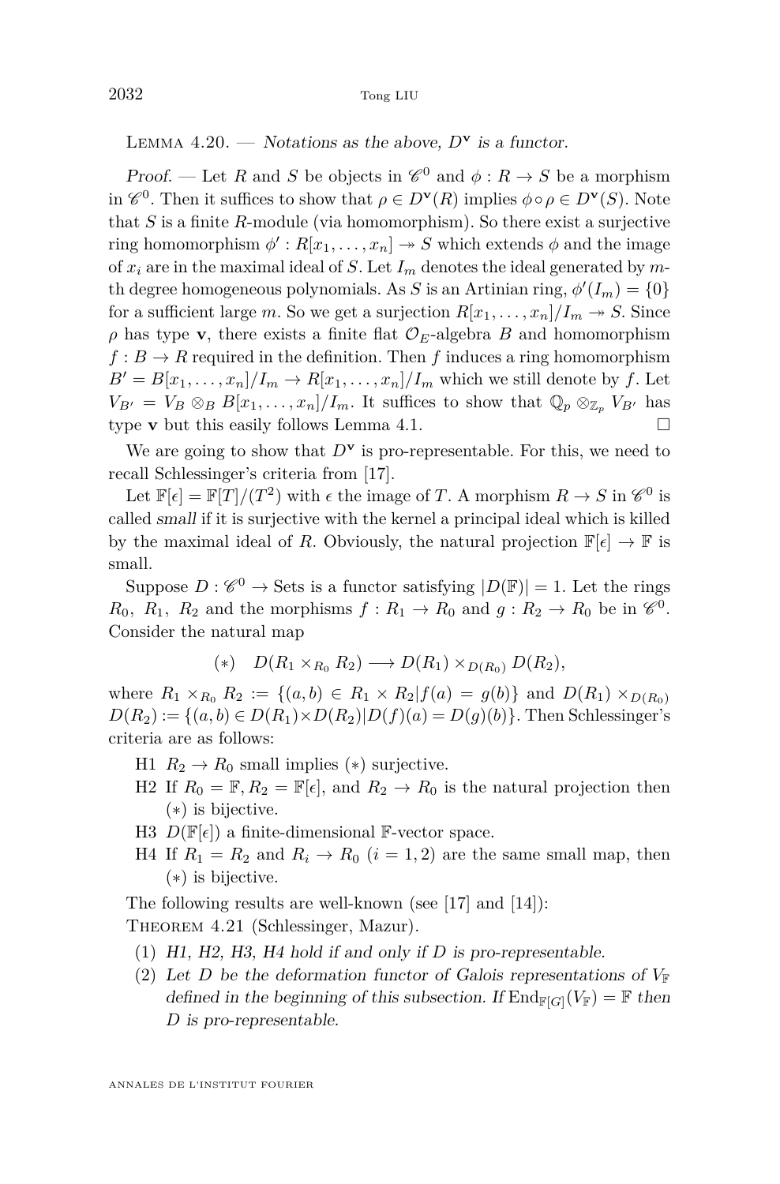Lemma 4.20. — *Notations as the above, $D^{\mathbf{v}}$ is a functor.*

*Proof.* — Let $R$ and $S$ be objects in $\mathscr{C}^0$ and $\phi : R \to S$ be a morphism in $\mathscr{C}^0$. Then it suffices to show that $\rho \in D^{\mathbf{v}}(R)$ implies $\phi \circ \rho \in D^{\mathbf{v}}(S)$. Note that $S$ is a finite $R$-module (via homomorphism). So there exist a surjective ring homomorphism $\phi' : R[x_1, \dots, x_n] \twoheadrightarrow S$ which extends $\phi$ and the image of $x_i$ are in the maximal ideal of $S$. Let $I_m$ denotes the ideal generated by $m$-th degree homogeneous polynomials. As $S$ is an Artinian ring, $\phi'(I_m) = \{0\}$ for a sufficient large $m$. So we get a surjection $R[x_1, \dots, x_n]/I_m \twoheadrightarrow S$. Since $\rho$ has type $\mathbf{v}$, there exists a finite flat $\mathcal{O}_E$-algebra $B$ and homomorphism $f : B \to R$ required in the definition. Then $f$ induces a ring homomorphism $B' = B[x_1, \dots, x_n]/I_m \to R[x_1, \dots, x_n]/I_m$ which we still denote by $f$. Let $V_{B'} = V_B \otimes_B B[x_1, \dots, x_n]/I_m$. It suffices to show that $\mathbb{Q}_p \otimes_{\mathbb{Z}_p} V_{B'}$ has type $\mathbf{v}$ but this easily follows Lemma 4.1. □

We are going to show that $D^{\mathbf{v}}$ is pro-representable. For this, we need to recall Schlessinger's criteria from [17].

Let $\mathbb{F}[\epsilon] = \mathbb{F}[T]/(T^2)$ with $\epsilon$ the image of $T$. A morphism $R \to S$ in $\mathscr{C}^0$ is called *small* if it is surjective with the kernel a principal ideal which is killed by the maximal ideal of $R$. Obviously, the natural projection $\mathbb{F}[\epsilon] \to \mathbb{F}$ is small.

Suppose $D : \mathscr{C}^0 \to \text{Sets}$ is a functor satisfying $|D(\mathbb{F})| = 1$. Let the rings $R_0$, $R_1$, $R_2$ and the morphisms $f : R_1 \to R_0$ and $g : R_2 \to R_0$ be in $\mathscr{C}^0$. Consider the natural map

$$(*) \quad D(R_1 \times_{R_0} R_2) \longrightarrow D(R_1) \times_{D(R_0)} D(R_2),$$

where $R_1 \times_{R_0} R_2 := \{(a,b) \in R_1 \times R_2 | f(a) = g(b)\}$ and $D(R_1) \times_{D(R_0)} D(R_2) := \{(a,b) \in D(R_1) \times D(R_2) | D(f)(a) = D(g)(b)\}$. Then Schlessinger's criteria are as follows:

- H1 $R_2 \to R_0$ small implies $(*)$ surjective.
- H2 If $R_0 = \mathbb{F}, R_2 = \mathbb{F}[\epsilon]$, and $R_2 \to R_0$ is the natural projection then $(*)$ is bijective.
- H3 $D(\mathbb{F}[\epsilon])$ a finite-dimensional $\mathbb{F}$-vector space.
- H4 If $R_1 = R_2$ and $R_i \to R_0$ $(i = 1, 2)$ are the same small map, then $(*)$ is bijective.

The following results are well-known (see [17] and [14]):

Theorem 4.21 (Schlessinger, Mazur).

1. *H1, H2, H3, H4 hold if and only if $D$ is pro-representable.*
2. *Let $D$ be the deformation functor of Galois representations of $V_{\mathbb{F}}$ defined in the beginning of this subsection. If $\mathrm{End}_{\mathbb{F}[G]}(V_{\mathbb{F}}) = \mathbb{F}$ then $D$ is pro-representable.*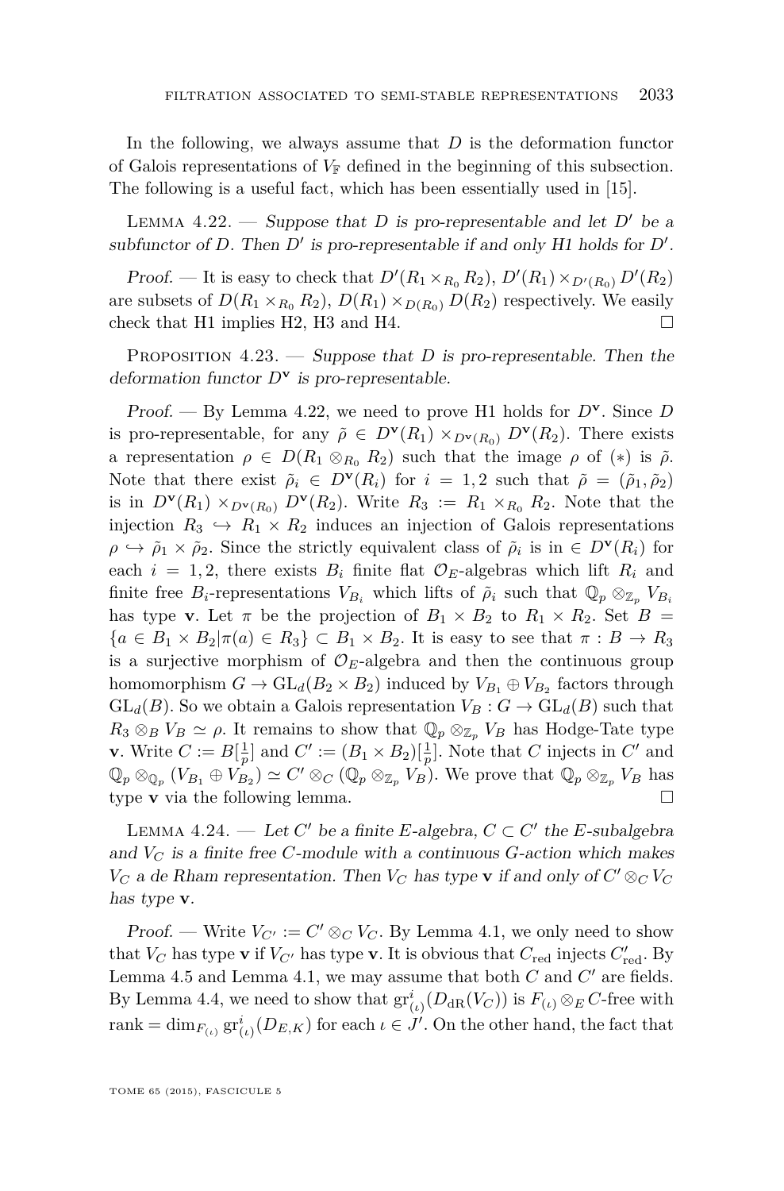In the following, we always assume that $D$ is the deformation functor of Galois representations of $V_{\mathbb{F}}$ defined in the beginning of this subsection. The following is a useful fact, which has been essentially used in [15].

Lemma 4.22. — *Suppose that $D$ is pro-representable and let $D'$ be a subfunctor of $D$. Then $D'$ is pro-representable if and only H1 holds for $D'$.*

*Proof.* — It is easy to check that $D'(R_1 \times_{R_0} R_2)$, $D'(R_1) \times_{D'(R_0)} D'(R_2)$ are subsets of $D(R_1 \times_{R_0} R_2)$, $D(R_1) \times_{D(R_0)} D(R_2)$ respectively. We easily check that H1 implies H2, H3 and H4. □

Proposition 4.23. — *Suppose that $D$ is pro-representable. Then the deformation functor $D^{\mathbf{v}}$ is pro-representable.*

*Proof.* — By Lemma 4.22, we need to prove H1 holds for $D^{\mathbf{v}}$. Since $D$ is pro-representable, for any $\tilde{\rho} \in D^{\mathbf{v}}(R_1) \times_{D^{\mathbf{v}}(R_0)} D^{\mathbf{v}}(R_2)$. There exists a representation $\rho \in D(R_1 \otimes_{R_0} R_2)$ such that the image $\rho$ of $(*)$ is $\tilde{\rho}$. Note that there exist $\tilde{\rho}_i \in D^{\mathbf{v}}(R_i)$ for $i = 1, 2$ such that $\tilde{\rho} = (\tilde{\rho}_1, \tilde{\rho}_2)$ is in $D^{\mathbf{v}}(R_1) \times_{D^{\mathbf{v}}(R_0)} D^{\mathbf{v}}(R_2)$. Write $R_3 := R_1 \times_{R_0} R_2$. Note that the injection $R_3 \hookrightarrow R_1 \times R_2$ induces an injection of Galois representations $\rho \hookrightarrow \tilde{\rho}_1 \times \tilde{\rho}_2$. Since the strictly equivalent class of $\tilde{\rho}_i$ is in $\in D^{\mathbf{v}}(R_i)$ for each $i = 1, 2$, there exists $B_i$ finite flat $\mathcal{O}_E$-algebras which lift $R_i$ and finite free $B_i$-representations $V_{B_i}$ which lifts of $\tilde{\rho}_i$ such that $\mathbb{Q}_p \otimes_{\mathbb{Z}_p} V_{B_i}$ has type $\mathbf{v}$. Let $\pi$ be the projection of $B_1 \times B_2$ to $R_1 \times R_2$. Set $B = \{a \in B_1 \times B_2 | \pi(a) \in R_3\} \subset B_1 \times B_2$. It is easy to see that $\pi : B \to R_3$ is a surjective morphism of $\mathcal{O}_E$-algebra and then the continuous group homomorphism $G \to \mathrm{GL}_d(B_2 \times B_2)$ induced by $V_{B_1} \oplus V_{B_2}$ factors through $\mathrm{GL}_d(B)$. So we obtain a Galois representation $V_B : G \to \mathrm{GL}_d(B)$ such that $R_3 \otimes_B V_B \simeq \rho$. It remains to show that $\mathbb{Q}_p \otimes_{\mathbb{Z}_p} V_B$ has Hodge-Tate type $\mathbf{v}$. Write $C := B[\frac{1}{p}]$ and $C' := (B_1 \times B_2)[\frac{1}{p}]$. Note that $C$ injects in $C'$ and $\mathbb{Q}_p \otimes_{\mathbb{Q}_p} (V_{B_1} \oplus V_{B_2}) \simeq C' \otimes_C (\mathbb{Q}_p \otimes_{\mathbb{Z}_p} V_B)$. We prove that $\mathbb{Q}_p \otimes_{\mathbb{Z}_p} V_B$ has type $\mathbf{v}$ via the following lemma. □

Lemma 4.24. — *Let $C'$ be a finite $E$-algebra, $C \subset C'$ the $E$-subalgebra and $V_C$ is a finite free $C$-module with a continuous $G$-action which makes $V_C$ a de Rham representation. Then $V_C$ has type $\mathbf{v}$ if and only of $C' \otimes_C V_C$ has type $\mathbf{v}$.*

*Proof.* — Write $V_{C'} := C' \otimes_C V_C$. By Lemma 4.1, we only need to show that $V_C$ has type $\mathbf{v}$ if $V_{C'}$ has type $\mathbf{v}$. It is obvious that $C_{\mathrm{red}}$ injects $C'_{\mathrm{red}}$. By Lemma 4.5 and Lemma 4.1, we may assume that both $C$ and $C'$ are fields. By Lemma 4.4, we need to show that $\mathrm{gr}^i_{(\iota)}(D_{\mathrm{dR}}(V_C))$ is $F_{(\iota)} \otimes_E C$-free with rank $= \dim_{F_{(\iota)}} \mathrm{gr}^i_{(\iota)}(D_{E,K})$ for each $\iota \in J'$. On the other hand, the fact that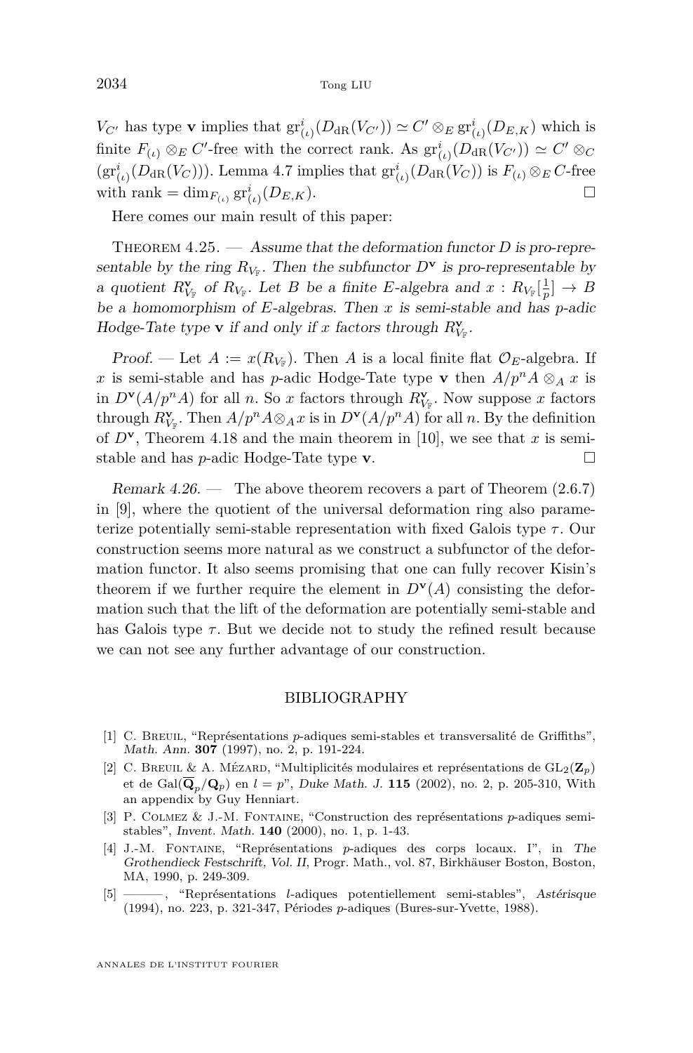$V_{C'}$ has type $\mathbf{v}$ implies that $\mathrm{gr}^i_{(\iota)}(D_{\mathrm{dR}}(V_{C'})) \simeq C' \otimes_E \mathrm{gr}^i_{(\iota)}(D_{E,K})$ which is finite $F_{(\iota)} \otimes_E C'$-free with the correct rank. As $\mathrm{gr}^i_{(\iota)}(D_{\mathrm{dR}}(V_{C'})) \simeq C' \otimes_C (\mathrm{gr}^i_{(\iota)}(D_{\mathrm{dR}}(V_C)))$. Lemma 4.7 implies that $\mathrm{gr}^i_{(\iota)}(D_{\mathrm{dR}}(V_C))$ is $F_{(\iota)} \otimes_E C$-free with rank $= \dim_{F_{(\iota)}} \mathrm{gr}^i_{(\iota)}(D_{E,K})$. □

Here comes our main result of this paper:

Theorem 4.25. — *Assume that the deformation functor $D$ is pro-representable by the ring $R_{V_{\mathbb{F}}}$. Then the subfunctor $D^{\mathbf{v}}$ is pro-representable by a quotient $R^{\mathbf{v}}_{V_{\mathbb{F}}}$ of $R_{V_{\mathbb{F}}}$. Let $B$ be a finite $E$-algebra and $x : R_{V_{\mathbb{F}}}[\frac{1}{p}] \to B$ be a homomorphism of $E$-algebras. Then $x$ is semi-stable and has $p$-adic Hodge-Tate type $\mathbf{v}$ if and only if $x$ factors through $R^{\mathbf{v}}_{V_{\mathbb{F}}}$.*

*Proof.* — Let $A := x(R_{V_{\mathbb{F}}})$. Then $A$ is a local finite flat $\mathcal{O}_E$-algebra. If $x$ is semi-stable and has $p$-adic Hodge-Tate type $\mathbf{v}$ then $A/p^nA \otimes_A x$ is in $D^{\mathbf{v}}(A/p^nA)$ for all $n$. So $x$ factors through $R^{\mathbf{v}}_{V_{\mathbb{F}}}$. Now suppose $x$ factors through $R^{\mathbf{v}}_{V_{\mathbb{F}}}$. Then $A/p^nA \otimes_A x$ is in $D^{\mathbf{v}}(A/p^nA)$ for all $n$. By the definition of $D^{\mathbf{v}}$, Theorem 4.18 and the main theorem in [10], we see that $x$ is semi-stable and has $p$-adic Hodge-Tate type $\mathbf{v}$. □

*Remark 4.26.* — The above theorem recovers a part of Theorem (2.6.7) in [9], where the quotient of the universal deformation ring also parameterize potentially semi-stable representation with fixed Galois type $\tau$. Our construction seems more natural as we construct a subfunctor of the deformation functor. It also seems promising that one can fully recover Kisin's theorem if we further require the element in $D^{\mathbf{v}}(A)$ consisting the deformation such that the lift of the deformation are potentially semi-stable and has Galois type $\tau$. But we decide not to study the refined result because we can not see any further advantage of our construction.

## BIBLIOGRAPHY

[1] C. Breuil, "Représentations $p$-adiques semi-stables et transversalité de Griffiths", *Math. Ann.* **307** (1997), no. 2, p. 191-224.

[2] C. Breuil & A. Mézard, "Multiplicités modulaires et représentations de $\mathrm{GL}_2(\mathbf{Z}_p)$ et de $\mathrm{Gal}(\overline{\mathbf{Q}}_p/\mathbf{Q}_p)$ en $l = p$", *Duke Math. J.* **115** (2002), no. 2, p. 205-310, With an appendix by Guy Henniart.

[3] P. Colmez & J.-M. Fontaine, "Construction des représentations $p$-adiques semi-stables", *Invent. Math.* **140** (2000), no. 1, p. 1-43.

[4] J.-M. Fontaine, "Représentations $p$-adiques des corps locaux. I", in *The Grothendieck Festschrift, Vol. II*, Progr. Math., vol. 87, Birkhäuser Boston, Boston, MA, 1990, p. 249-309.

[5] ———, "Représentations $l$-adiques potentiellement semi-stables", *Astérisque* (1994), no. 223, p. 321-347, Périodes $p$-adiques (Bures-sur-Yvette, 1988).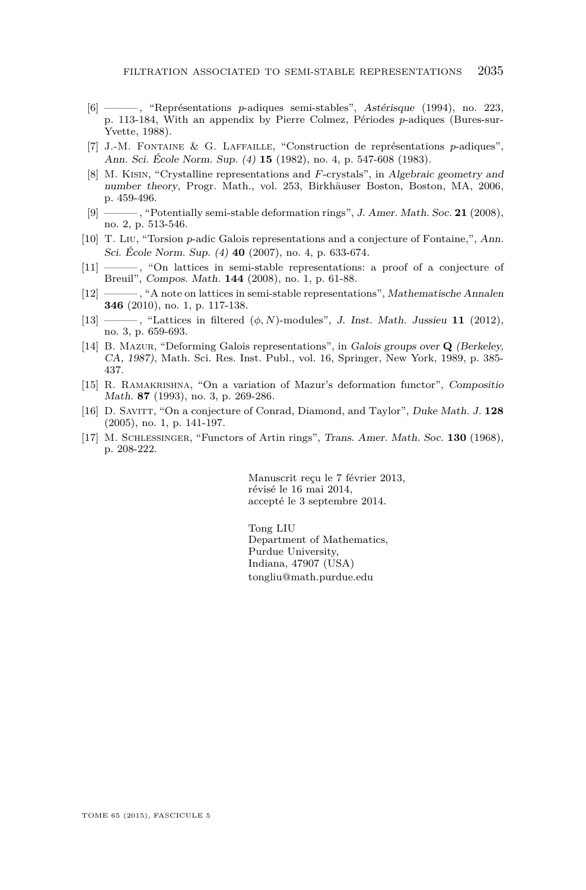[6] ———, "Représentations $p$-adiques semi-stables", *Astérisque* (1994), no. 223, p. 113-184, With an appendix by Pierre Colmez, Périodes $p$-adiques (Bures-sur-Yvette, 1988).

[7] J.-M. Fontaine & G. Laffaille, "Construction de représentations $p$-adiques", *Ann. Sci. École Norm. Sup. (4)* **15** (1982), no. 4, p. 547-608 (1983).

[8] M. Kisin, "Crystalline representations and $F$-crystals", in *Algebraic geometry and number theory*, Progr. Math., vol. 253, Birkhäuser Boston, Boston, MA, 2006, p. 459-496.

[9] ———, "Potentially semi-stable deformation rings", *J. Amer. Math. Soc.* **21** (2008), no. 2, p. 513-546.

[10] T. Liu, "Torsion $p$-adic Galois representations and a conjecture of Fontaine,", *Ann. Sci. École Norm. Sup. (4)* **40** (2007), no. 4, p. 633-674.

[11] ———, "On lattices in semi-stable representations: a proof of a conjecture of Breuil", *Compos. Math.* **144** (2008), no. 1, p. 61-88.

[12] ———, "A note on lattices in semi-stable representations", *Mathematische Annalen* **346** (2010), no. 1, p. 117-138.

[13] ———, "Lattices in filtered $(\phi, N)$-modules", *J. Inst. Math. Jussieu* **11** (2012), no. 3, p. 659-693.

[14] B. Mazur, "Deforming Galois representations", in *Galois groups over* $\mathbf{Q}$ *(Berkeley, CA, 1987)*, Math. Sci. Res. Inst. Publ., vol. 16, Springer, New York, 1989, p. 385-437.

[15] R. Ramakrishna, "On a variation of Mazur's deformation functor", *Compositio Math.* **87** (1993), no. 3, p. 269-286.

[16] D. Savitt, "On a conjecture of Conrad, Diamond, and Taylor", *Duke Math. J.* **128** (2005), no. 1, p. 141-197.

[17] M. Schlessinger, "Functors of Artin rings", *Trans. Amer. Math. Soc.* **130** (1968), p. 208-222.

Manuscrit reçu le 7 février 2013,
révisé le 16 mai 2014,
accepté le 3 septembre 2014.

Tong LIU
Department of Mathematics,
Purdue University,
Indiana, 47907 (USA)
tongliu@math.purdue.edu